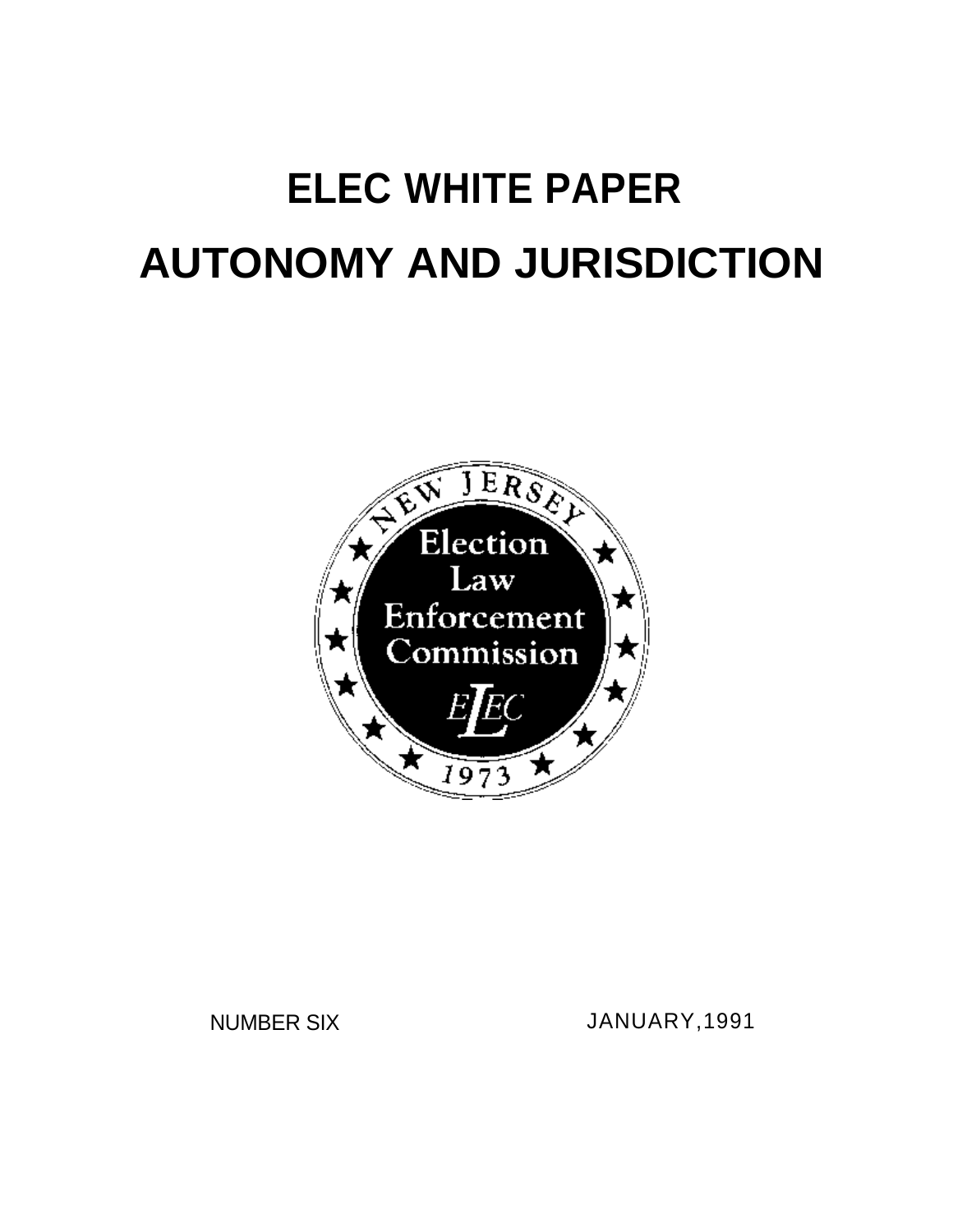# ELEC WHITE PAPER

# AUTONOMY AND JURISDICTION

NUMBER SIX

JANUARY,1991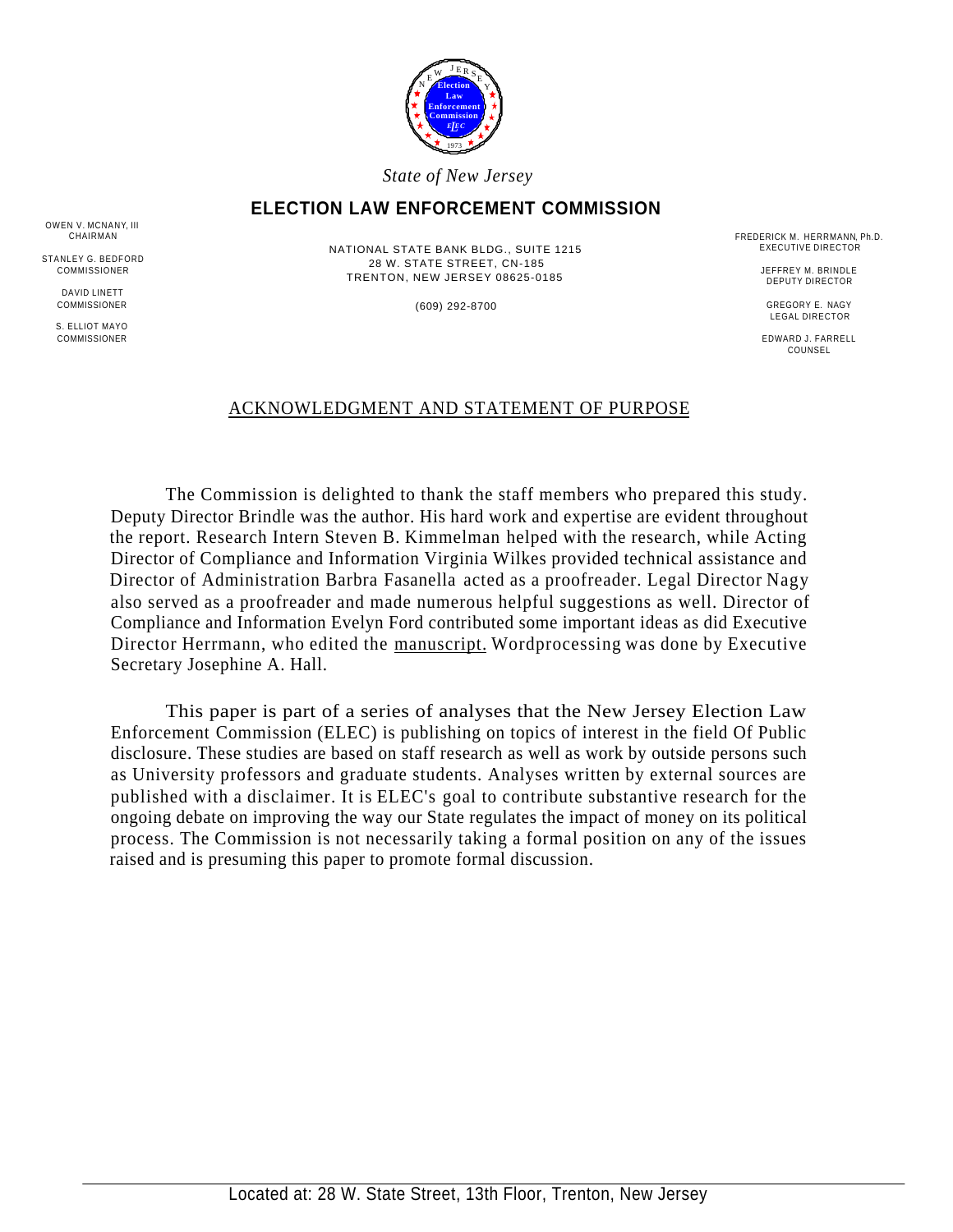*State of New Jersey*

## ELECTION LAW ENFORCEMENT COMMISSION

OWEN V. MCNANY, III
CHAIRMAN

STANLEY G. BEDFORD
COMMISSIONER

DAVID LINETT
COMMISSIONER

S. ELLIOT MAYO
COMMISSIONER

NATIONAL STATE BANK BLDG., SUITE 1215
28 W. STATE STREET, CN-185
TRENTON, NEW JERSEY 08625-0185

(609) 292-8700

FREDERICK M. HERRMANN, Ph.D.
EXECUTIVE DIRECTOR

JEFFREY M. BRINDLE
DEPUTY DIRECTOR

GREGORY E. NAGY
LEGAL DIRECTOR

EDWARD J. FARRELL
COUNSEL

### ACKNOWLEDGMENT AND STATEMENT OF PURPOSE

The Commission is delighted to thank the staff members who prepared this study. Deputy Director Brindle was the author. His hard work and expertise are evident throughout the report. Research Intern Steven B. Kimmelman helped with the research, while Acting Director of Compliance and Information Virginia Wilkes provided technical assistance and Director of Administration Barbra Fasanella acted as a proofreader. Legal Director Nagy also served as a proofreader and made numerous helpful suggestions as well. Director of Compliance and Information Evelyn Ford contributed some important ideas as did Executive Director Herrmann, who edited the manuscript. Wordprocessing was done by Executive Secretary Josephine A. Hall.

This paper is part of a series of analyses that the New Jersey Election Law Enforcement Commission (ELEC) is publishing on topics of interest in the field Of Public disclosure. These studies are based on staff research as well as work by outside persons such as University professors and graduate students. Analyses written by external sources are published with a disclaimer. It is ELEC's goal to contribute substantive research for the ongoing debate on improving the way our State regulates the impact of money on its political process. The Commission is not necessarily taking a formal position on any of the issues raised and is presuming this paper to promote formal discussion.

Located at: 28 W. State Street, 13th Floor, Trenton, New Jersey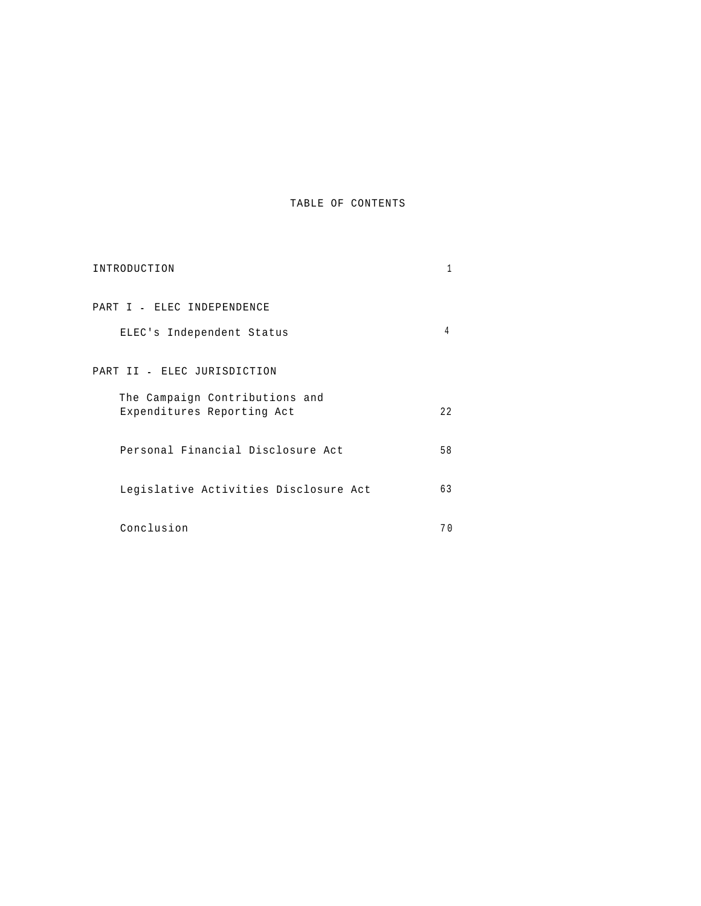# TABLE OF CONTENTS

| | |
|---|---|
| INTRODUCTION | 1 |
| PART I - ELEC INDEPENDENCE | |
| ELEC's Independent Status | 4 |
| PART II - ELEC JURISDICTION | |
| The Campaign Contributions and Expenditures Reporting Act | 22 |
| Personal Financial Disclosure Act | 58 |
| Legislative Activities Disclosure Act | 63 |
| Conclusion | 70 |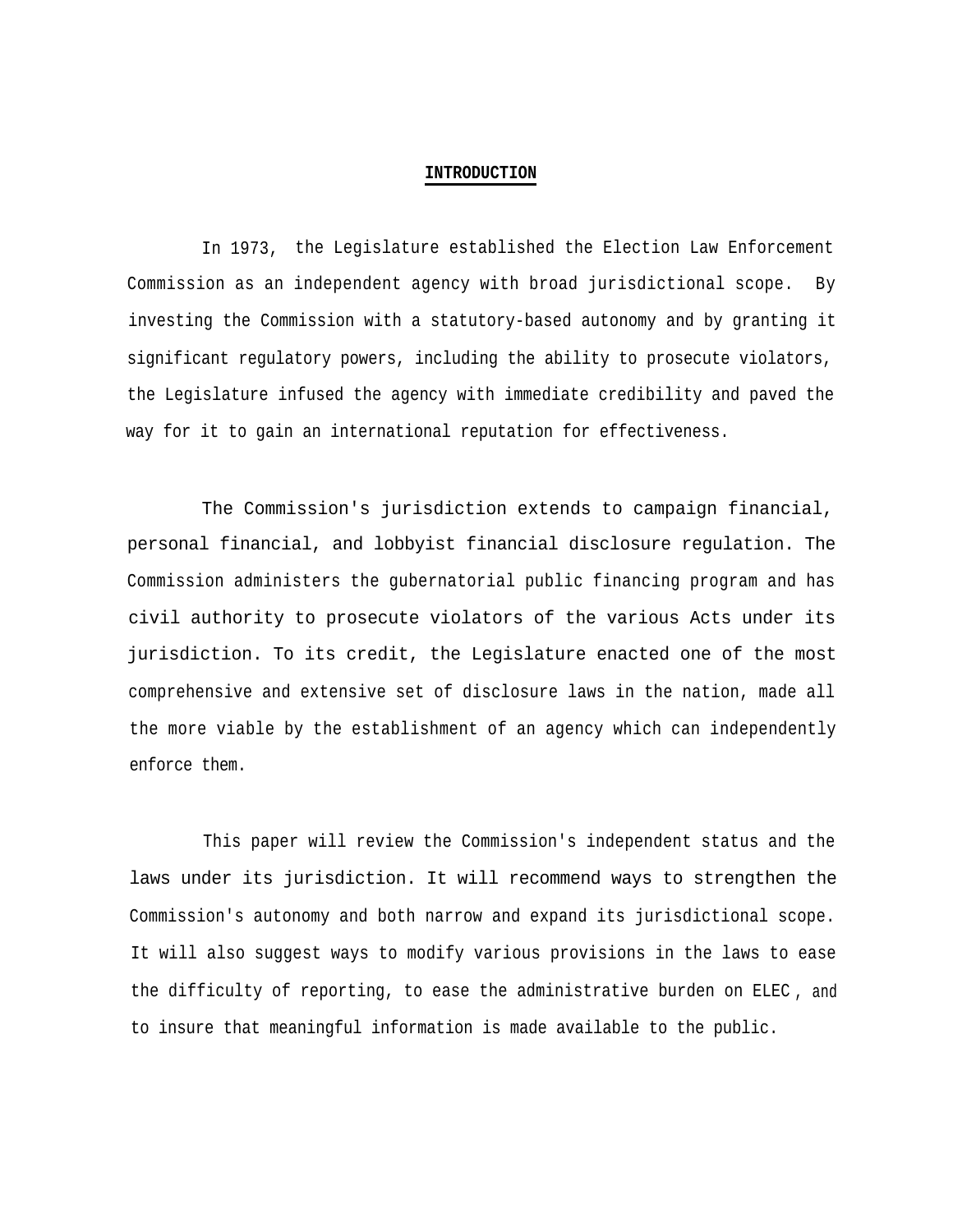# INTRODUCTION

In 1973, the Legislature established the Election Law Enforcement Commission as an independent agency with broad jurisdictional scope. By investing the Commission with a statutory-based autonomy and by granting it significant regulatory powers, including the ability to prosecute violators, the Legislature infused the agency with immediate credibility and paved the way for it to gain an international reputation for effectiveness.

The Commission's jurisdiction extends to campaign financial, personal financial, and lobbyist financial disclosure regulation. The Commission administers the gubernatorial public financing program and has civil authority to prosecute violators of the various Acts under its jurisdiction. To its credit, the Legislature enacted one of the most comprehensive and extensive set of disclosure laws in the nation, made all the more viable by the establishment of an agency which can independently enforce them.

This paper will review the Commission's independent status and the laws under its jurisdiction. It will recommend ways to strengthen the Commission's autonomy and both narrow and expand its jurisdictional scope. It will also suggest ways to modify various provisions in the laws to ease the difficulty of reporting, to ease the administrative burden on ELEC, and to insure that meaningful information is made available to the public.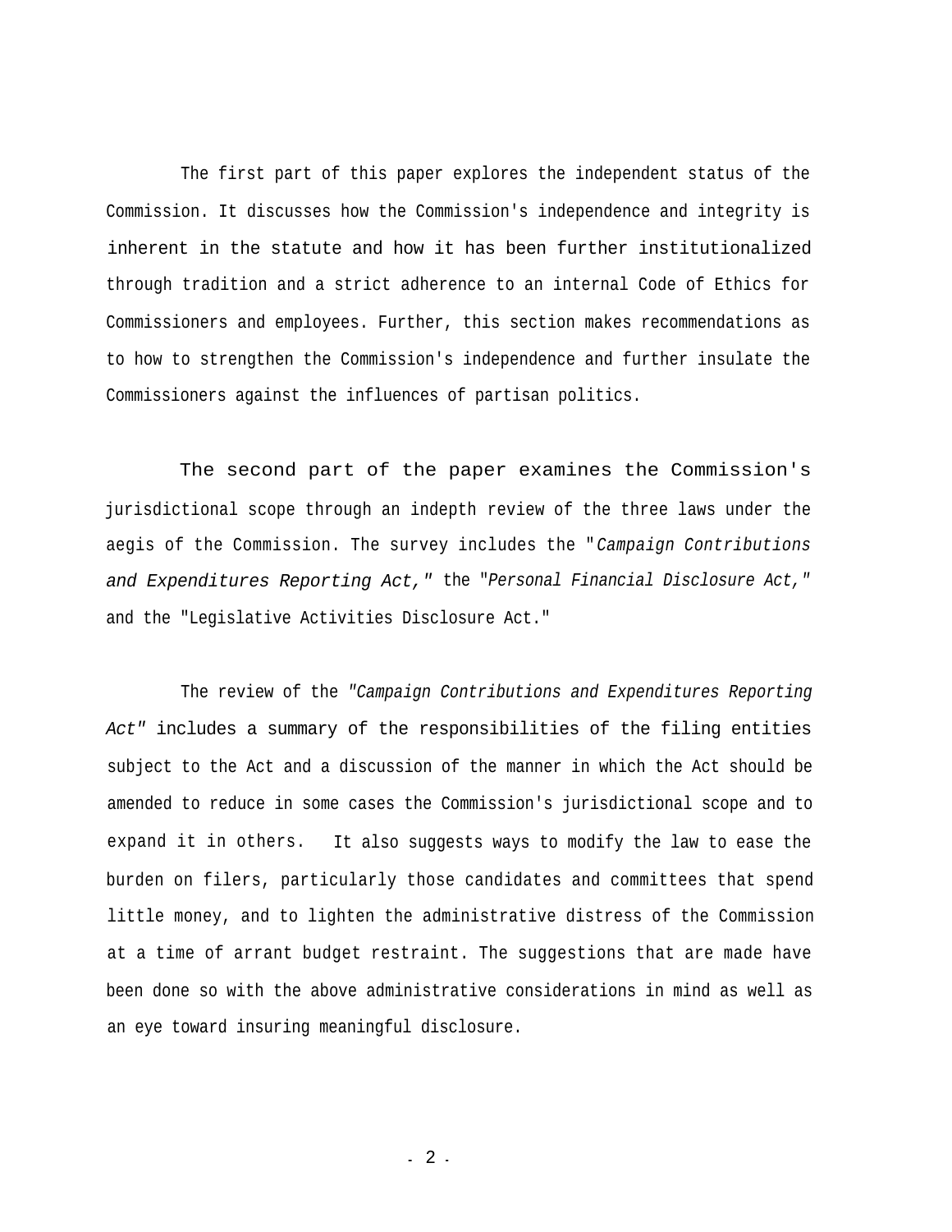The first part of this paper explores the independent status of the Commission. It discusses how the Commission's independence and integrity is inherent in the statute and how it has been further institutionalized through tradition and a strict adherence to an internal Code of Ethics for Commissioners and employees. Further, this section makes recommendations as to how to strengthen the Commission's independence and further insulate the Commissioners against the influences of partisan politics.

The second part of the paper examines the Commission's jurisdictional scope through an indepth review of the three laws under the aegis of the Commission. The survey includes the "*Campaign Contributions and Expenditures Reporting Act,"* the "*Personal Financial Disclosure Act,"* and the "Legislative Activities Disclosure Act."

The review of the *"Campaign Contributions and Expenditures Reporting Act"* includes a summary of the responsibilities of the filing entities subject to the Act and a discussion of the manner in which the Act should be amended to reduce in some cases the Commission's jurisdictional scope and to expand it in others. It also suggests ways to modify the law to ease the burden on filers, particularly those candidates and committees that spend little money, and to lighten the administrative distress of the Commission at a time of arrant budget restraint. The suggestions that are made have been done so with the above administrative considerations in mind as well as an eye toward insuring meaningful disclosure.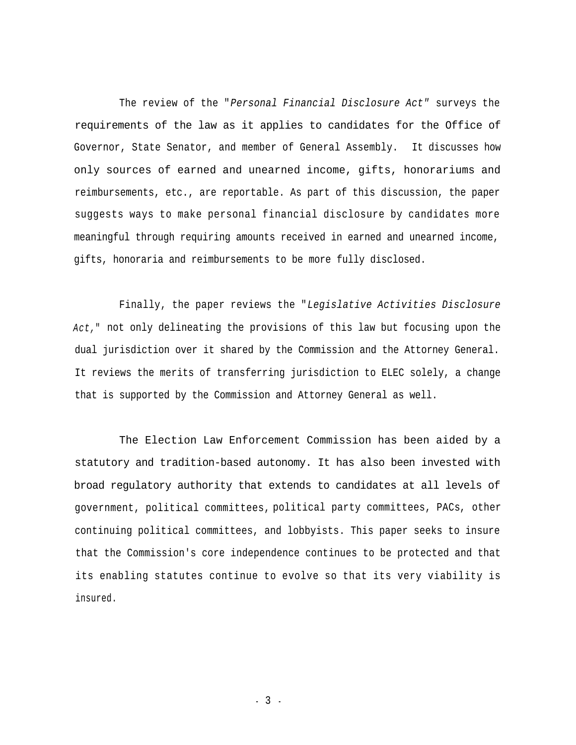The review of the "*Personal Financial Disclosure Act"* surveys the requirements of the law as it applies to candidates for the Office of Governor, State Senator, and member of General Assembly. It discusses how only sources of earned and unearned income, gifts, honorariums and reimbursements, etc., are reportable. As part of this discussion, the paper suggests ways to make personal financial disclosure by candidates more meaningful through requiring amounts received in earned and unearned income, gifts, honoraria and reimbursements to be more fully disclosed.

Finally, the paper reviews the "*Legislative Activities Disclosure Act,*" not only delineating the provisions of this law but focusing upon the dual jurisdiction over it shared by the Commission and the Attorney General. It reviews the merits of transferring jurisdiction to ELEC solely, a change that is supported by the Commission and Attorney General as well.

The Election Law Enforcement Commission has been aided by a statutory and tradition-based autonomy. It has also been invested with broad regulatory authority that extends to candidates at all levels of government, political committees, political party committees, PACs, other continuing political committees, and lobbyists. This paper seeks to insure that the Commission's core independence continues to be protected and that its enabling statutes continue to evolve so that its very viability is insured.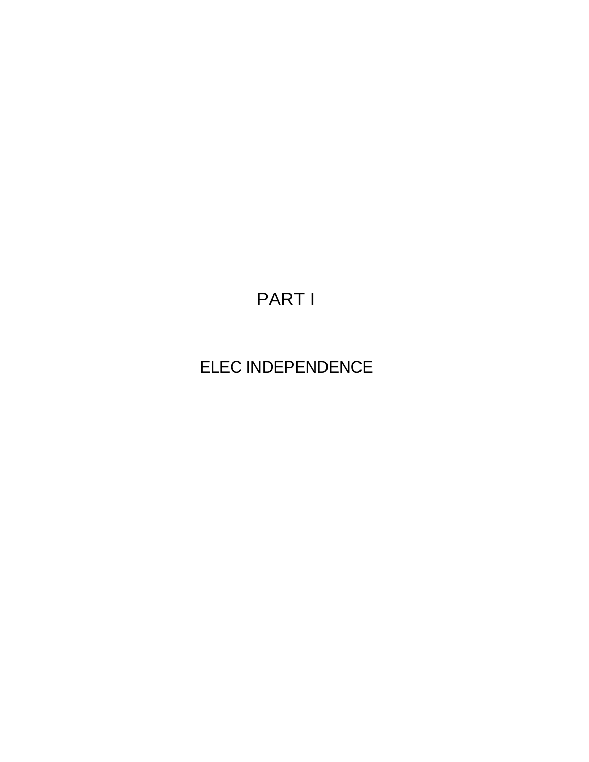# PART I

## ELEC INDEPENDENCE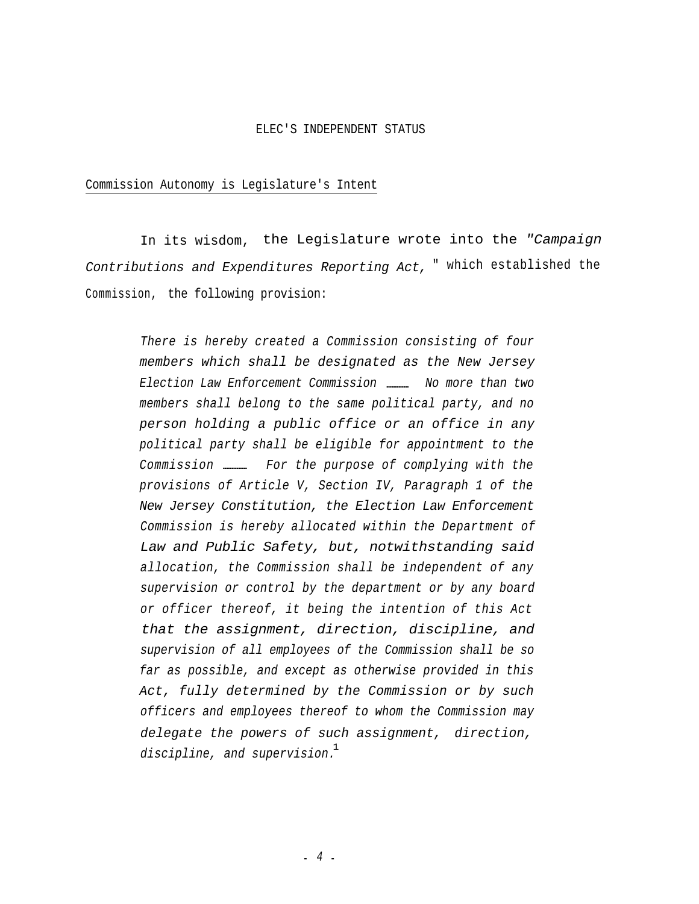# ELEC'S INDEPENDENT STATUS

## Commission Autonomy is Legislature's Intent

In its wisdom, the Legislature wrote into the *"Campaign Contributions and Expenditures Reporting Act,"* which established the Commission, the following provision:

> *There is hereby created a Commission consisting of four members which shall be designated as the New Jersey Election Law Enforcement Commission ...... No more than two members shall belong to the same political party, and no person holding a public office or an office in any political party shall be eligible for appointment to the Commission ...... For the purpose of complying with the provisions of Article V, Section IV, Paragraph 1 of the New Jersey Constitution, the Election Law Enforcement Commission is hereby allocated within the Department of Law and Public Safety, but, notwithstanding said allocation, the Commission shall be independent of any supervision or control by the department or by any board or officer thereof, it being the intention of this Act that the assignment, direction, discipline, and supervision of all employees of the Commission shall be so far as possible, and except as otherwise provided in this Act, fully determined by the Commission or by such officers and employees thereof to whom the Commission may delegate the powers of such assignment, direction, discipline, and supervision.*[1]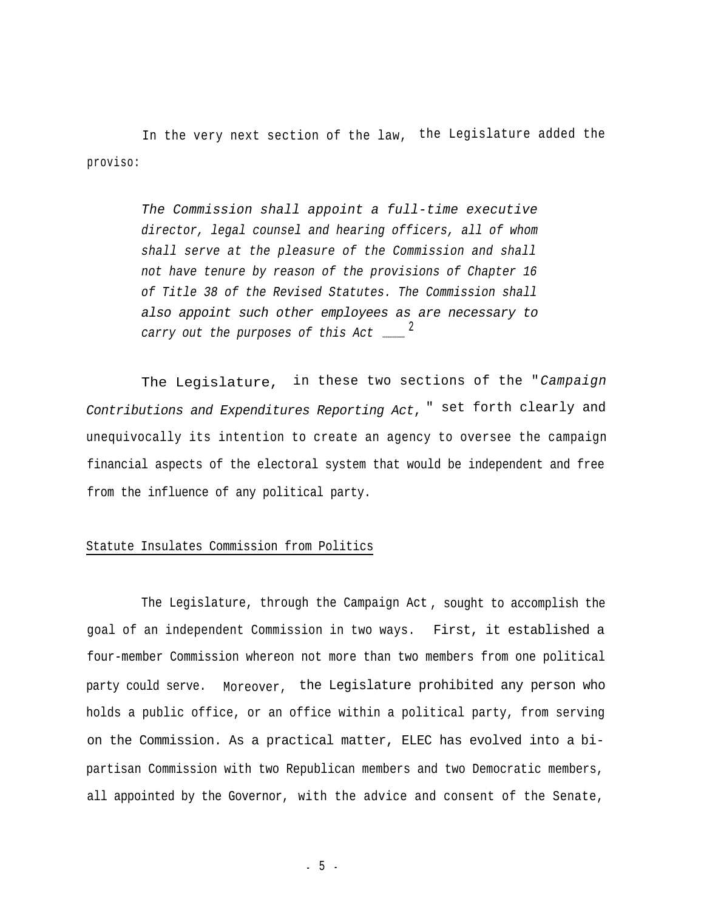In the very next section of the law, the Legislature added the proviso:

> *The Commission shall appoint a full-time executive director, legal counsel and hearing officers, all of whom shall serve at the pleasure of the Commission and shall not have tenure by reason of the provisions of Chapter 16 of Title 38 of the Revised Statutes. The Commission shall also appoint such other employees as are necessary to carry out the purposes of this Act* ____[2]

The Legislature, in these two sections of the "*Campaign Contributions and Expenditures Reporting Act*," set forth clearly and unequivocally its intention to create an agency to oversee the campaign financial aspects of the electoral system that would be independent and free from the influence of any political party.

Statute Insulates Commission from Politics

The Legislature, through the Campaign Act, sought to accomplish the goal of an independent Commission in two ways. First, it established a four-member Commission whereon not more than two members from one political party could serve. Moreover, the Legislature prohibited any person who holds a public office, or an office within a political party, from serving on the Commission. As a practical matter, ELEC has evolved into a bi-partisan Commission with two Republican members and two Democratic members, all appointed by the Governor, with the advice and consent of the Senate,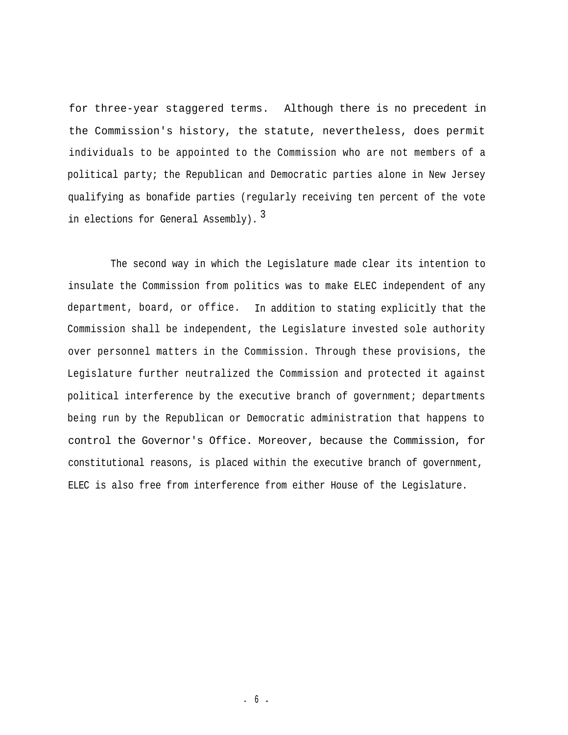for three-year staggered terms. Although there is no precedent in the Commission's history, the statute, nevertheless, does permit individuals to be appointed to the Commission who are not members of a political party; the Republican and Democratic parties alone in New Jersey qualifying as bonafide parties (regularly receiving ten percent of the vote in elections for General Assembly).[3]

The second way in which the Legislature made clear its intention to insulate the Commission from politics was to make ELEC independent of any department, board, or office. In addition to stating explicitly that the Commission shall be independent, the Legislature invested sole authority over personnel matters in the Commission. Through these provisions, the Legislature further neutralized the Commission and protected it against political interference by the executive branch of government; departments being run by the Republican or Democratic administration that happens to control the Governor's Office. Moreover, because the Commission, for constitutional reasons, is placed within the executive branch of government, ELEC is also free from interference from either House of the Legislature.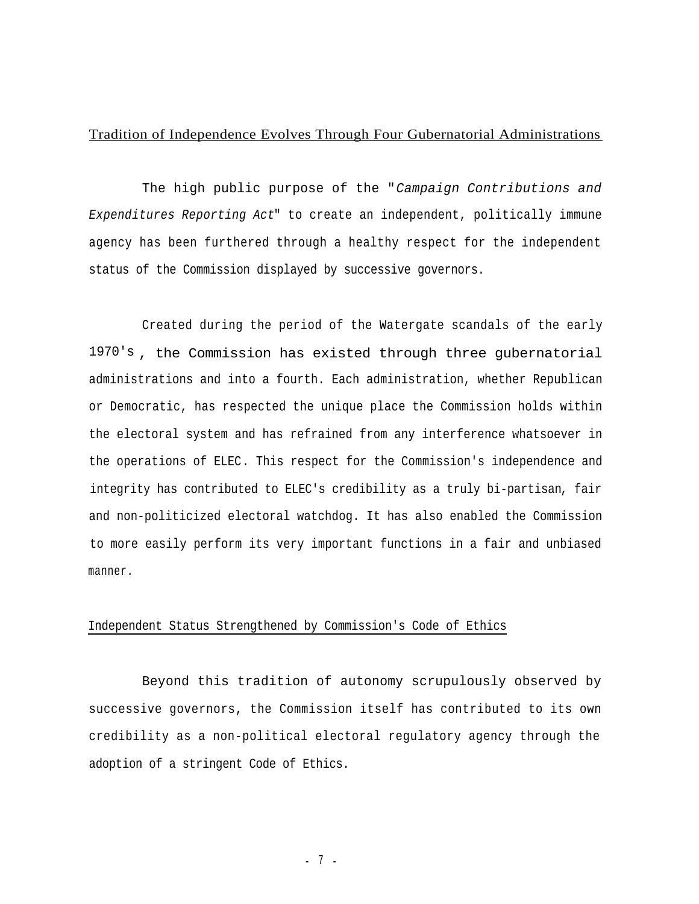## Tradition of Independence Evolves Through Four Gubernatorial Administrations

The high public purpose of the "*Campaign Contributions and Expenditures Reporting Act*" to create an independent, politically immune agency has been furthered through a healthy respect for the independent status of the Commission displayed by successive governors.

Created during the period of the Watergate scandals of the early 1970's, the Commission has existed through three gubernatorial administrations and into a fourth. Each administration, whether Republican or Democratic, has respected the unique place the Commission holds within the electoral system and has refrained from any interference whatsoever in the operations of ELEC. This respect for the Commission's independence and integrity has contributed to ELEC's credibility as a truly bi-partisan, fair and non-politicized electoral watchdog. It has also enabled the Commission to more easily perform its very important functions in a fair and unbiased manner.

## Independent Status Strengthened by Commission's Code of Ethics

Beyond this tradition of autonomy scrupulously observed by successive governors, the Commission itself has contributed to its own credibility as a non-political electoral regulatory agency through the adoption of a stringent Code of Ethics.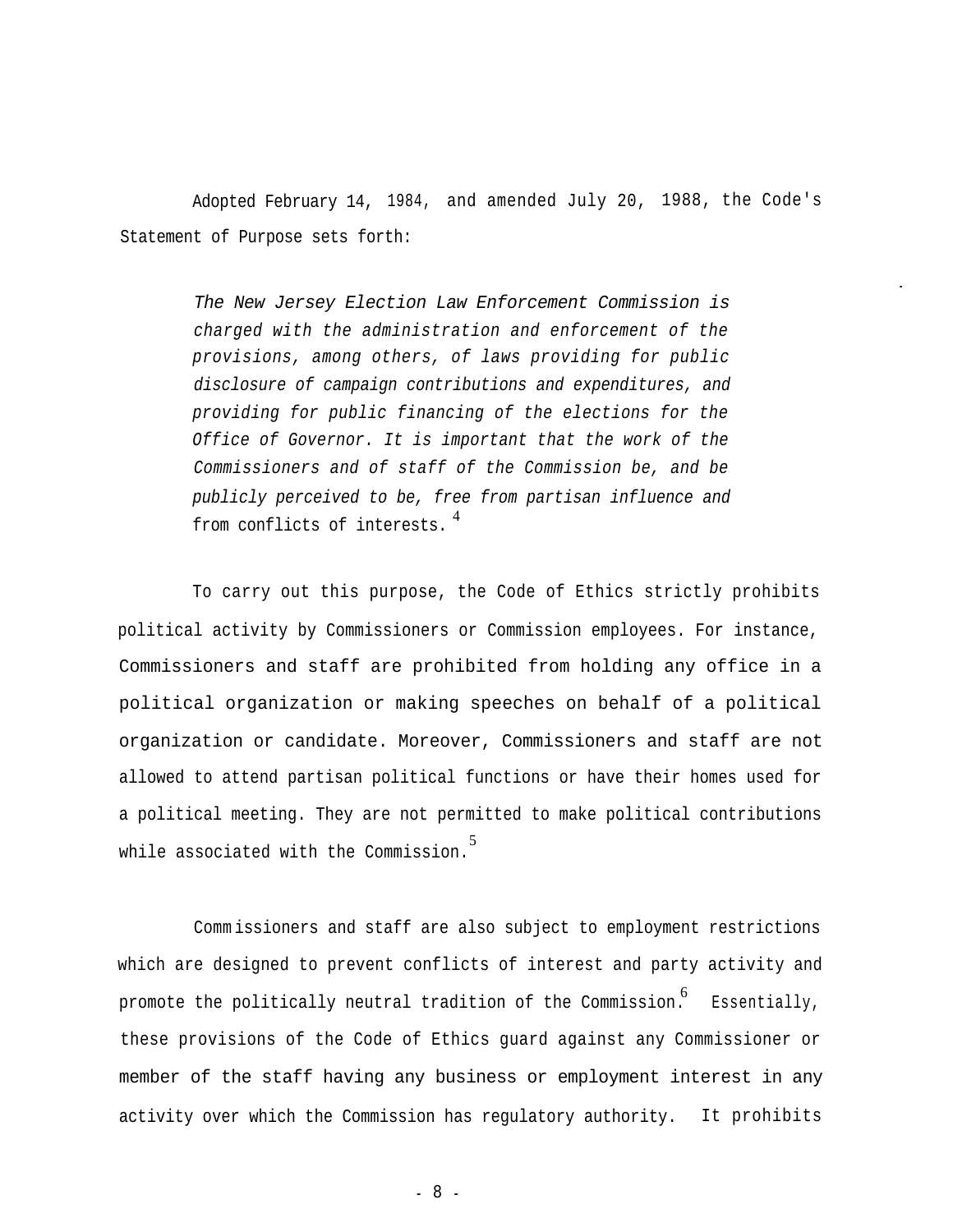Adopted February 14, 1984, and amended July 20, 1988, the Code's Statement of Purpose sets forth:

> *The New Jersey Election Law Enforcement Commission is charged with the administration and enforcement of the provisions, among others, of laws providing for public disclosure of campaign contributions and expenditures, and providing for public financing of the elections for the Office of Governor. It is important that the work of the Commissioners and of staff of the Commission be, and be publicly perceived to be, free from partisan influence and* from conflicts of interests.[4]

To carry out this purpose, the Code of Ethics strictly prohibits political activity by Commissioners or Commission employees. For instance, Commissioners and staff are prohibited from holding any office in a political organization or making speeches on behalf of a political organization or candidate. Moreover, Commissioners and staff are not allowed to attend partisan political functions or have their homes used for a political meeting. They are not permitted to make political contributions while associated with the Commission.[5]

Commissioners and staff are also subject to employment restrictions which are designed to prevent conflicts of interest and party activity and promote the politically neutral tradition of the Commission.[6] Essentially, these provisions of the Code of Ethics guard against any Commissioner or member of the staff having any business or employment interest in any activity over which the Commission has regulatory authority. It prohibits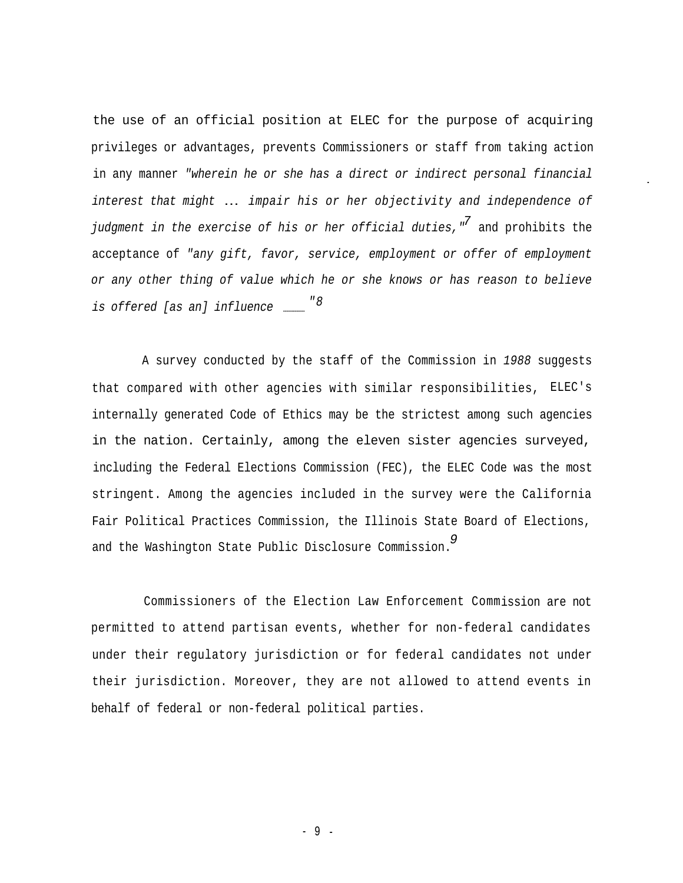the use of an official position at ELEC for the purpose of acquiring privileges or advantages, prevents Commissioners or staff from taking action in any manner *"wherein he or she has a direct or indirect personal financial interest that might ... impair his or her objectivity and independence of judgment in the exercise of his or her official duties,"*[7] and prohibits the acceptance of *"any gift, favor, service, employment or offer of employment or any other thing of value which he or she knows or has reason to believe is offered [as an] influence ___ "*[8]

A survey conducted by the staff of the Commission in *1988* suggests that compared with other agencies with similar responsibilities, ELEC's internally generated Code of Ethics may be the strictest among such agencies in the nation. Certainly, among the eleven sister agencies surveyed, including the Federal Elections Commission (FEC), the ELEC Code was the most stringent. Among the agencies included in the survey were the California Fair Political Practices Commission, the Illinois State Board of Elections, and the Washington State Public Disclosure Commission.[9]

Commissioners of the Election Law Enforcement Commission are not permitted to attend partisan events, whether for non-federal candidates under their regulatory jurisdiction or for federal candidates not under their jurisdiction. Moreover, they are not allowed to attend events in behalf of federal or non-federal political parties.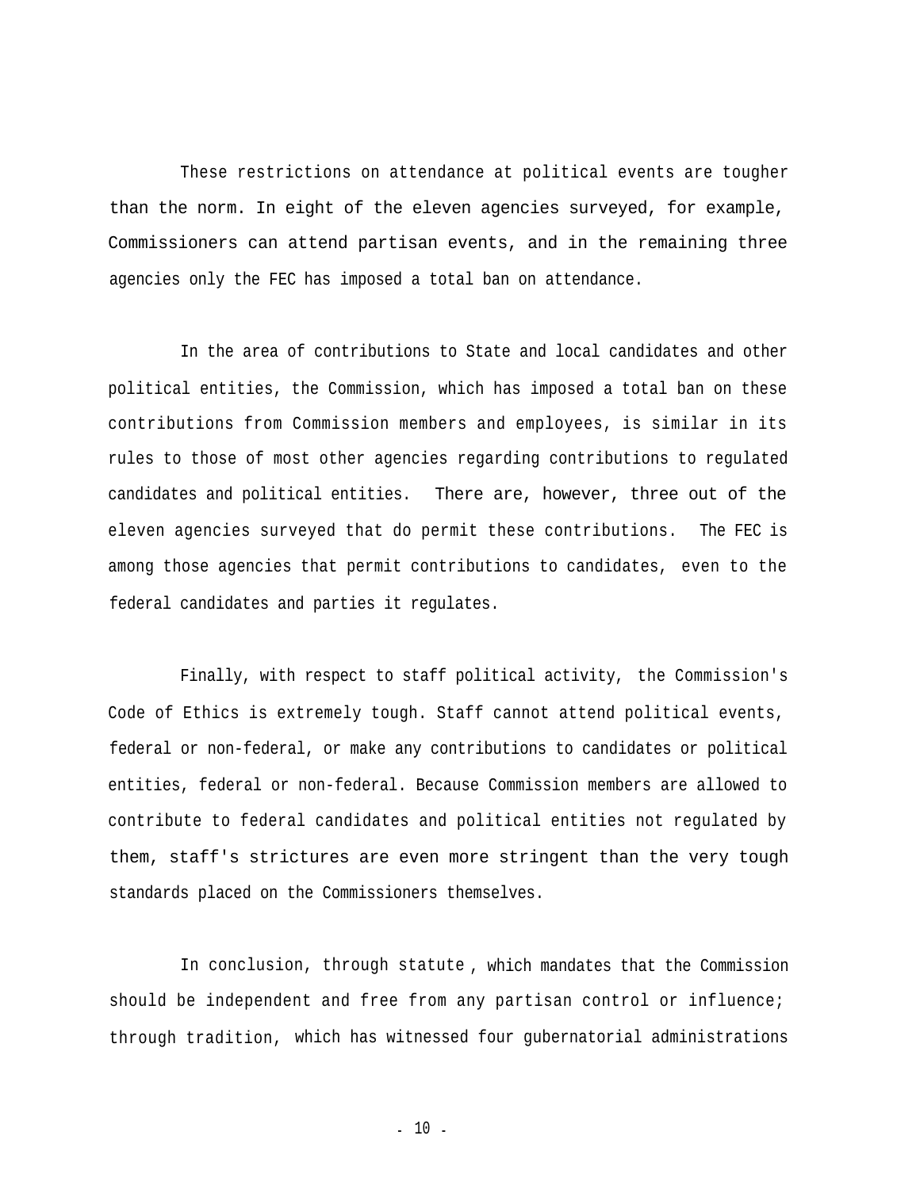These restrictions on attendance at political events are tougher than the norm. In eight of the eleven agencies surveyed, for example, Commissioners can attend partisan events, and in the remaining three agencies only the FEC has imposed a total ban on attendance.

In the area of contributions to State and local candidates and other political entities, the Commission, which has imposed a total ban on these contributions from Commission members and employees, is similar in its rules to those of most other agencies regarding contributions to regulated candidates and political entities. There are, however, three out of the eleven agencies surveyed that do permit these contributions. The FEC is among those agencies that permit contributions to candidates, even to the federal candidates and parties it regulates.

Finally, with respect to staff political activity, the Commission's Code of Ethics is extremely tough. Staff cannot attend political events, federal or non-federal, or make any contributions to candidates or political entities, federal or non-federal. Because Commission members are allowed to contribute to federal candidates and political entities not regulated by them, staff's strictures are even more stringent than the very tough standards placed on the Commissioners themselves.

In conclusion, through statute, which mandates that the Commission should be independent and free from any partisan control or influence; through tradition, which has witnessed four gubernatorial administrations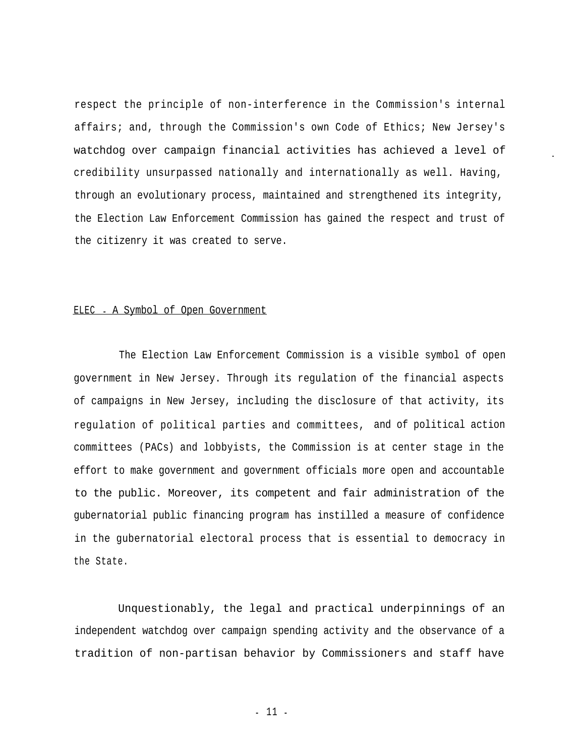respect the principle of non-interference in the Commission's internal affairs; and, through the Commission's own Code of Ethics; New Jersey's watchdog over campaign financial activities has achieved a level of credibility unsurpassed nationally and internationally as well. Having, through an evolutionary process, maintained and strengthened its integrity, the Election Law Enforcement Commission has gained the respect and trust of the citizenry it was created to serve.

## ELEC - A Symbol of Open Government

The Election Law Enforcement Commission is a visible symbol of open government in New Jersey. Through its regulation of the financial aspects of campaigns in New Jersey, including the disclosure of that activity, its regulation of political parties and committees, and of political action committees (PACs) and lobbyists, the Commission is at center stage in the effort to make government and government officials more open and accountable to the public. Moreover, its competent and fair administration of the gubernatorial public financing program has instilled a measure of confidence in the gubernatorial electoral process that is essential to democracy in the State.

Unquestionably, the legal and practical underpinnings of an independent watchdog over campaign spending activity and the observance of a tradition of non-partisan behavior by Commissioners and staff have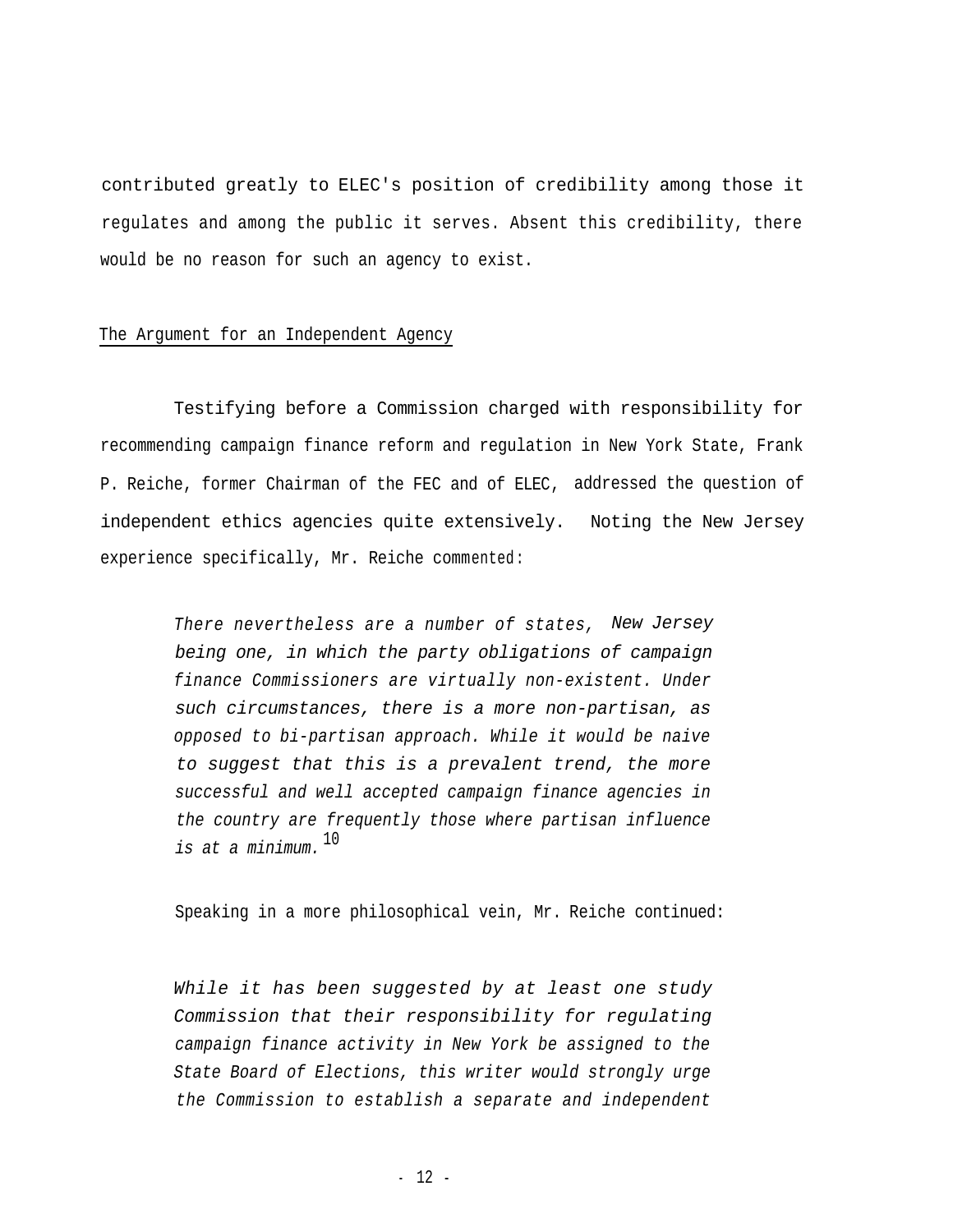contributed greatly to ELEC's position of credibility among those it regulates and among the public it serves. Absent this credibility, there would be no reason for such an agency to exist.

## The Argument for an Independent Agency

Testifying before a Commission charged with responsibility for recommending campaign finance reform and regulation in New York State, Frank P. Reiche, former Chairman of the FEC and of ELEC, addressed the question of independent ethics agencies quite extensively. Noting the New Jersey experience specifically, Mr. Reiche commented:

> *There nevertheless are a number of states, New Jersey being one, in which the party obligations of campaign finance Commissioners are virtually non-existent. Under such circumstances, there is a more non-partisan, as opposed to bi-partisan approach. While it would be naive to suggest that this is a prevalent trend, the more successful and well accepted campaign finance agencies in the country are frequently those where partisan influence is at a minimum.*[10]

Speaking in a more philosophical vein, Mr. Reiche continued:

> *While it has been suggested by at least one study Commission that their responsibility for regulating campaign finance activity in New York be assigned to the State Board of Elections, this writer would strongly urge the Commission to establish a separate and independent*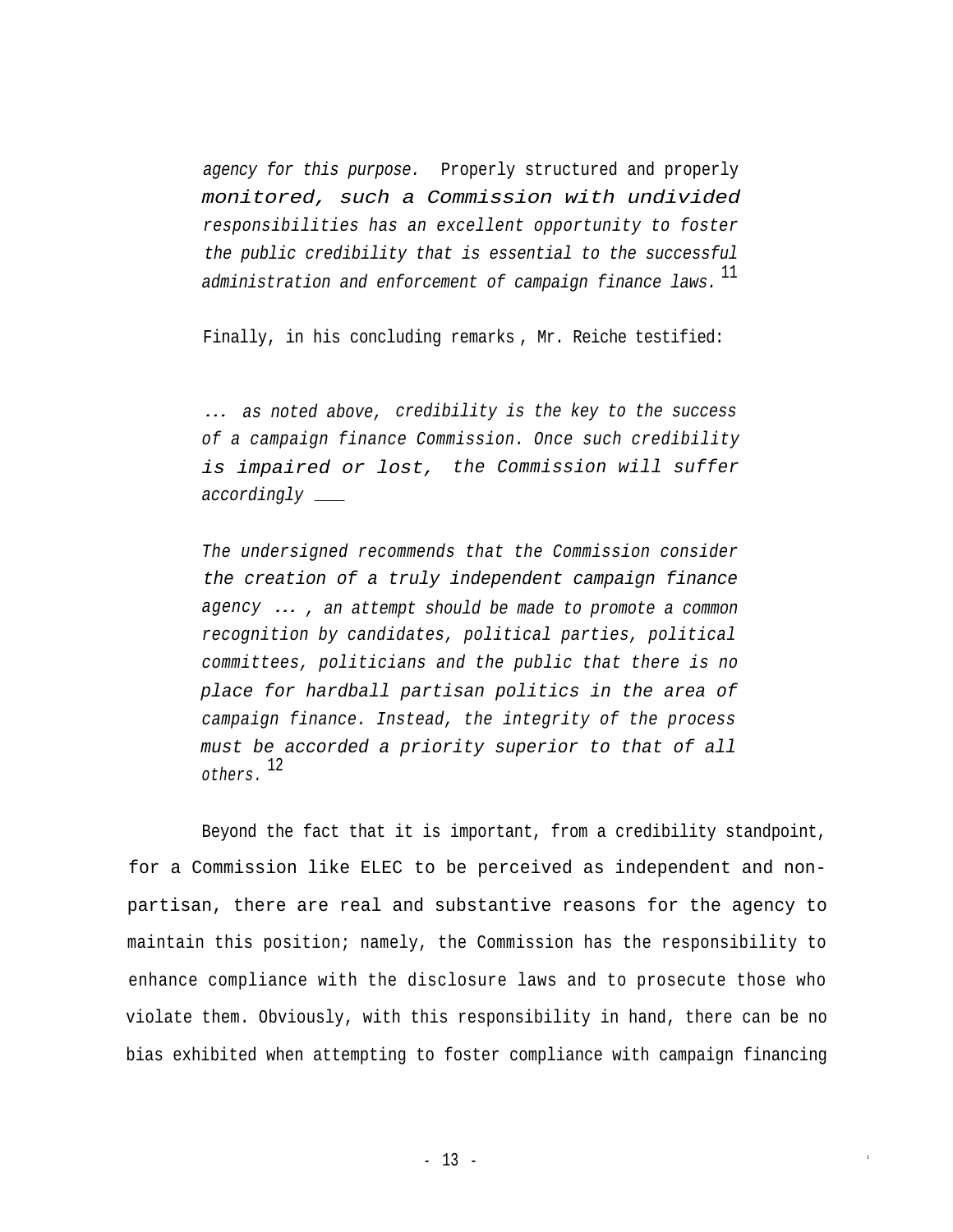*agency for this purpose.* Properly structured and properly *monitored, such a Commission with undivided responsibilities has an excellent opportunity to foster the public credibility that is essential to the successful administration and enforcement of campaign finance laws.*[11]

Finally, in his concluding remarks, Mr. Reiche testified:

*... as noted above, credibility is the key to the success of a campaign finance Commission. Once such credibility is impaired or lost, the Commission will suffer accordingly ____*

*The undersigned recommends that the Commission consider the creation of a truly independent campaign finance agency ... , an attempt should be made to promote a common recognition by candidates, political parties, political committees, politicians and the public that there is no place for hardball partisan politics in the area of campaign finance. Instead, the integrity of the process must be accorded a priority superior to that of all others.*[12]

Beyond the fact that it is important, from a credibility standpoint, for a Commission like ELEC to be perceived as independent and non-partisan, there are real and substantive reasons for the agency to maintain this position; namely, the Commission has the responsibility to enhance compliance with the disclosure laws and to prosecute those who violate them. Obviously, with this responsibility in hand, there can be no bias exhibited when attempting to foster compliance with campaign financing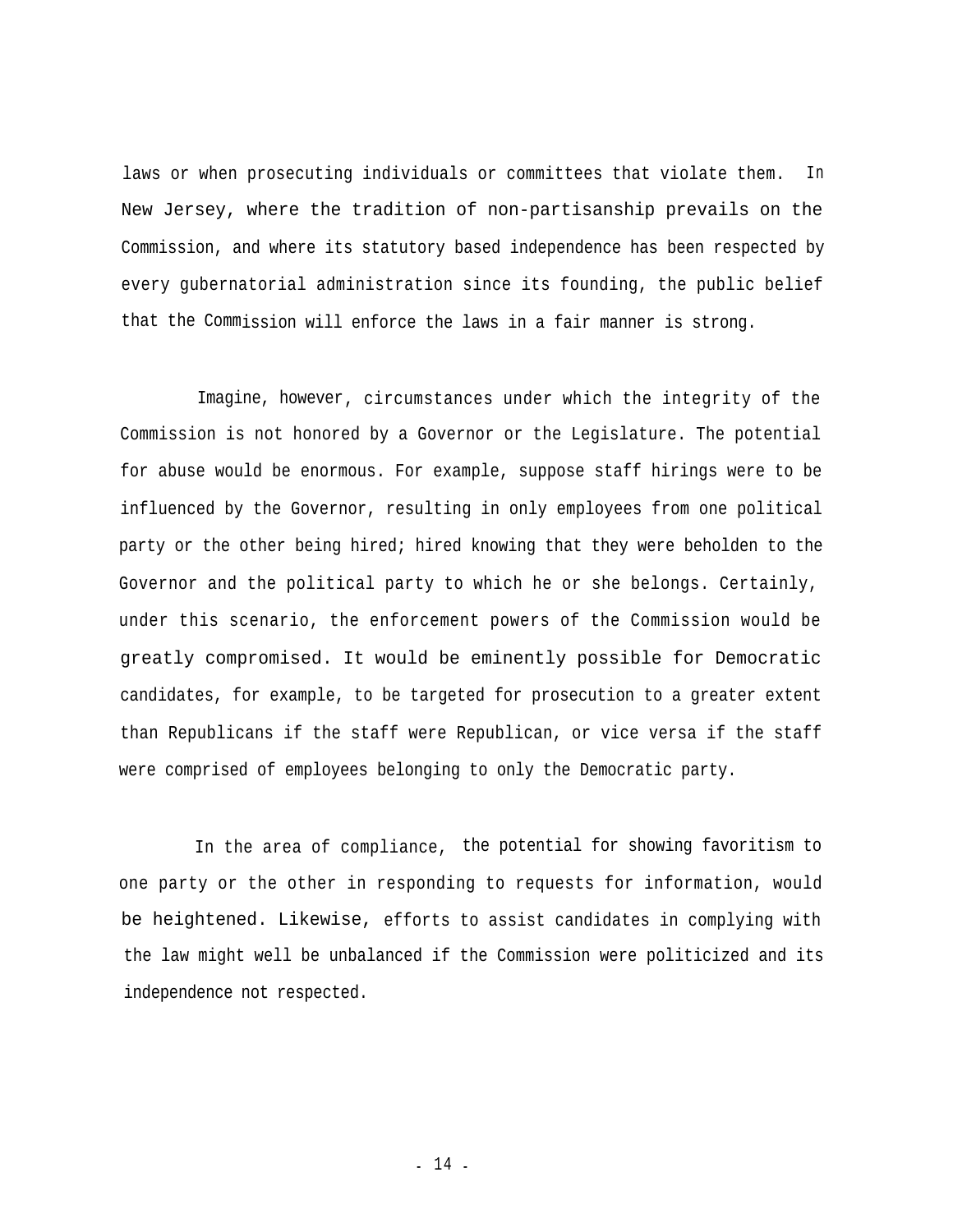laws or when prosecuting individuals or committees that violate them. In New Jersey, where the tradition of non-partisanship prevails on the Commission, and where its statutory based independence has been respected by every gubernatorial administration since its founding, the public belief that the Commission will enforce the laws in a fair manner is strong.

Imagine, however, circumstances under which the integrity of the Commission is not honored by a Governor or the Legislature. The potential for abuse would be enormous. For example, suppose staff hirings were to be influenced by the Governor, resulting in only employees from one political party or the other being hired; hired knowing that they were beholden to the Governor and the political party to which he or she belongs. Certainly, under this scenario, the enforcement powers of the Commission would be greatly compromised. It would be eminently possible for Democratic candidates, for example, to be targeted for prosecution to a greater extent than Republicans if the staff were Republican, or vice versa if the staff were comprised of employees belonging to only the Democratic party.

In the area of compliance, the potential for showing favoritism to one party or the other in responding to requests for information, would be heightened. Likewise, efforts to assist candidates in complying with the law might well be unbalanced if the Commission were politicized and its independence not respected.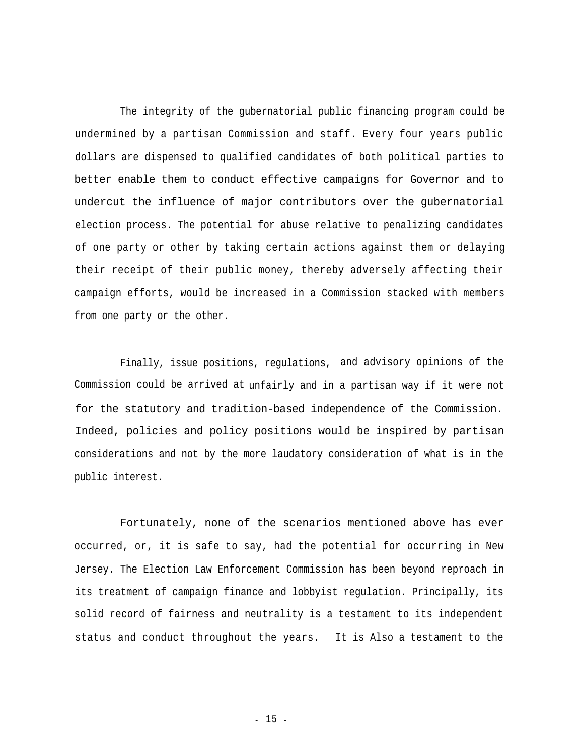The integrity of the gubernatorial public financing program could be undermined by a partisan Commission and staff. Every four years public dollars are dispensed to qualified candidates of both political parties to better enable them to conduct effective campaigns for Governor and to undercut the influence of major contributors over the gubernatorial election process. The potential for abuse relative to penalizing candidates of one party or other by taking certain actions against them or delaying their receipt of their public money, thereby adversely affecting their campaign efforts, would be increased in a Commission stacked with members from one party or the other.

Finally, issue positions, regulations, and advisory opinions of the Commission could be arrived at unfairly and in a partisan way if it were not for the statutory and tradition-based independence of the Commission. Indeed, policies and policy positions would be inspired by partisan considerations and not by the more laudatory consideration of what is in the public interest.

Fortunately, none of the scenarios mentioned above has ever occurred, or, it is safe to say, had the potential for occurring in New Jersey. The Election Law Enforcement Commission has been beyond reproach in its treatment of campaign finance and lobbyist regulation. Principally, its solid record of fairness and neutrality is a testament to its independent status and conduct throughout the years. It is Also a testament to the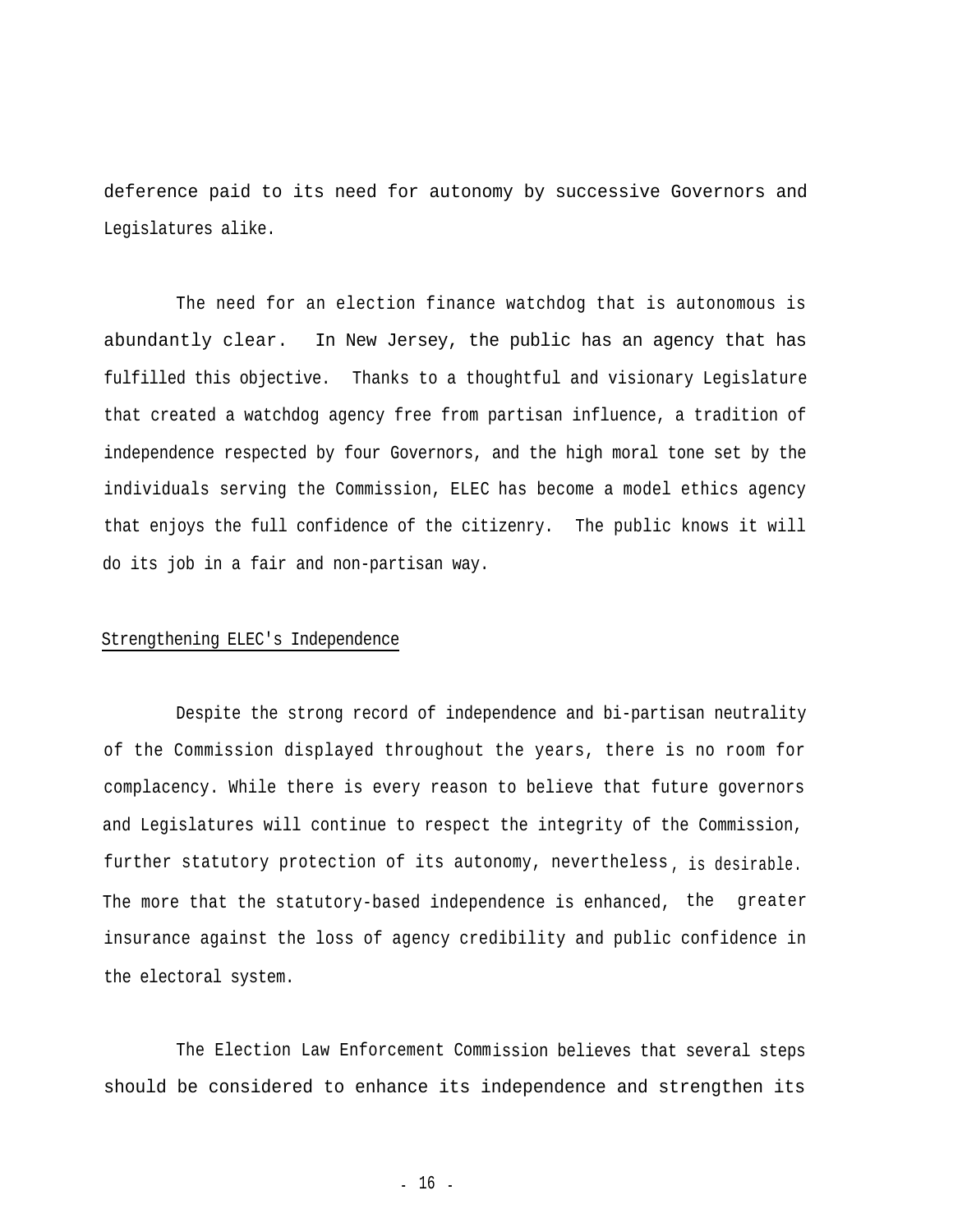deference paid to its need for autonomy by successive Governors and Legislatures alike.

The need for an election finance watchdog that is autonomous is abundantly clear. In New Jersey, the public has an agency that has fulfilled this objective. Thanks to a thoughtful and visionary Legislature that created a watchdog agency free from partisan influence, a tradition of independence respected by four Governors, and the high moral tone set by the individuals serving the Commission, ELEC has become a model ethics agency that enjoys the full confidence of the citizenry. The public knows it will do its job in a fair and non-partisan way.

## Strengthening ELEC's Independence

Despite the strong record of independence and bi-partisan neutrality of the Commission displayed throughout the years, there is no room for complacency. While there is every reason to believe that future governors and Legislatures will continue to respect the integrity of the Commission, further statutory protection of its autonomy, nevertheless, is desirable. The more that the statutory-based independence is enhanced, the greater insurance against the loss of agency credibility and public confidence in the electoral system.

The Election Law Enforcement Commission believes that several steps should be considered to enhance its independence and strengthen its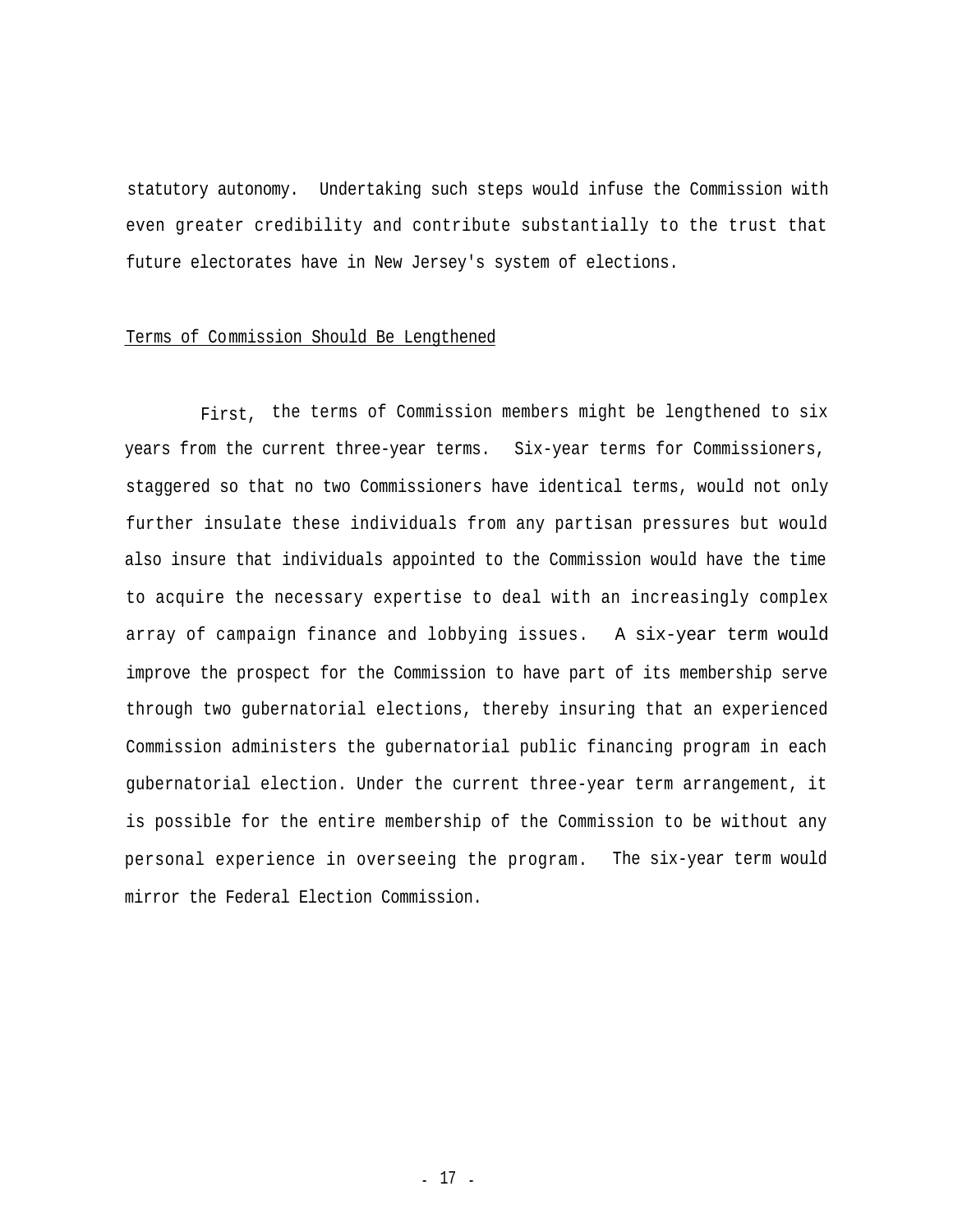statutory autonomy. Undertaking such steps would infuse the Commission with even greater credibility and contribute substantially to the trust that future electorates have in New Jersey's system of elections.

Terms of Commission Should Be Lengthened

First, the terms of Commission members might be lengthened to six years from the current three-year terms. Six-year terms for Commissioners, staggered so that no two Commissioners have identical terms, would not only further insulate these individuals from any partisan pressures but would also insure that individuals appointed to the Commission would have the time to acquire the necessary expertise to deal with an increasingly complex array of campaign finance and lobbying issues. A six-year term would improve the prospect for the Commission to have part of its membership serve through two gubernatorial elections, thereby insuring that an experienced Commission administers the gubernatorial public financing program in each gubernatorial election. Under the current three-year term arrangement, it is possible for the entire membership of the Commission to be without any personal experience in overseeing the program. The six-year term would mirror the Federal Election Commission.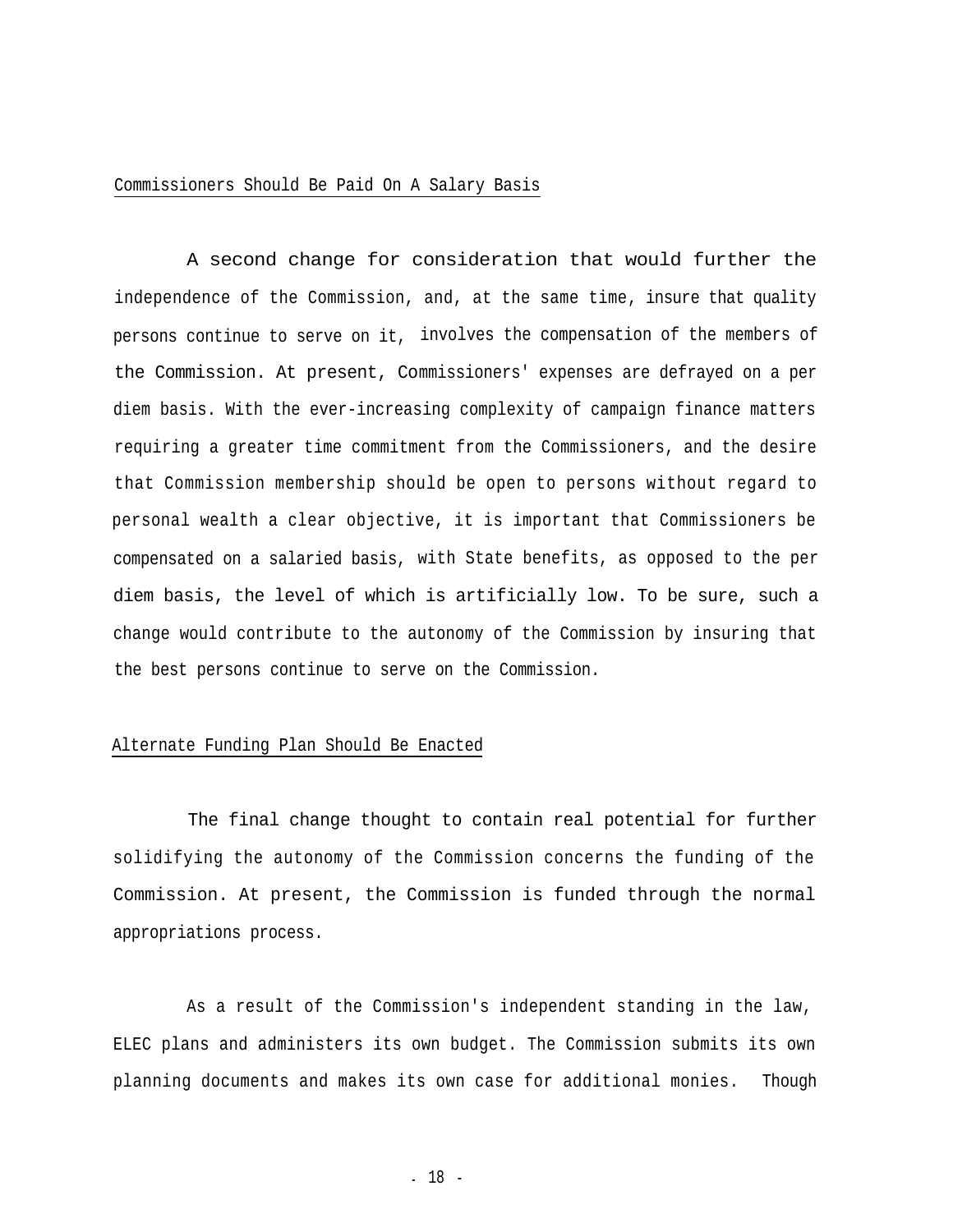## Commissioners Should Be Paid On A Salary Basis

A second change for consideration that would further the independence of the Commission, and, at the same time, insure that quality persons continue to serve on it, involves the compensation of the members of the Commission. At present, Commissioners' expenses are defrayed on a per diem basis. With the ever-increasing complexity of campaign finance matters requiring a greater time commitment from the Commissioners, and the desire that Commission membership should be open to persons without regard to personal wealth a clear objective, it is important that Commissioners be compensated on a salaried basis, with State benefits, as opposed to the per diem basis, the level of which is artificially low. To be sure, such a change would contribute to the autonomy of the Commission by insuring that the best persons continue to serve on the Commission.

## Alternate Funding Plan Should Be Enacted

The final change thought to contain real potential for further solidifying the autonomy of the Commission concerns the funding of the Commission. At present, the Commission is funded through the normal appropriations process.

As a result of the Commission's independent standing in the law, ELEC plans and administers its own budget. The Commission submits its own planning documents and makes its own case for additional monies. Though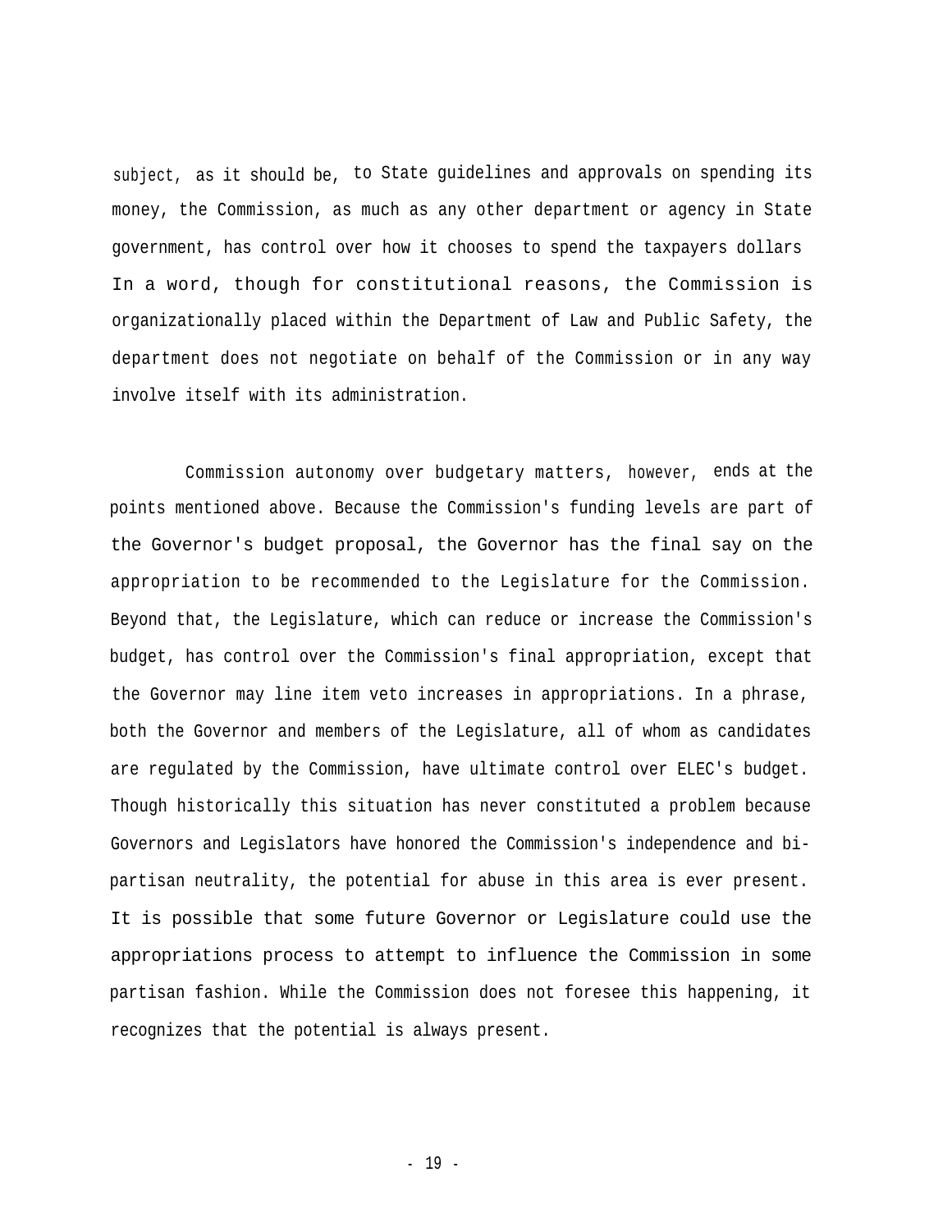subject, as it should be, to State guidelines and approvals on spending its money, the Commission, as much as any other department or agency in State government, has control over how it chooses to spend the taxpayers dollars In a word, though for constitutional reasons, the Commission is organizationally placed within the Department of Law and Public Safety, the department does not negotiate on behalf of the Commission or in any way involve itself with its administration.

Commission autonomy over budgetary matters, however, ends at the points mentioned above. Because the Commission's funding levels are part of the Governor's budget proposal, the Governor has the final say on the appropriation to be recommended to the Legislature for the Commission. Beyond that, the Legislature, which can reduce or increase the Commission's budget, has control over the Commission's final appropriation, except that the Governor may line item veto increases in appropriations. In a phrase, both the Governor and members of the Legislature, all of whom as candidates are regulated by the Commission, have ultimate control over ELEC's budget. Though historically this situation has never constituted a problem because Governors and Legislators have honored the Commission's independence and bi-partisan neutrality, the potential for abuse in this area is ever present. It is possible that some future Governor or Legislature could use the appropriations process to attempt to influence the Commission in some partisan fashion. While the Commission does not foresee this happening, it recognizes that the potential is always present.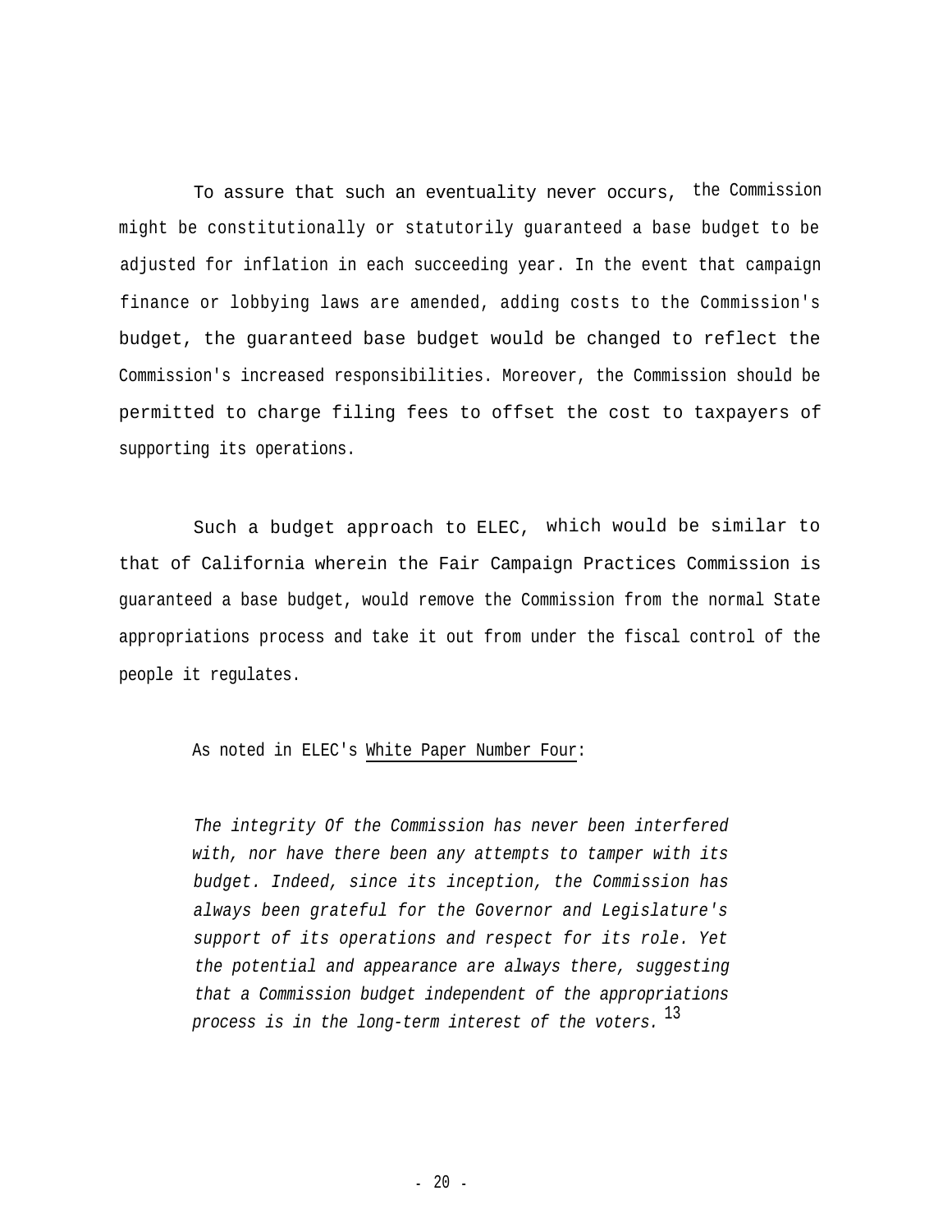To assure that such an eventuality never occurs, the Commission might be constitutionally or statutorily guaranteed a base budget to be adjusted for inflation in each succeeding year. In the event that campaign finance or lobbying laws are amended, adding costs to the Commission's budget, the guaranteed base budget would be changed to reflect the Commission's increased responsibilities. Moreover, the Commission should be permitted to charge filing fees to offset the cost to taxpayers of supporting its operations.

Such a budget approach to ELEC, which would be similar to that of California wherein the Fair Campaign Practices Commission is guaranteed a base budget, would remove the Commission from the normal State appropriations process and take it out from under the fiscal control of the people it regulates.

As noted in ELEC's White Paper Number Four:

> *The integrity Of the Commission has never been interfered with, nor have there been any attempts to tamper with its budget. Indeed, since its inception, the Commission has always been grateful for the Governor and Legislature's support of its operations and respect for its role. Yet the potential and appearance are always there, suggesting that a Commission budget independent of the appropriations process is in the long-term interest of the voters.* [13]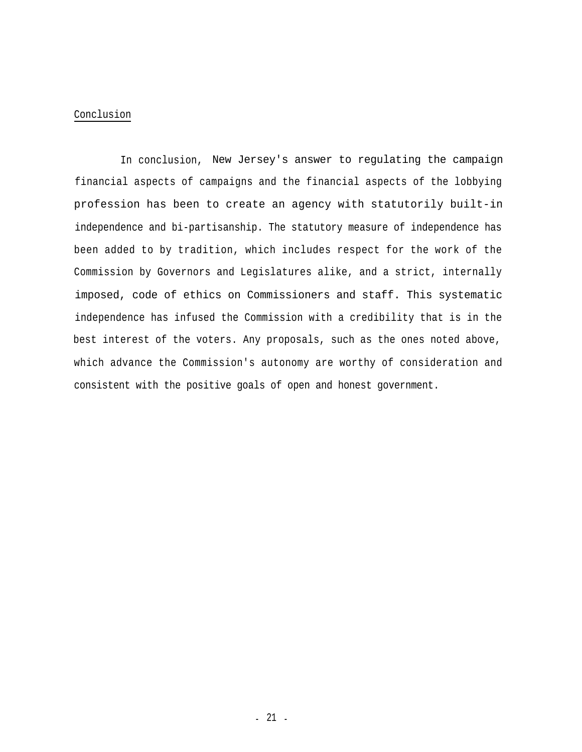## Conclusion

In conclusion, New Jersey's answer to regulating the campaign financial aspects of campaigns and the financial aspects of the lobbying profession has been to create an agency with statutorily built-in independence and bi-partisanship. The statutory measure of independence has been added to by tradition, which includes respect for the work of the Commission by Governors and Legislatures alike, and a strict, internally imposed, code of ethics on Commissioners and staff. This systematic independence has infused the Commission with a credibility that is in the best interest of the voters. Any proposals, such as the ones noted above, which advance the Commission's autonomy are worthy of consideration and consistent with the positive goals of open and honest government.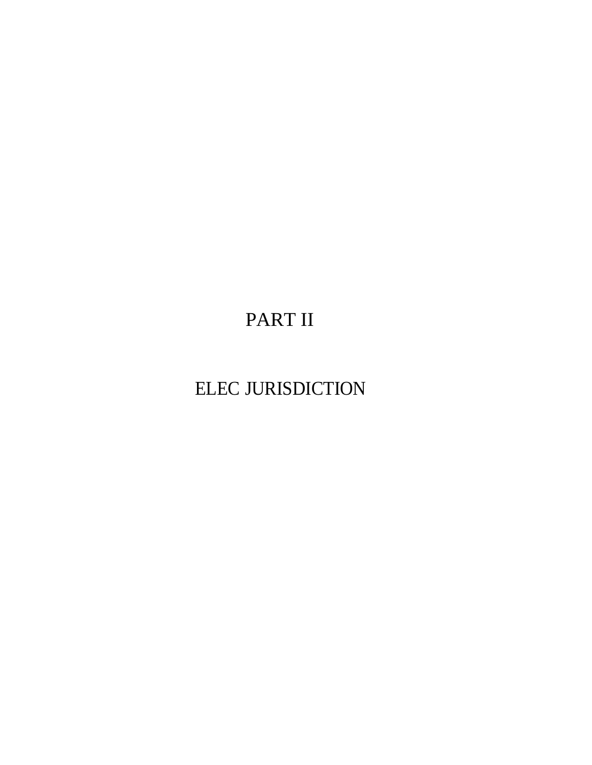# PART II

# ELEC JURISDICTION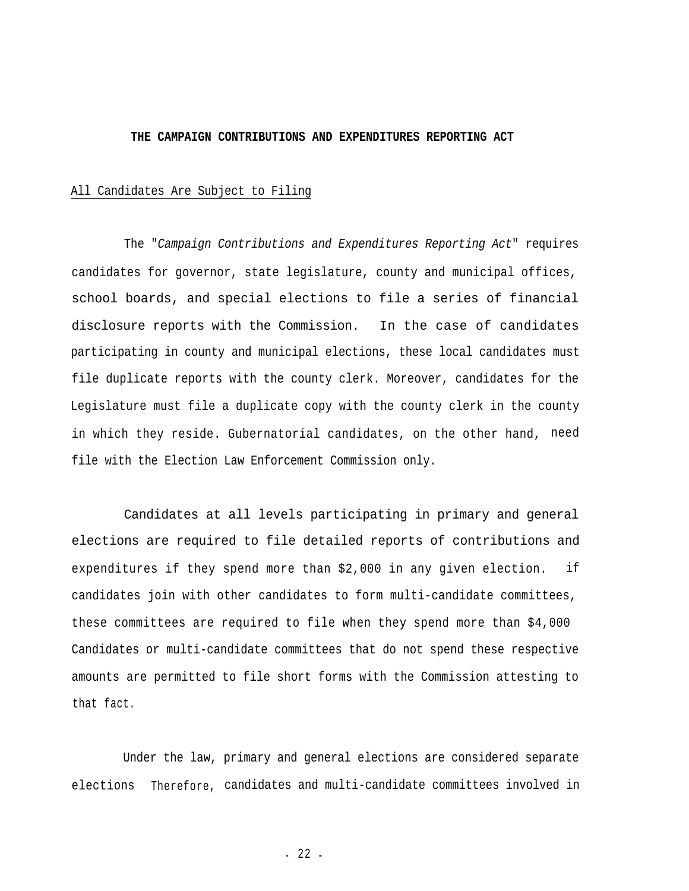## THE CAMPAIGN CONTRIBUTIONS AND EXPENDITURES REPORTING ACT

All Candidates Are Subject to Filing

The "*Campaign Contributions and Expenditures Reporting Act*" requires candidates for governor, state legislature, county and municipal offices, school boards, and special elections to file a series of financial disclosure reports with the Commission. In the case of candidates participating in county and municipal elections, these local candidates must file duplicate reports with the county clerk. Moreover, candidates for the Legislature must file a duplicate copy with the county clerk in the county in which they reside. Gubernatorial candidates, on the other hand, need file with the Election Law Enforcement Commission only.

Candidates at all levels participating in primary and general elections are required to file detailed reports of contributions and expenditures if they spend more than $2,000 in any given election. if candidates join with other candidates to form multi-candidate committees, these committees are required to file when they spend more than $4,000 Candidates or multi-candidate committees that do not spend these respective amounts are permitted to file short forms with the Commission attesting to that fact.

Under the law, primary and general elections are considered separate elections Therefore, candidates and multi-candidate committees involved in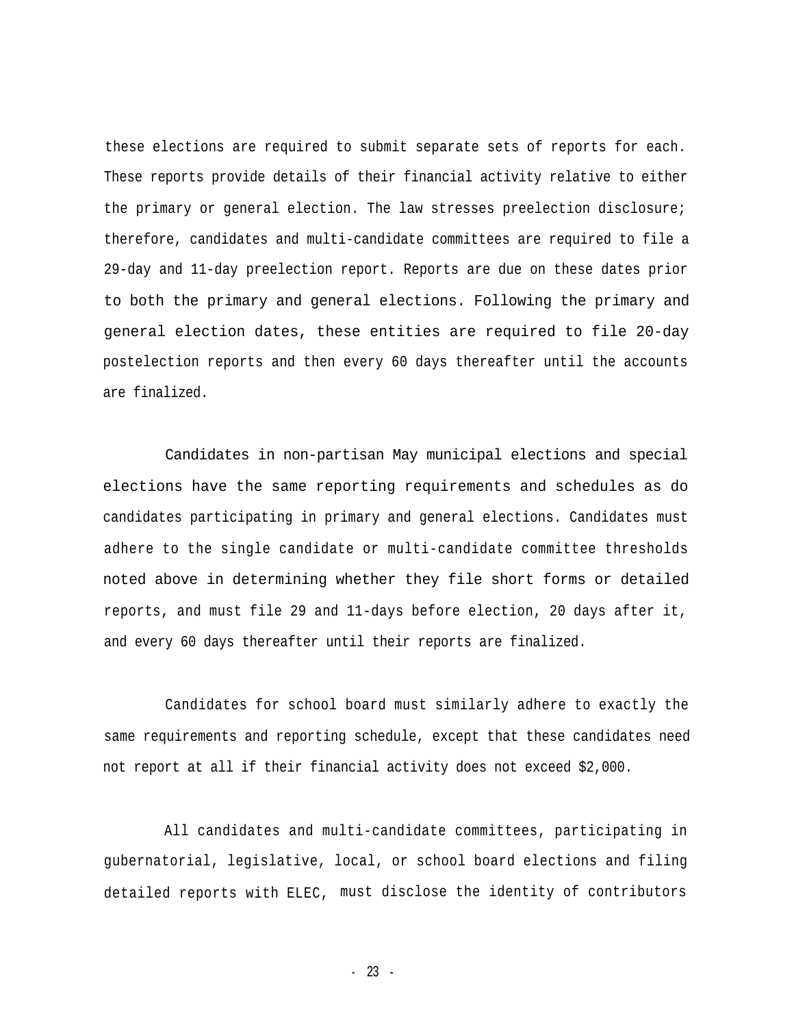these elections are required to submit separate sets of reports for each. These reports provide details of their financial activity relative to either the primary or general election. The law stresses preelection disclosure; therefore, candidates and multi-candidate committees are required to file a 29-day and 11-day preelection report. Reports are due on these dates prior to both the primary and general elections. Following the primary and general election dates, these entities are required to file 20-day postelection reports and then every 60 days thereafter until the accounts are finalized.

Candidates in non-partisan May municipal elections and special elections have the same reporting requirements and schedules as do candidates participating in primary and general elections. Candidates must adhere to the single candidate or multi-candidate committee thresholds noted above in determining whether they file short forms or detailed reports, and must file 29 and 11-days before election, 20 days after it, and every 60 days thereafter until their reports are finalized.

Candidates for school board must similarly adhere to exactly the same requirements and reporting schedule, except that these candidates need not report at all if their financial activity does not exceed $2,000.

All candidates and multi-candidate committees, participating in gubernatorial, legislative, local, or school board elections and filing detailed reports with ELEC, must disclose the identity of contributors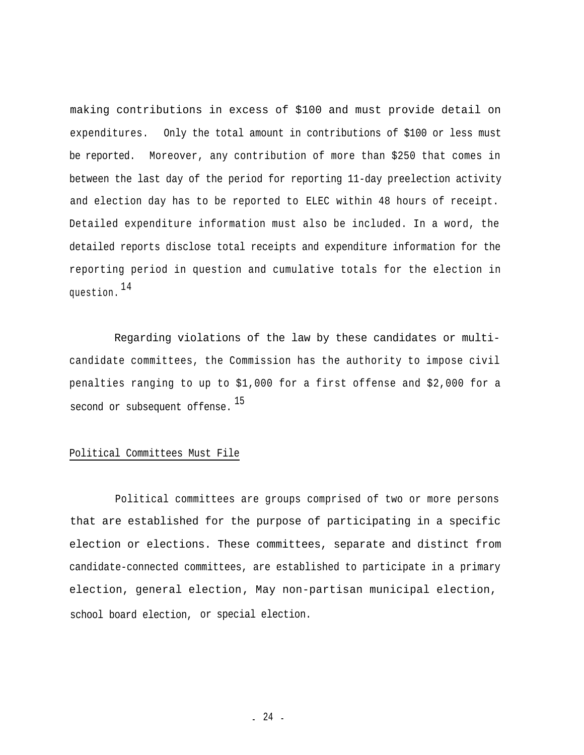making contributions in excess of $100 and must provide detail on expenditures. Only the total amount in contributions of $100 or less must be reported. Moreover, any contribution of more than $250 that comes in between the last day of the period for reporting 11-day preelection activity and election day has to be reported to ELEC within 48 hours of receipt. Detailed expenditure information must also be included. In a word, the detailed reports disclose total receipts and expenditure information for the reporting period in question and cumulative totals for the election in question.[14]

Regarding violations of the law by these candidates or multi-candidate committees, the Commission has the authority to impose civil penalties ranging to up to $1,000 for a first offense and $2,000 for a second or subsequent offense.[15]

## Political Committees Must File

Political committees are groups comprised of two or more persons that are established for the purpose of participating in a specific election or elections. These committees, separate and distinct from candidate-connected committees, are established to participate in a primary election, general election, May non-partisan municipal election, school board election, or special election.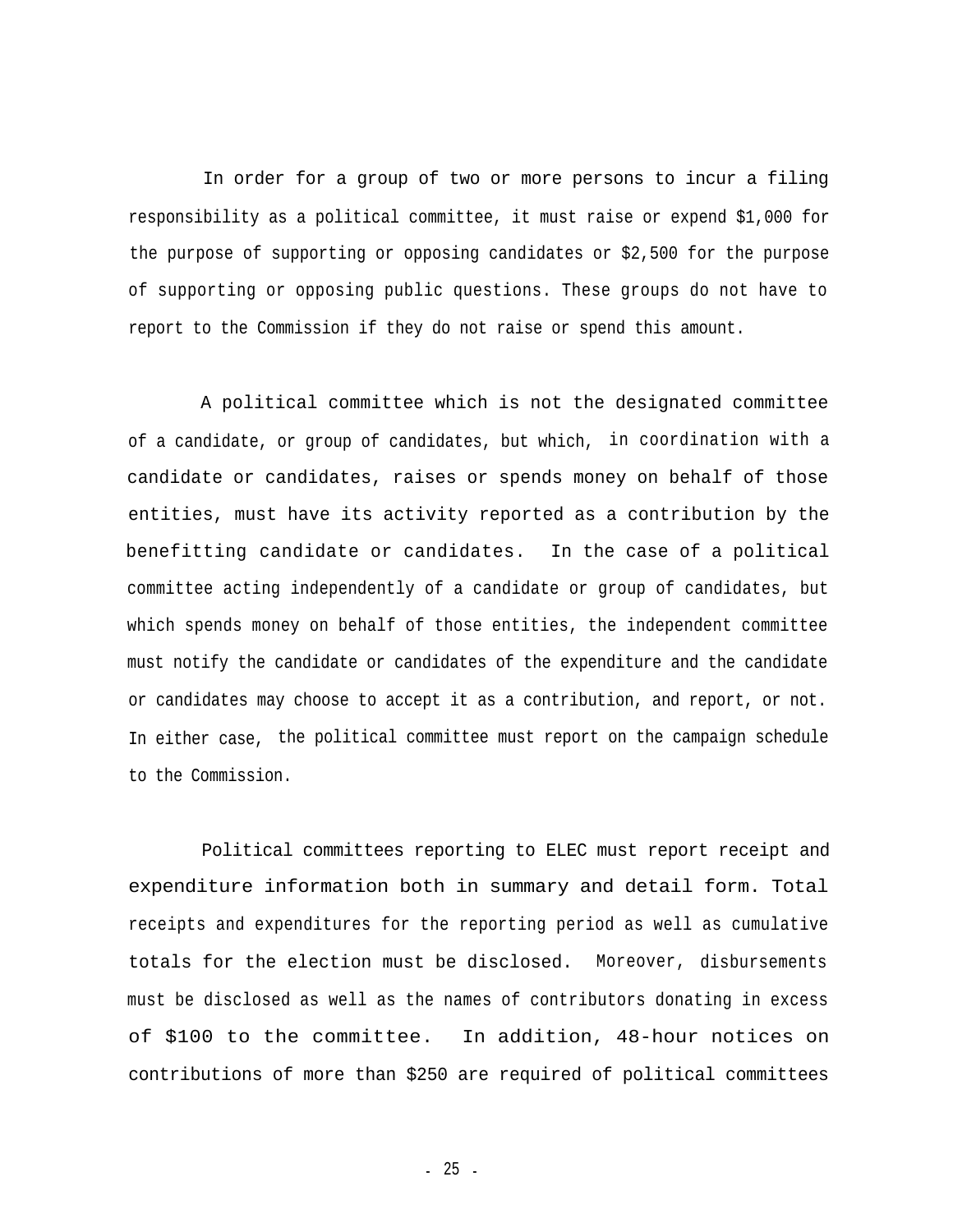In order for a group of two or more persons to incur a filing responsibility as a political committee, it must raise or expend $1,000 for the purpose of supporting or opposing candidates or $2,500 for the purpose of supporting or opposing public questions. These groups do not have to report to the Commission if they do not raise or spend this amount.

A political committee which is not the designated committee of a candidate, or group of candidates, but which, in coordination with a candidate or candidates, raises or spends money on behalf of those entities, must have its activity reported as a contribution by the benefitting candidate or candidates. In the case of a political committee acting independently of a candidate or group of candidates, but which spends money on behalf of those entities, the independent committee must notify the candidate or candidates of the expenditure and the candidate or candidates may choose to accept it as a contribution, and report, or not. In either case, the political committee must report on the campaign schedule to the Commission.

Political committees reporting to ELEC must report receipt and expenditure information both in summary and detail form. Total receipts and expenditures for the reporting period as well as cumulative totals for the election must be disclosed. Moreover, disbursements must be disclosed as well as the names of contributors donating in excess of $100 to the committee. In addition, 48-hour notices on contributions of more than $250 are required of political committees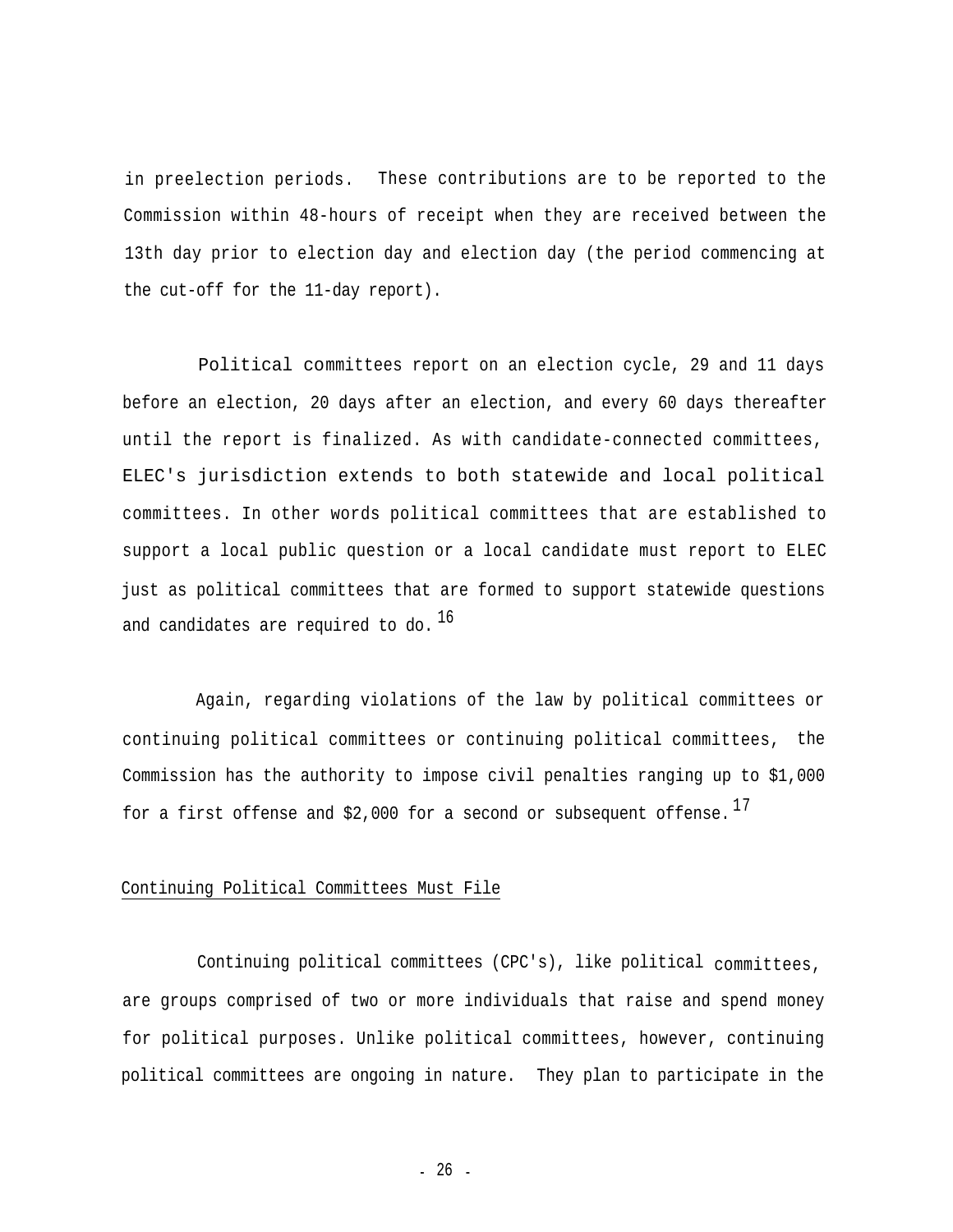in preelection periods. These contributions are to be reported to the Commission within 48-hours of receipt when they are received between the 13th day prior to election day and election day (the period commencing at the cut-off for the 11-day report).

Political committees report on an election cycle, 29 and 11 days before an election, 20 days after an election, and every 60 days thereafter until the report is finalized. As with candidate-connected committees, ELEC's jurisdiction extends to both statewide and local political committees. In other words political committees that are established to support a local public question or a local candidate must report to ELEC just as political committees that are formed to support statewide questions and candidates are required to do.[16]

Again, regarding violations of the law by political committees or continuing political committees or continuing political committees, the Commission has the authority to impose civil penalties ranging up to $1,000 for a first offense and $2,000 for a second or subsequent offense.[17]

Continuing Political Committees Must File

Continuing political committees (CPC's), like political committees, are groups comprised of two or more individuals that raise and spend money for political purposes. Unlike political committees, however, continuing political committees are ongoing in nature. They plan to participate in the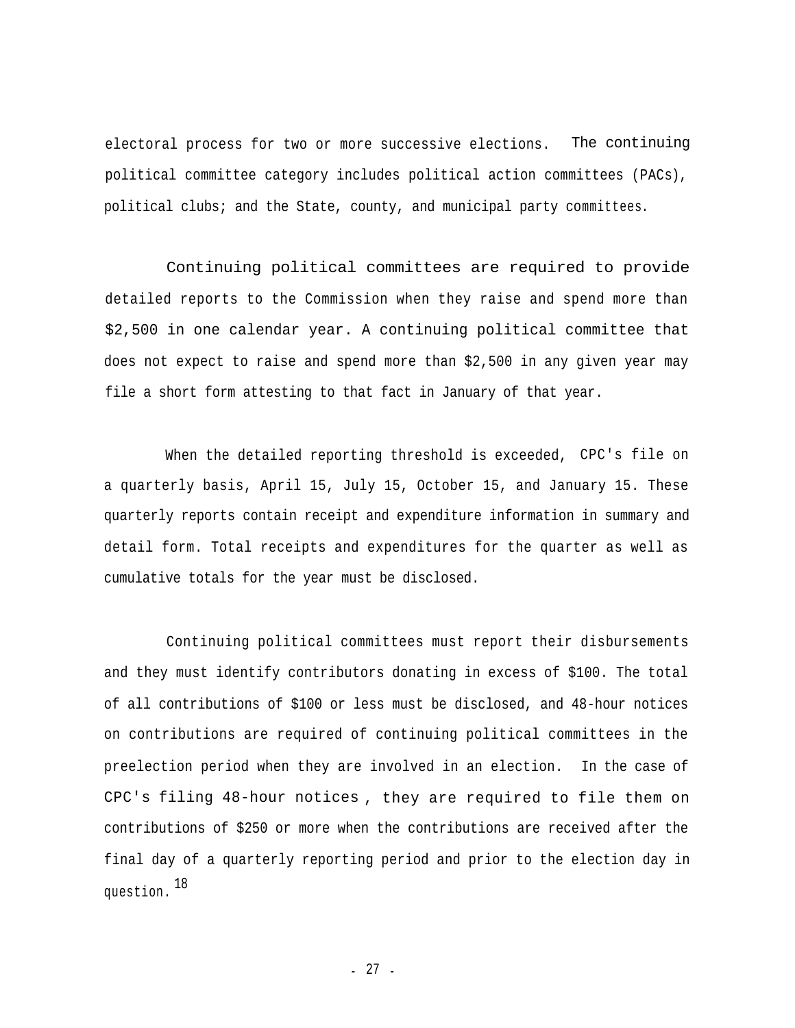electoral process for two or more successive elections. The continuing political committee category includes political action committees (PACs), political clubs; and the State, county, and municipal party committees.

Continuing political committees are required to provide detailed reports to the Commission when they raise and spend more than $2,500 in one calendar year. A continuing political committee that does not expect to raise and spend more than $2,500 in any given year may file a short form attesting to that fact in January of that year.

When the detailed reporting threshold is exceeded, CPC's file on a quarterly basis, April 15, July 15, October 15, and January 15. These quarterly reports contain receipt and expenditure information in summary and detail form. Total receipts and expenditures for the quarter as well as cumulative totals for the year must be disclosed.

Continuing political committees must report their disbursements and they must identify contributors donating in excess of $100. The total of all contributions of $100 or less must be disclosed, and 48-hour notices on contributions are required of continuing political committees in the preelection period when they are involved in an election. In the case of CPC's filing 48-hour notices, they are required to file them on contributions of $250 or more when the contributions are received after the final day of a quarterly reporting period and prior to the election day in question.[18]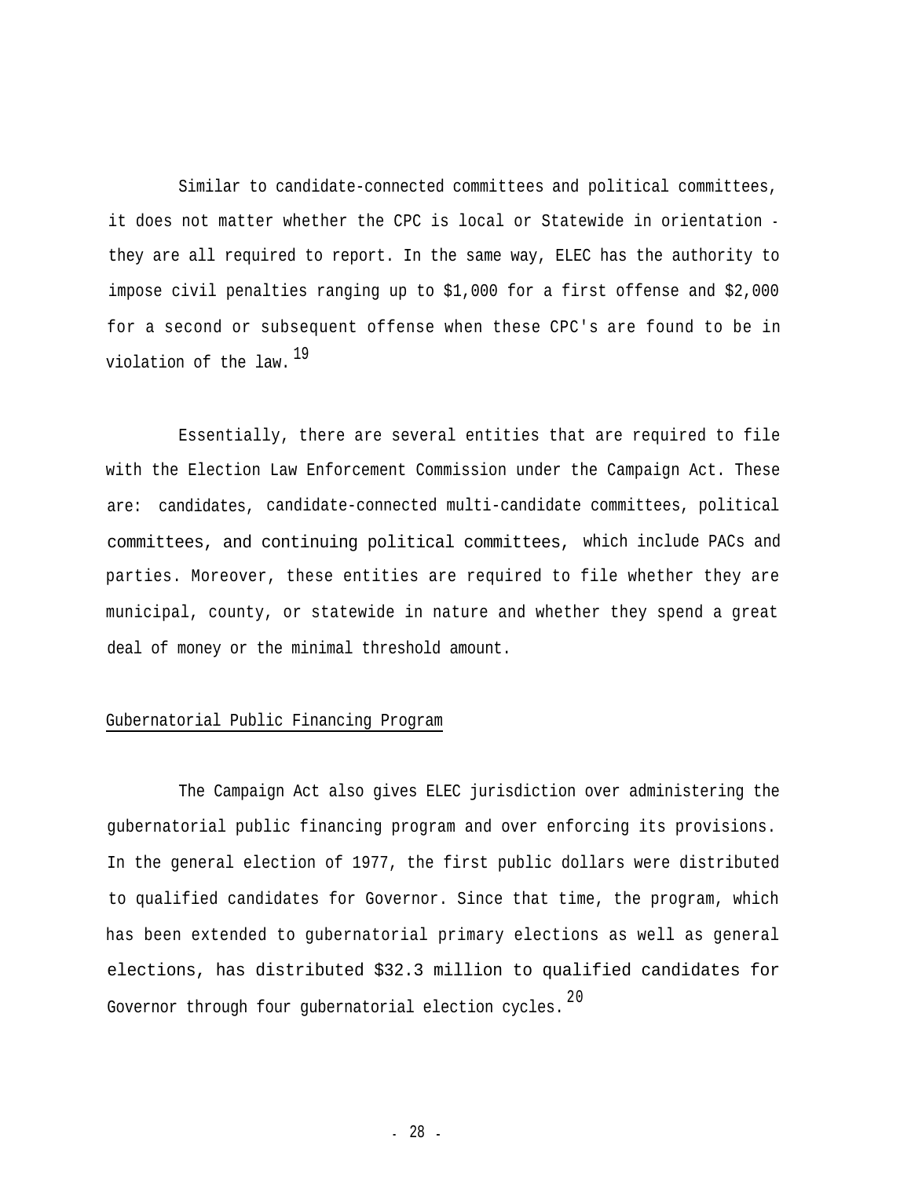Similar to candidate-connected committees and political committees, it does not matter whether the CPC is local or Statewide in orientation - they are all required to report. In the same way, ELEC has the authority to impose civil penalties ranging up to $1,000 for a first offense and $2,000 for a second or subsequent offense when these CPC's are found to be in violation of the law.[19]

Essentially, there are several entities that are required to file with the Election Law Enforcement Commission under the Campaign Act. These are: candidates, candidate-connected multi-candidate committees, political committees, and continuing political committees, which include PACs and parties. Moreover, these entities are required to file whether they are municipal, county, or statewide in nature and whether they spend a great deal of money or the minimal threshold amount.

## Gubernatorial Public Financing Program

The Campaign Act also gives ELEC jurisdiction over administering the gubernatorial public financing program and over enforcing its provisions. In the general election of 1977, the first public dollars were distributed to qualified candidates for Governor. Since that time, the program, which has been extended to gubernatorial primary elections as well as general elections, has distributed $32.3 million to qualified candidates for Governor through four gubernatorial election cycles.[20]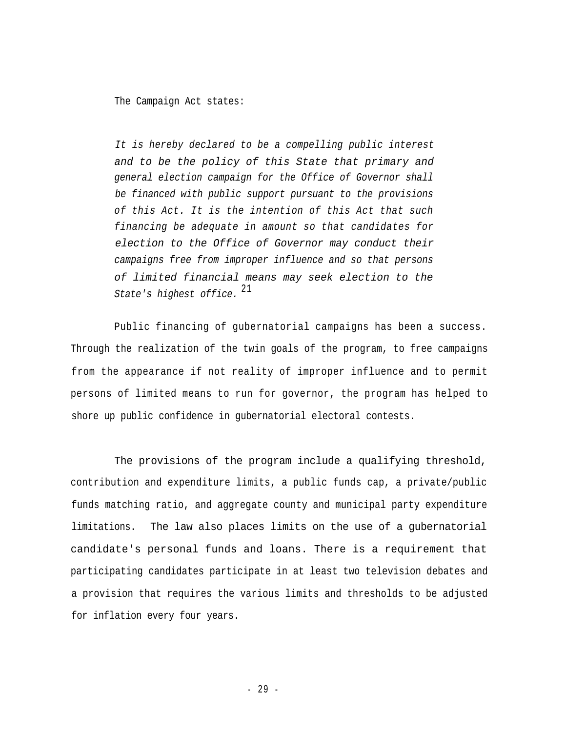The Campaign Act states:

> *It is hereby declared to be a compelling public interest and to be the policy of this State that primary and general election campaign for the Office of Governor shall be financed with public support pursuant to the provisions of this Act. It is the intention of this Act that such financing be adequate in amount so that candidates for election to the Office of Governor may conduct their campaigns free from improper influence and so that persons of limited financial means may seek election to the State's highest office.* [21]

Public financing of gubernatorial campaigns has been a success. Through the realization of the twin goals of the program, to free campaigns from the appearance if not reality of improper influence and to permit persons of limited means to run for governor, the program has helped to shore up public confidence in gubernatorial electoral contests.

The provisions of the program include a qualifying threshold, contribution and expenditure limits, a public funds cap, a private/public funds matching ratio, and aggregate county and municipal party expenditure limitations. The law also places limits on the use of a gubernatorial candidate's personal funds and loans. There is a requirement that participating candidates participate in at least two television debates and a provision that requires the various limits and thresholds to be adjusted for inflation every four years.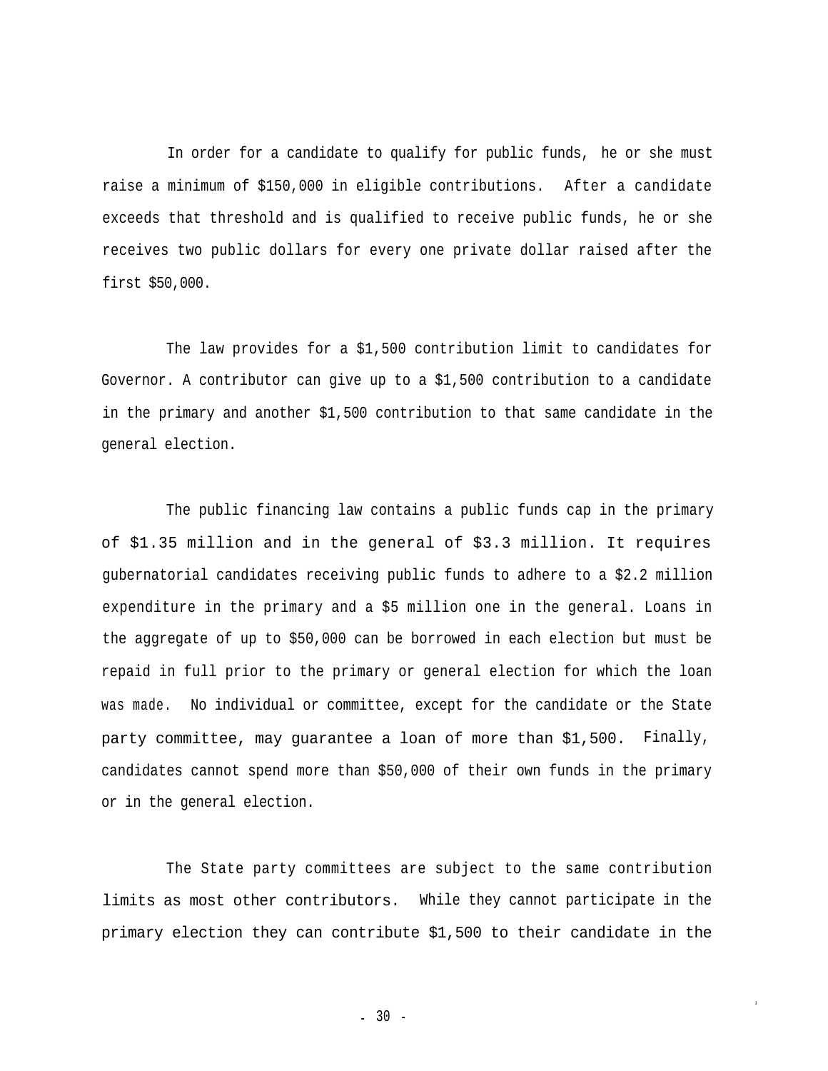In order for a candidate to qualify for public funds, he or she must raise a minimum of $150,000 in eligible contributions. After a candidate exceeds that threshold and is qualified to receive public funds, he or she receives two public dollars for every one private dollar raised after the first $50,000.

The law provides for a $1,500 contribution limit to candidates for Governor. A contributor can give up to a $1,500 contribution to a candidate in the primary and another $1,500 contribution to that same candidate in the general election.

The public financing law contains a public funds cap in the primary of $1.35 million and in the general of $3.3 million. It requires gubernatorial candidates receiving public funds to adhere to a $2.2 million expenditure in the primary and a $5 million one in the general. Loans in the aggregate of up to $50,000 can be borrowed in each election but must be repaid in full prior to the primary or general election for which the loan was made. No individual or committee, except for the candidate or the State party committee, may guarantee a loan of more than $1,500. Finally, candidates cannot spend more than $50,000 of their own funds in the primary or in the general election.

The State party committees are subject to the same contribution limits as most other contributors. While they cannot participate in the primary election they can contribute $1,500 to their candidate in the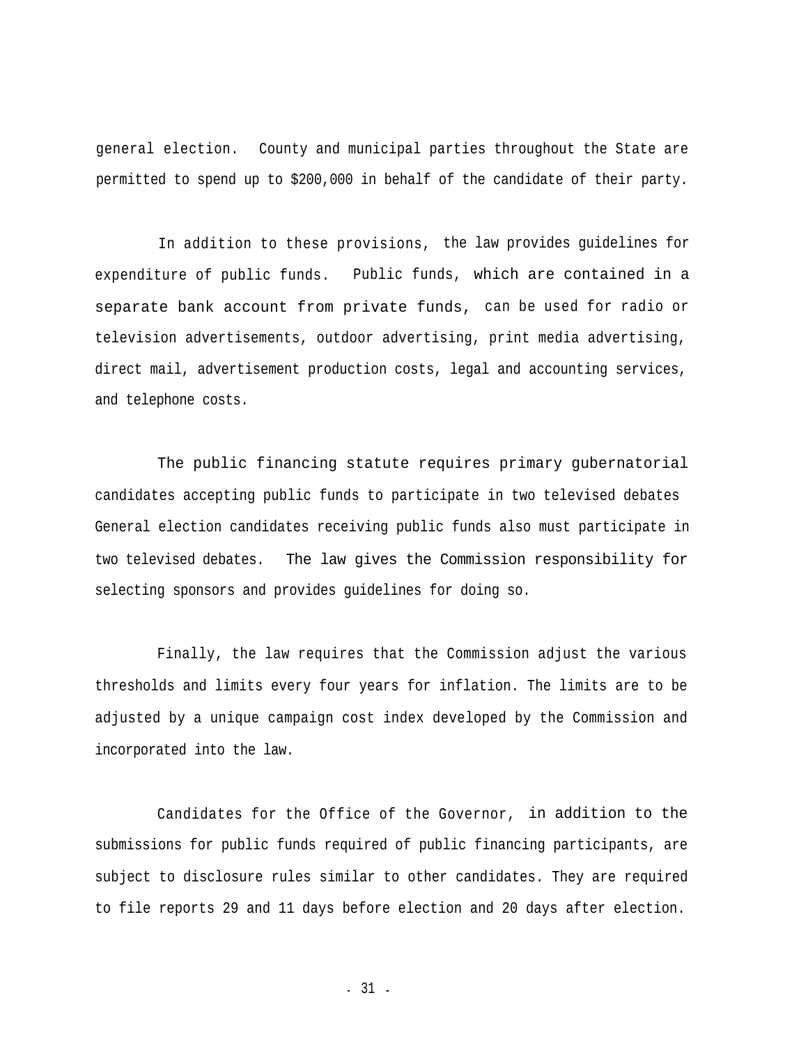general election. County and municipal parties throughout the State are permitted to spend up to $200,000 in behalf of the candidate of their party.

In addition to these provisions, the law provides guidelines for expenditure of public funds. Public funds, which are contained in a separate bank account from private funds, can be used for radio or television advertisements, outdoor advertising, print media advertising, direct mail, advertisement production costs, legal and accounting services, and telephone costs.

The public financing statute requires primary gubernatorial candidates accepting public funds to participate in two televised debates General election candidates receiving public funds also must participate in two televised debates. The law gives the Commission responsibility for selecting sponsors and provides guidelines for doing so.

Finally, the law requires that the Commission adjust the various thresholds and limits every four years for inflation. The limits are to be adjusted by a unique campaign cost index developed by the Commission and incorporated into the law.

Candidates for the Office of the Governor, in addition to the submissions for public funds required of public financing participants, are subject to disclosure rules similar to other candidates. They are required to file reports 29 and 11 days before election and 20 days after election.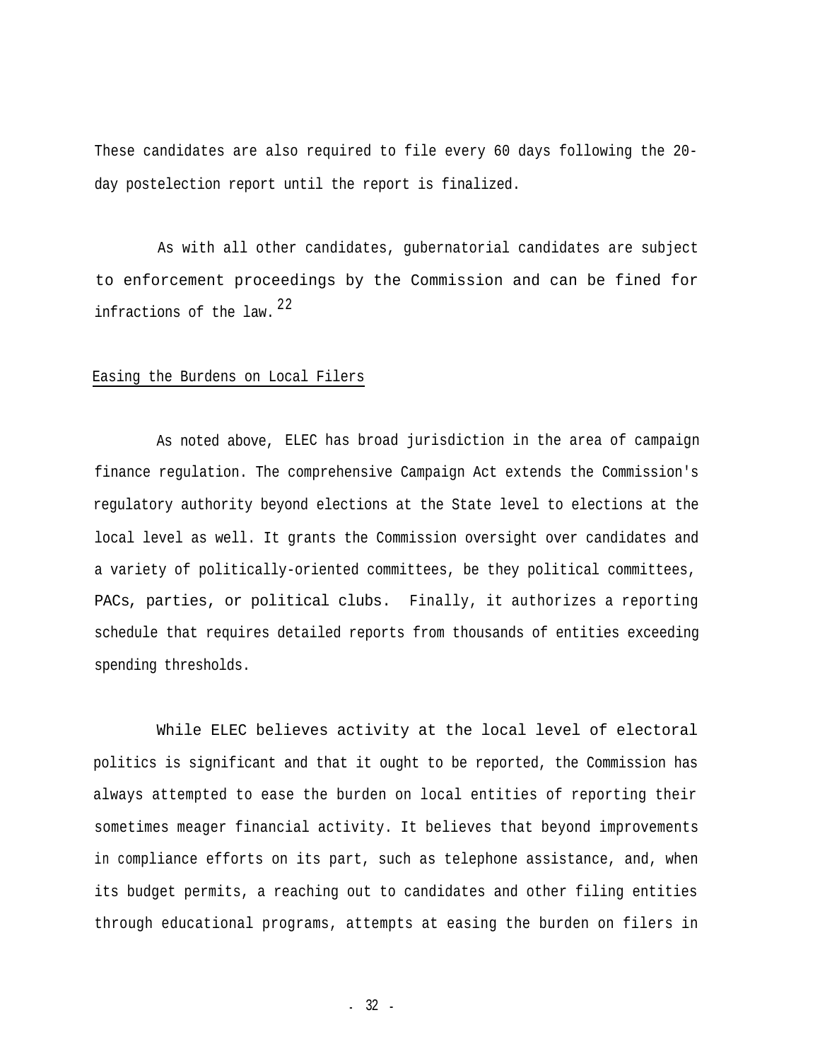These candidates are also required to file every 60 days following the 20-day postelection report until the report is finalized.

As with all other candidates, gubernatorial candidates are subject to enforcement proceedings by the Commission and can be fined for infractions of the law.[22]

## Easing the Burdens on Local Filers

As noted above, ELEC has broad jurisdiction in the area of campaign finance regulation. The comprehensive Campaign Act extends the Commission's regulatory authority beyond elections at the State level to elections at the local level as well. It grants the Commission oversight over candidates and a variety of politically-oriented committees, be they political committees, PACs, parties, or political clubs. Finally, it authorizes a reporting schedule that requires detailed reports from thousands of entities exceeding spending thresholds.

While ELEC believes activity at the local level of electoral politics is significant and that it ought to be reported, the Commission has always attempted to ease the burden on local entities of reporting their sometimes meager financial activity. It believes that beyond improvements in compliance efforts on its part, such as telephone assistance, and, when its budget permits, a reaching out to candidates and other filing entities through educational programs, attempts at easing the burden on filers in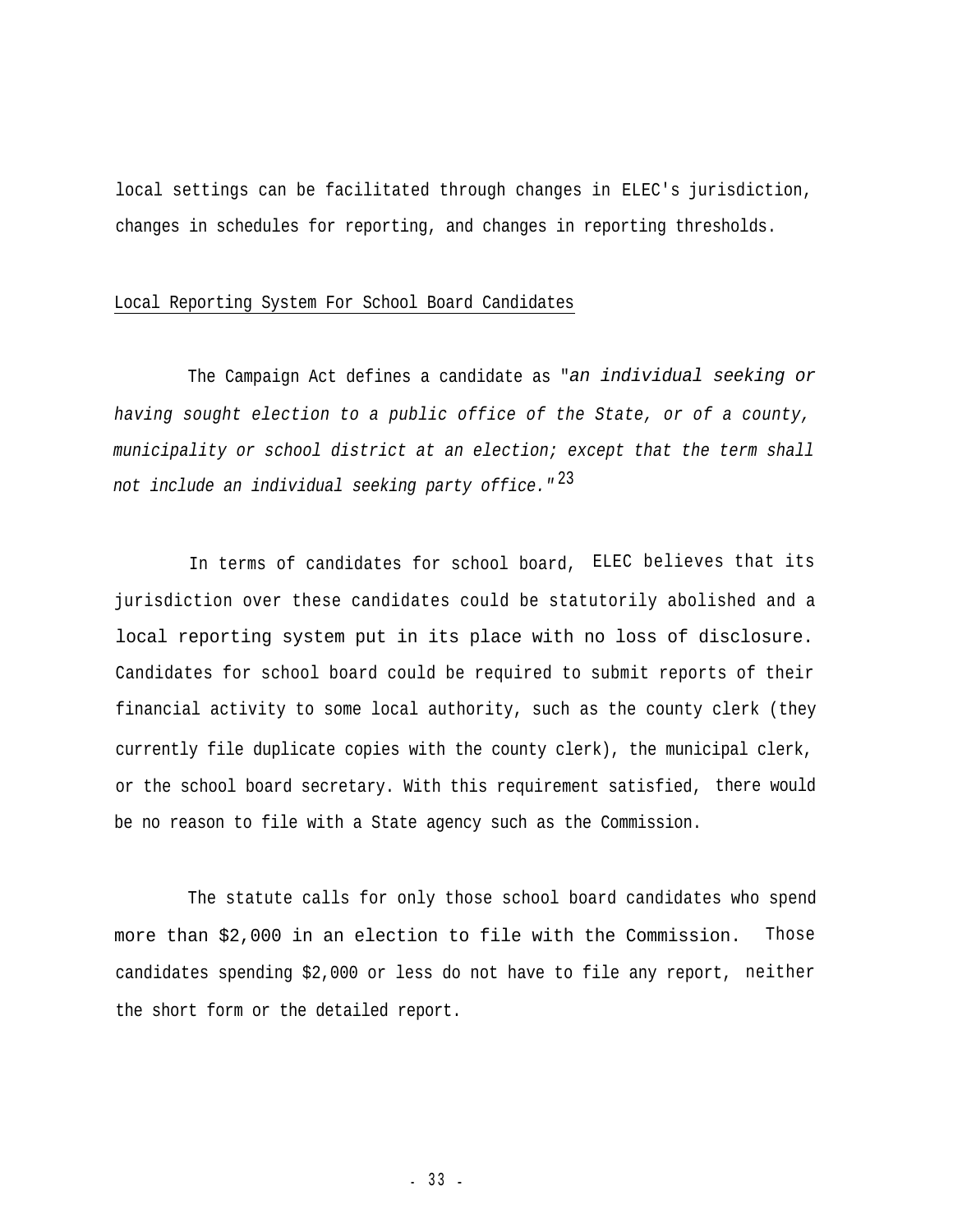local settings can be facilitated through changes in ELEC's jurisdiction, changes in schedules for reporting, and changes in reporting thresholds.

Local Reporting System For School Board Candidates

The Campaign Act defines a candidate as "*an individual seeking or having sought election to a public office of the State, or of a county, municipality or school district at an election; except that the term shall not include an individual seeking party office."*[23]

In terms of candidates for school board, ELEC believes that its jurisdiction over these candidates could be statutorily abolished and a local reporting system put in its place with no loss of disclosure. Candidates for school board could be required to submit reports of their financial activity to some local authority, such as the county clerk (they currently file duplicate copies with the county clerk), the municipal clerk, or the school board secretary. With this requirement satisfied, there would be no reason to file with a State agency such as the Commission.

The statute calls for only those school board candidates who spend more than $2,000 in an election to file with the Commission. Those candidates spending $2,000 or less do not have to file any report, neither the short form or the detailed report.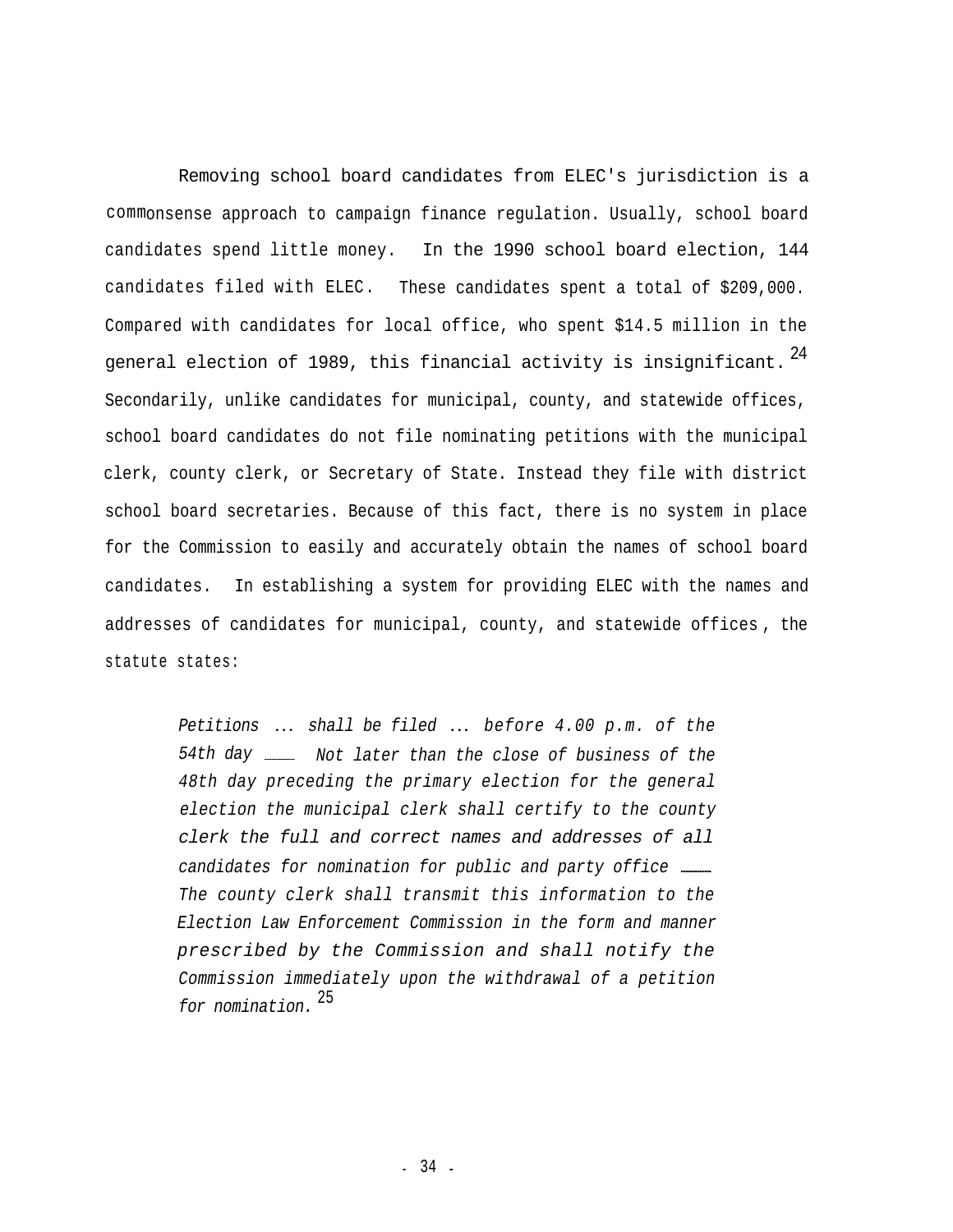Removing school board candidates from ELEC's jurisdiction is a commonsense approach to campaign finance regulation. Usually, school board candidates spend little money. In the 1990 school board election, 144 candidates filed with ELEC. These candidates spent a total of $209,000. Compared with candidates for local office, who spent $14.5 million in the general election of 1989, this financial activity is insignificant.[24] Secondarily, unlike candidates for municipal, county, and statewide offices, school board candidates do not file nominating petitions with the municipal clerk, county clerk, or Secretary of State. Instead they file with district school board secretaries. Because of this fact, there is no system in place for the Commission to easily and accurately obtain the names of school board candidates. In establishing a system for providing ELEC with the names and addresses of candidates for municipal, county, and statewide offices, the statute states:

> *Petitions ... shall be filed ... before 4.00 p.m. of the 54th day ..... Not later than the close of business of the 48th day preceding the primary election for the general election the municipal clerk shall certify to the county clerk the full and correct names and addresses of all candidates for nomination for public and party office ...... The county clerk shall transmit this information to the Election Law Enforcement Commission in the form and manner prescribed by the Commission and shall notify the Commission immediately upon the withdrawal of a petition for nomination.*[25]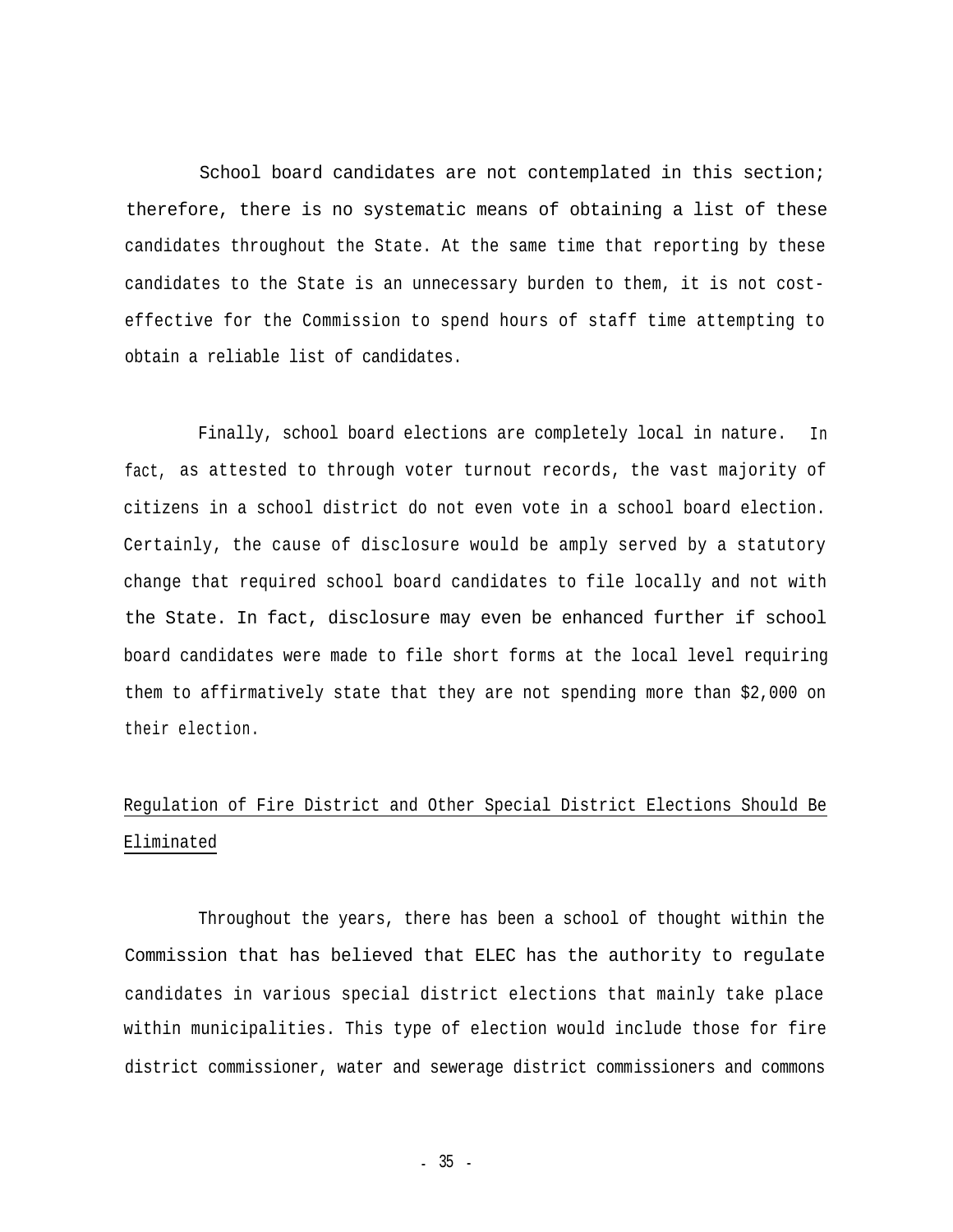School board candidates are not contemplated in this section; therefore, there is no systematic means of obtaining a list of these candidates throughout the State. At the same time that reporting by these candidates to the State is an unnecessary burden to them, it is not cost-effective for the Commission to spend hours of staff time attempting to obtain a reliable list of candidates.

Finally, school board elections are completely local in nature. In fact, as attested to through voter turnout records, the vast majority of citizens in a school district do not even vote in a school board election. Certainly, the cause of disclosure would be amply served by a statutory change that required school board candidates to file locally and not with the State. In fact, disclosure may even be enhanced further if school board candidates were made to file short forms at the local level requiring them to affirmatively state that they are not spending more than $2,000 on their election.

## Regulation of Fire District and Other Special District Elections Should Be Eliminated

Throughout the years, there has been a school of thought within the Commission that has believed that ELEC has the authority to regulate candidates in various special district elections that mainly take place within municipalities. This type of election would include those for fire district commissioner, water and sewerage district commissioners and commons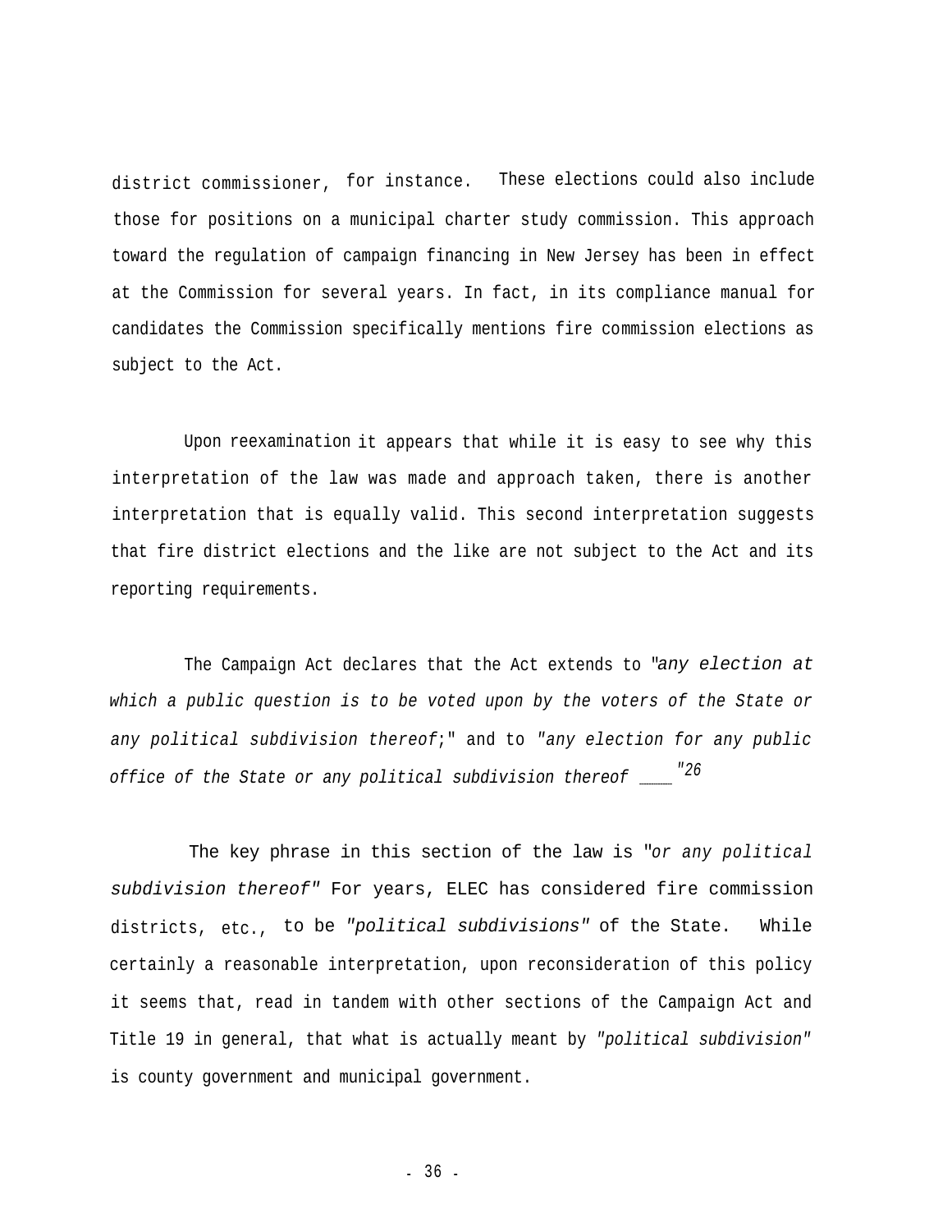district commissioner, for instance. These elections could also include those for positions on a municipal charter study commission. This approach toward the regulation of campaign financing in New Jersey has been in effect at the Commission for several years. In fact, in its compliance manual for candidates the Commission specifically mentions fire commission elections as subject to the Act.

Upon reexamination it appears that while it is easy to see why this interpretation of the law was made and approach taken, there is another interpretation that is equally valid. This second interpretation suggests that fire district elections and the like are not subject to the Act and its reporting requirements.

The Campaign Act declares that the Act extends to "*any election at which a public question is to be voted upon by the voters of the State or any political subdivision thereof*;" and to *"any election for any public office of the State or any political subdivision thereof ____"*[26]

The key phrase in this section of the law is "*or any political subdivision thereof*" For years, ELEC has considered fire commission districts, etc., to be *"political subdivisions"* of the State. While certainly a reasonable interpretation, upon reconsideration of this policy it seems that, read in tandem with other sections of the Campaign Act and Title 19 in general, that what is actually meant by *"political subdivision"* is county government and municipal government.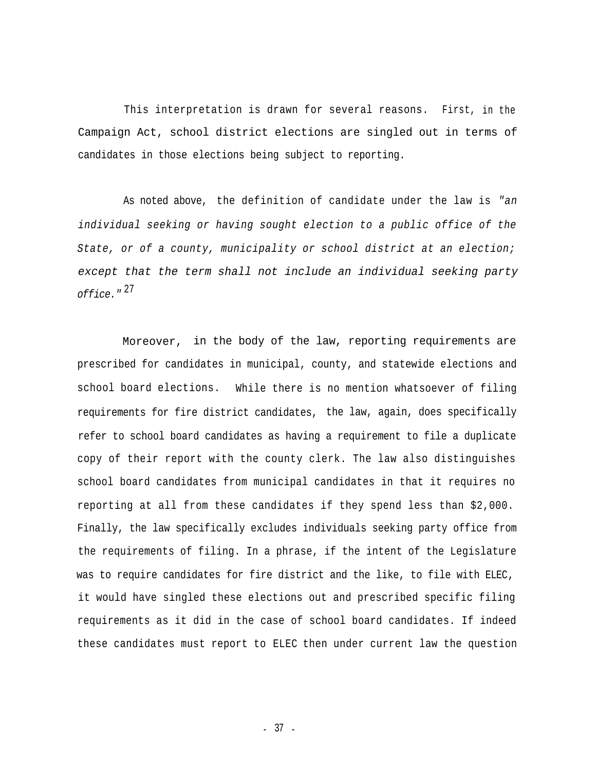This interpretation is drawn for several reasons. First, in the Campaign Act, school district elections are singled out in terms of candidates in those elections being subject to reporting.

As noted above, the definition of candidate under the law is *"an individual seeking or having sought election to a public office of the State, or of a county, municipality or school district at an election; except that the term shall not include an individual seeking party office."*[27]

Moreover, in the body of the law, reporting requirements are prescribed for candidates in municipal, county, and statewide elections and school board elections. While there is no mention whatsoever of filing requirements for fire district candidates, the law, again, does specifically refer to school board candidates as having a requirement to file a duplicate copy of their report with the county clerk. The law also distinguishes school board candidates from municipal candidates in that it requires no reporting at all from these candidates if they spend less than $2,000. Finally, the law specifically excludes individuals seeking party office from the requirements of filing. In a phrase, if the intent of the Legislature was to require candidates for fire district and the like, to file with ELEC, it would have singled these elections out and prescribed specific filing requirements as it did in the case of school board candidates. If indeed these candidates must report to ELEC then under current law the question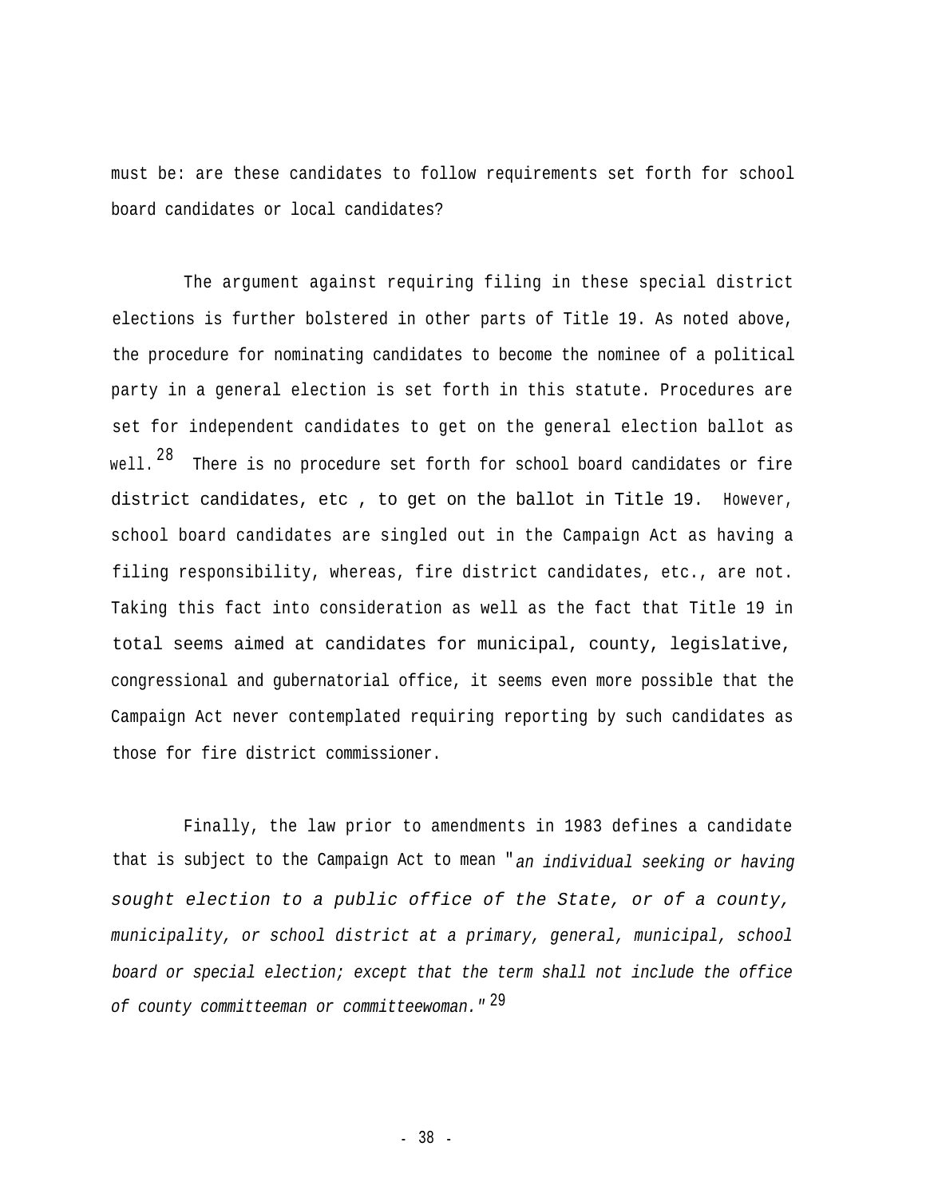must be: are these candidates to follow requirements set forth for school board candidates or local candidates?

The argument against requiring filing in these special district elections is further bolstered in other parts of Title 19. As noted above, the procedure for nominating candidates to become the nominee of a political party in a general election is set forth in this statute. Procedures are set for independent candidates to get on the general election ballot as well.[28] There is no procedure set forth for school board candidates or fire district candidates, etc , to get on the ballot in Title 19. However, school board candidates are singled out in the Campaign Act as having a filing responsibility, whereas, fire district candidates, etc., are not. Taking this fact into consideration as well as the fact that Title 19 in total seems aimed at candidates for municipal, county, legislative, congressional and gubernatorial office, it seems even more possible that the Campaign Act never contemplated requiring reporting by such candidates as those for fire district commissioner.

Finally, the law prior to amendments in 1983 defines a candidate that is subject to the Campaign Act to mean "*an individual seeking or having sought election to a public office of the State, or of a county, municipality, or school district at a primary, general, municipal, school board or special election; except that the term shall not include the office of county committeeman or committeewoman.*"[29]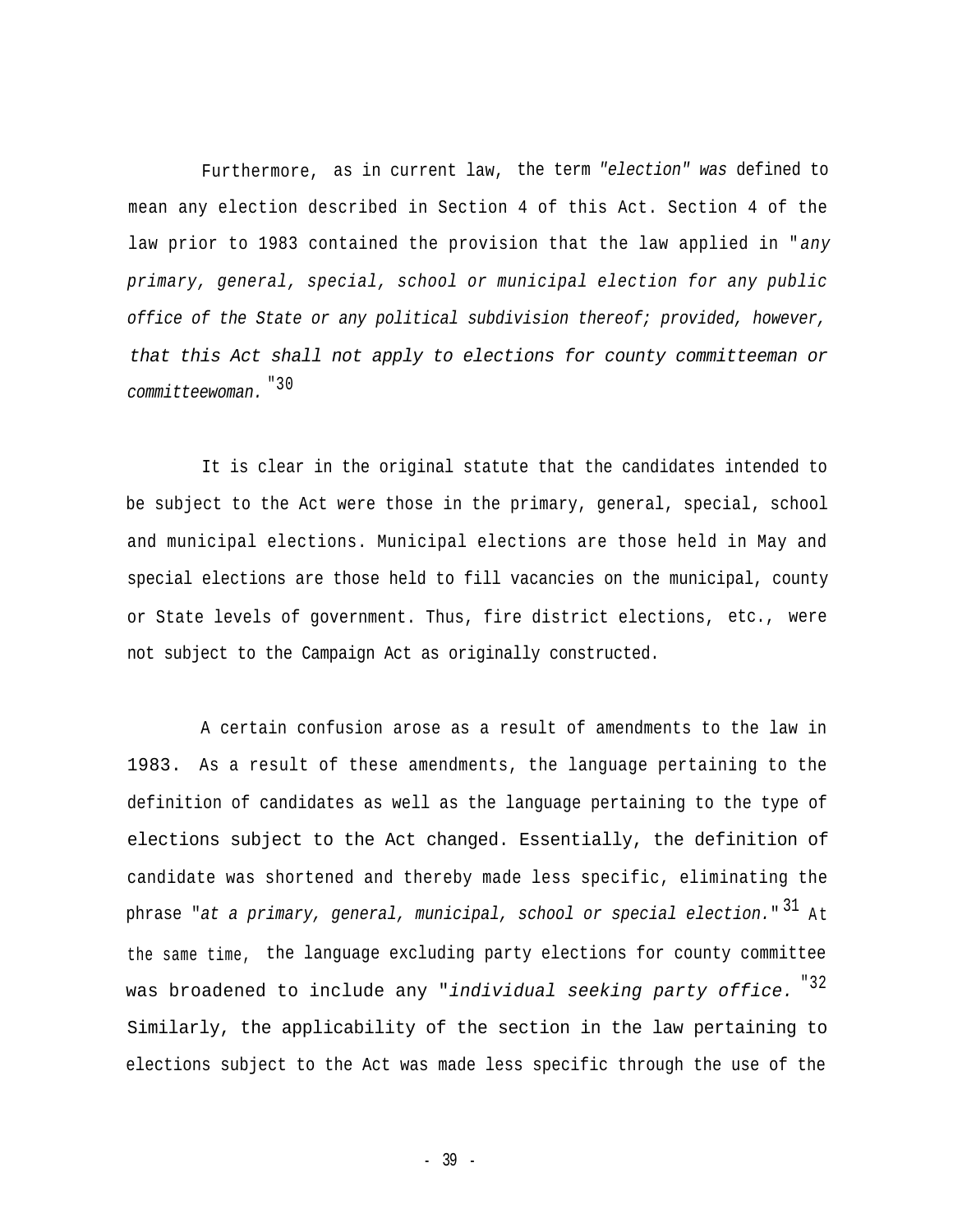Furthermore, as in current law, the term *"election" was* defined to mean any election described in Section 4 of this Act. Section 4 of the law prior to 1983 contained the provision that the law applied in "*any primary, general, special, school or municipal election for any public office of the State or any political subdivision thereof; provided, however, that this Act shall not apply to elections for county committeeman or committeewoman.*"[30]

It is clear in the original statute that the candidates intended to be subject to the Act were those in the primary, general, special, school and municipal elections. Municipal elections are those held in May and special elections are those held to fill vacancies on the municipal, county or State levels of government. Thus, fire district elections, etc., were not subject to the Campaign Act as originally constructed.

A certain confusion arose as a result of amendments to the law in 1983. As a result of these amendments, the language pertaining to the definition of candidates as well as the language pertaining to the type of elections subject to the Act changed. Essentially, the definition of candidate was shortened and thereby made less specific, eliminating the phrase "*at a primary, general, municipal, school or special election.*"[31] At the same time, the language excluding party elections for county committee was broadened to include any "*individual seeking party office.*"[32] Similarly, the applicability of the section in the law pertaining to elections subject to the Act was made less specific through the use of the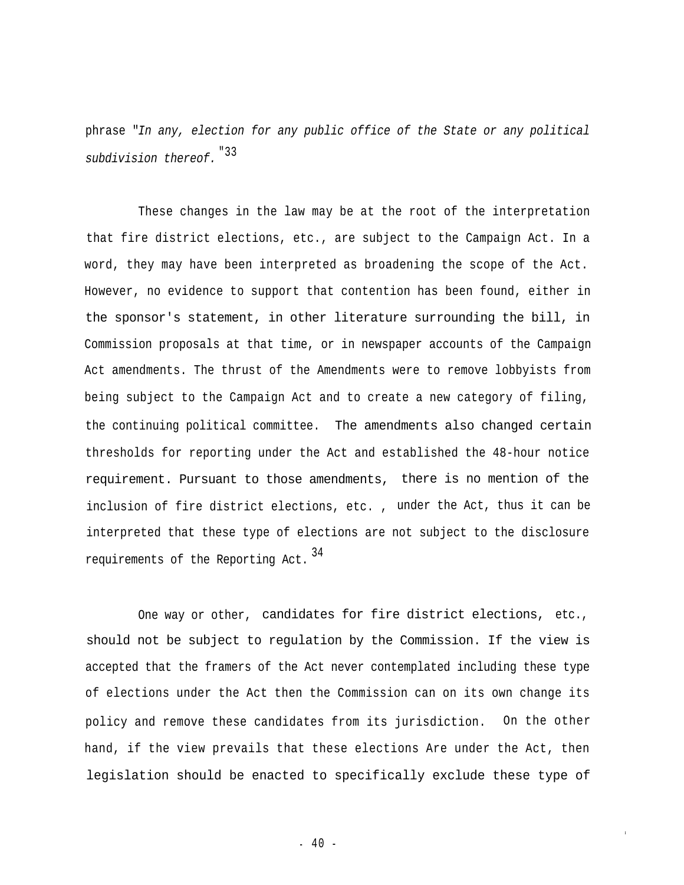phrase "*In any, election for any public office of the State or any political subdivision thereof.*"[33]

These changes in the law may be at the root of the interpretation that fire district elections, etc., are subject to the Campaign Act. In a word, they may have been interpreted as broadening the scope of the Act. However, no evidence to support that contention has been found, either in the sponsor's statement, in other literature surrounding the bill, in Commission proposals at that time, or in newspaper accounts of the Campaign Act amendments. The thrust of the Amendments were to remove lobbyists from being subject to the Campaign Act and to create a new category of filing, the continuing political committee. The amendments also changed certain thresholds for reporting under the Act and established the 48-hour notice requirement. Pursuant to those amendments, there is no mention of the inclusion of fire district elections, etc. , under the Act, thus it can be interpreted that these type of elections are not subject to the disclosure requirements of the Reporting Act.[34]

One way or other, candidates for fire district elections, etc., should not be subject to regulation by the Commission. If the view is accepted that the framers of the Act never contemplated including these type of elections under the Act then the Commission can on its own change its policy and remove these candidates from its jurisdiction. On the other hand, if the view prevails that these elections Are under the Act, then legislation should be enacted to specifically exclude these type of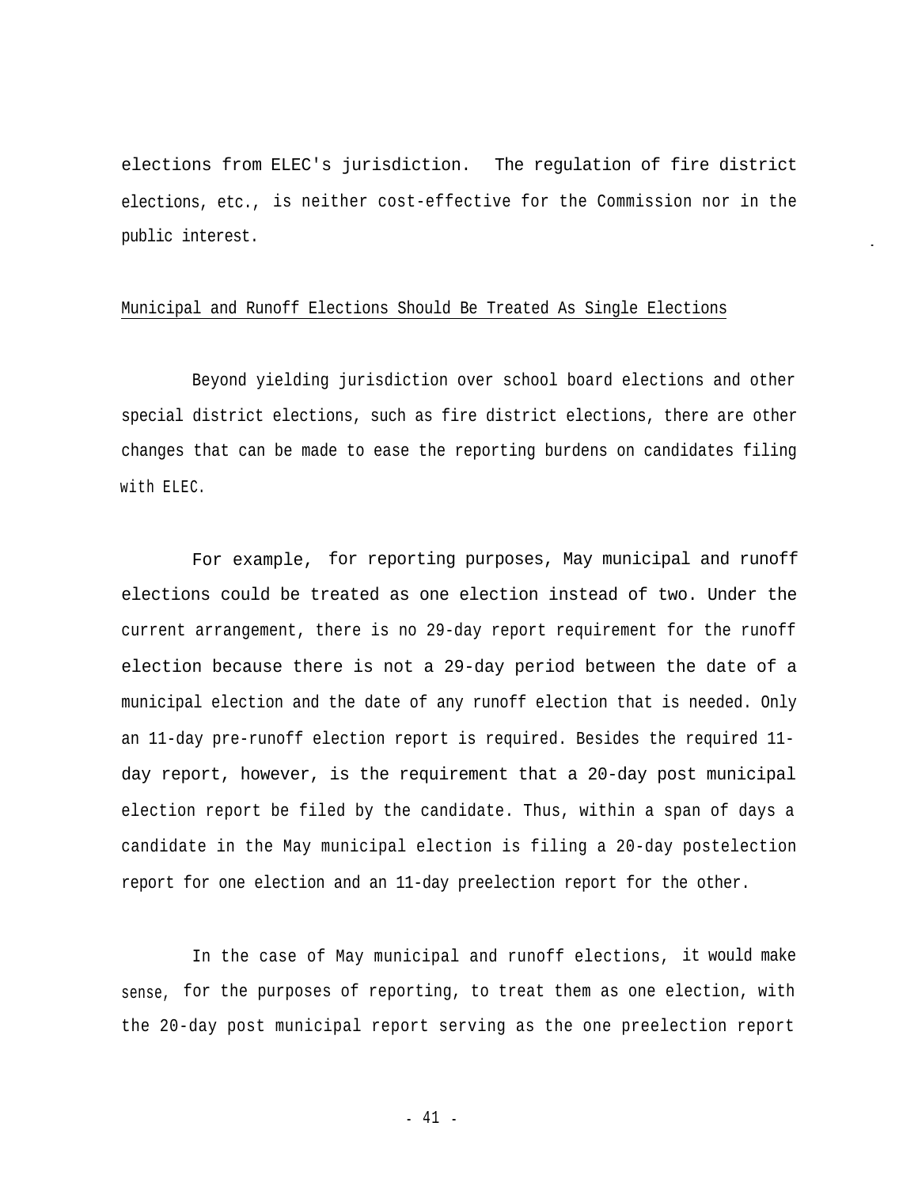elections from ELEC's jurisdiction. The regulation of fire district elections, etc., is neither cost-effective for the Commission nor in the public interest.

## Municipal and Runoff Elections Should Be Treated As Single Elections

Beyond yielding jurisdiction over school board elections and other special district elections, such as fire district elections, there are other changes that can be made to ease the reporting burdens on candidates filing with ELEC.

For example, for reporting purposes, May municipal and runoff elections could be treated as one election instead of two. Under the current arrangement, there is no 29-day report requirement for the runoff election because there is not a 29-day period between the date of a municipal election and the date of any runoff election that is needed. Only an 11-day pre-runoff election report is required. Besides the required 11-day report, however, is the requirement that a 20-day post municipal election report be filed by the candidate. Thus, within a span of days a candidate in the May municipal election is filing a 20-day postelection report for one election and an 11-day preelection report for the other.

In the case of May municipal and runoff elections, it would make sense, for the purposes of reporting, to treat them as one election, with the 20-day post municipal report serving as the one preelection report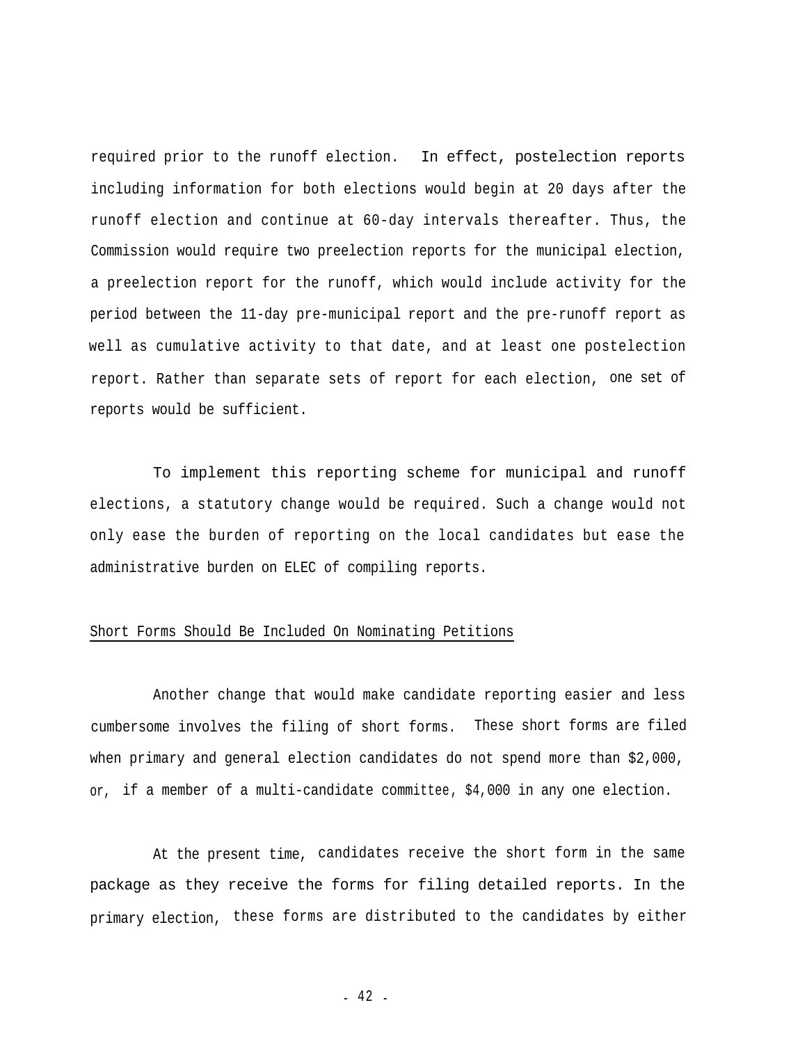required prior to the runoff election. In effect, postelection reports including information for both elections would begin at 20 days after the runoff election and continue at 60-day intervals thereafter. Thus, the Commission would require two preelection reports for the municipal election, a preelection report for the runoff, which would include activity for the period between the 11-day pre-municipal report and the pre-runoff report as well as cumulative activity to that date, and at least one postelection report. Rather than separate sets of report for each election, one set of reports would be sufficient.

To implement this reporting scheme for municipal and runoff elections, a statutory change would be required. Such a change would not only ease the burden of reporting on the local candidates but ease the administrative burden on ELEC of compiling reports.

## Short Forms Should Be Included On Nominating Petitions

Another change that would make candidate reporting easier and less cumbersome involves the filing of short forms. These short forms are filed when primary and general election candidates do not spend more than $2,000, or, if a member of a multi-candidate committee, $4,000 in any one election.

At the present time, candidates receive the short form in the same package as they receive the forms for filing detailed reports. In the primary election, these forms are distributed to the candidates by either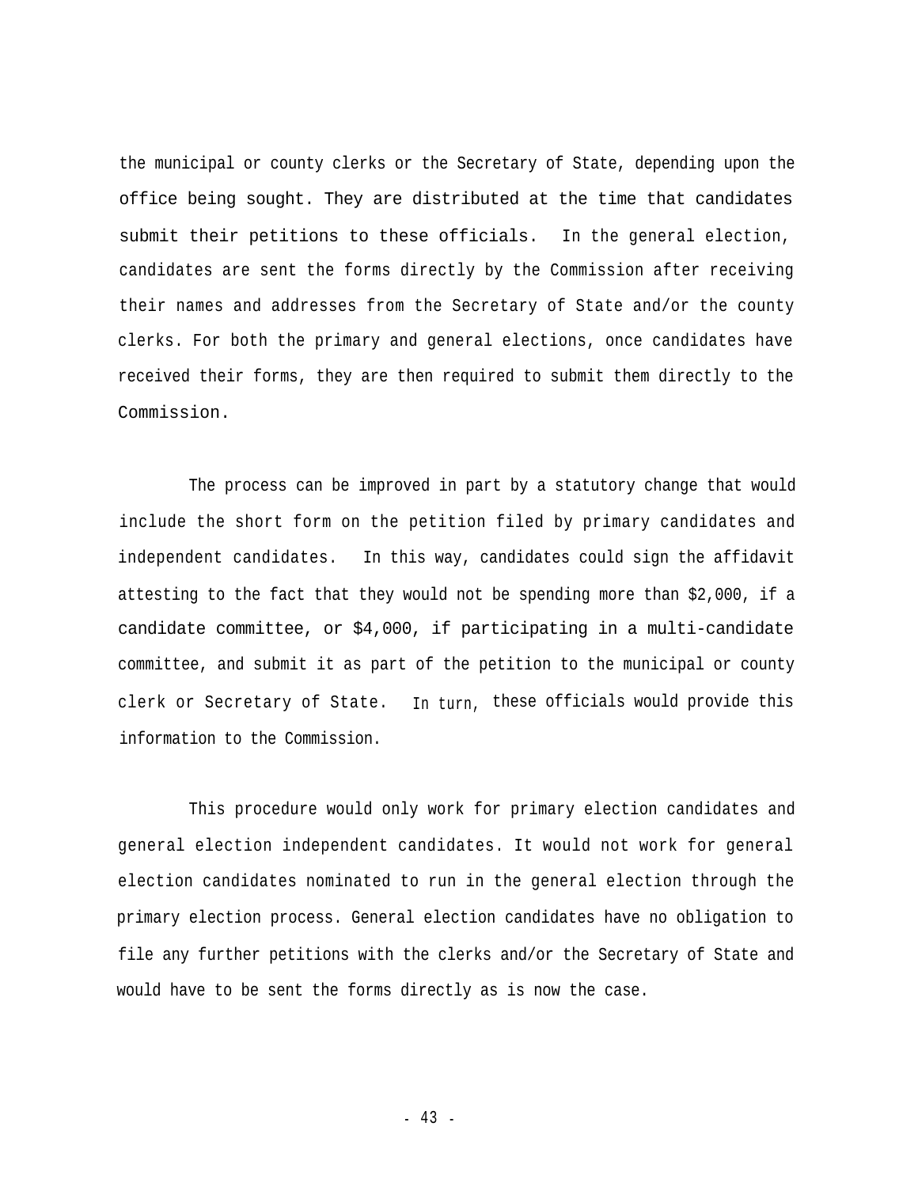the municipal or county clerks or the Secretary of State, depending upon the office being sought. They are distributed at the time that candidates submit their petitions to these officials. In the general election, candidates are sent the forms directly by the Commission after receiving their names and addresses from the Secretary of State and/or the county clerks. For both the primary and general elections, once candidates have received their forms, they are then required to submit them directly to the Commission.

The process can be improved in part by a statutory change that would include the short form on the petition filed by primary candidates and independent candidates. In this way, candidates could sign the affidavit attesting to the fact that they would not be spending more than $2,000, if a candidate committee, or $4,000, if participating in a multi-candidate committee, and submit it as part of the petition to the municipal or county clerk or Secretary of State. In turn, these officials would provide this information to the Commission.

This procedure would only work for primary election candidates and general election independent candidates. It would not work for general election candidates nominated to run in the general election through the primary election process. General election candidates have no obligation to file any further petitions with the clerks and/or the Secretary of State and would have to be sent the forms directly as is now the case.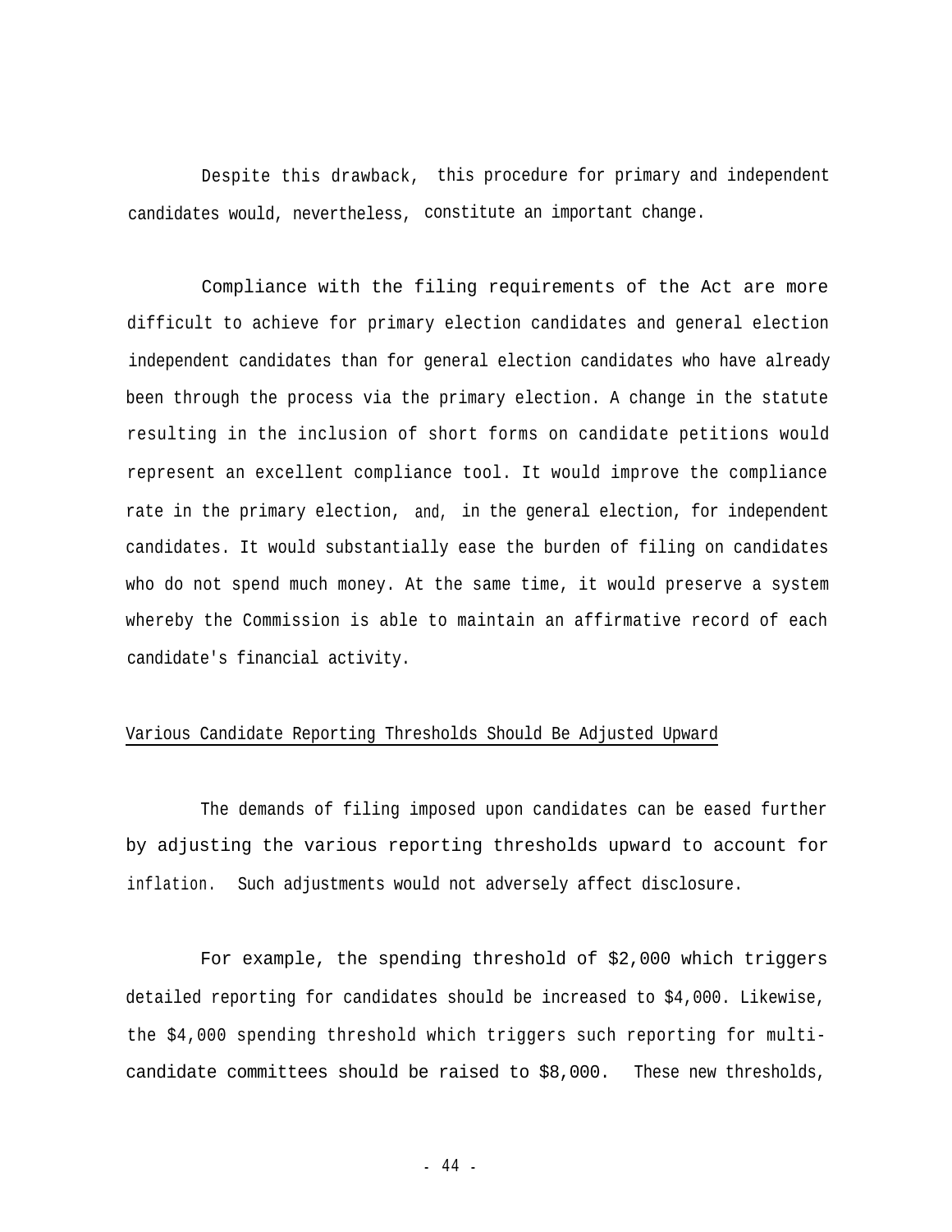Despite this drawback, this procedure for primary and independent candidates would, nevertheless, constitute an important change.

Compliance with the filing requirements of the Act are more difficult to achieve for primary election candidates and general election independent candidates than for general election candidates who have already been through the process via the primary election. A change in the statute resulting in the inclusion of short forms on candidate petitions would represent an excellent compliance tool. It would improve the compliance rate in the primary election, and, in the general election, for independent candidates. It would substantially ease the burden of filing on candidates who do not spend much money. At the same time, it would preserve a system whereby the Commission is able to maintain an affirmative record of each candidate's financial activity.

## Various Candidate Reporting Thresholds Should Be Adjusted Upward

The demands of filing imposed upon candidates can be eased further by adjusting the various reporting thresholds upward to account for inflation. Such adjustments would not adversely affect disclosure.

For example, the spending threshold of $2,000 which triggers detailed reporting for candidates should be increased to $4,000. Likewise, the $4,000 spending threshold which triggers such reporting for multi-candidate committees should be raised to $8,000. These new thresholds,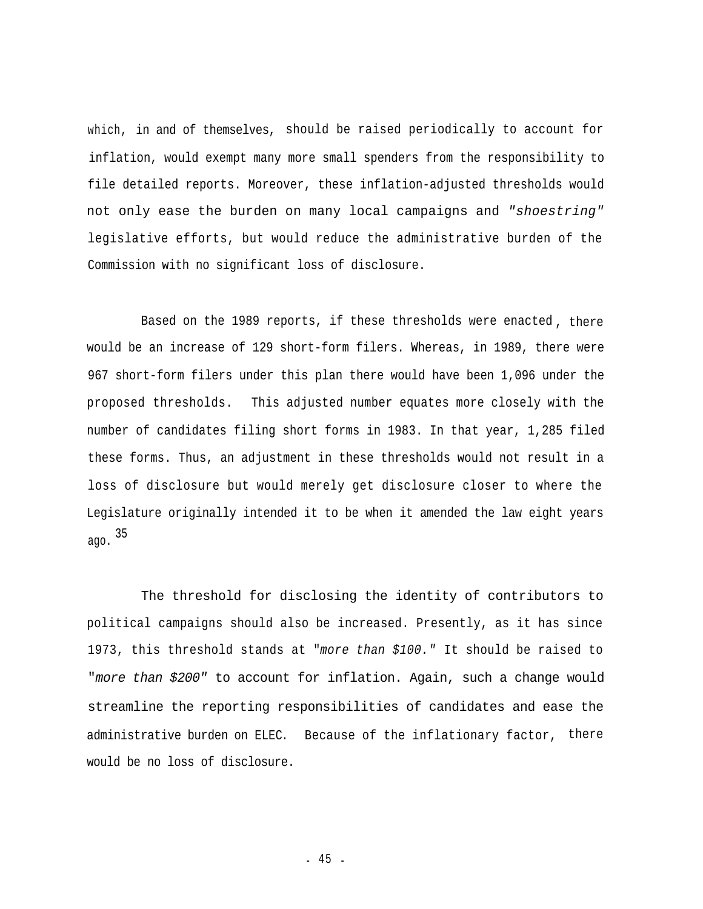which, in and of themselves, should be raised periodically to account for inflation, would exempt many more small spenders from the responsibility to file detailed reports. Moreover, these inflation-adjusted thresholds would not only ease the burden on many local campaigns and *"shoestring"* legislative efforts, but would reduce the administrative burden of the Commission with no significant loss of disclosure.

Based on the 1989 reports, if these thresholds were enacted, there would be an increase of 129 short-form filers. Whereas, in 1989, there were 967 short-form filers under this plan there would have been 1,096 under the proposed thresholds. This adjusted number equates more closely with the number of candidates filing short forms in 1983. In that year, 1,285 filed these forms. Thus, an adjustment in these thresholds would not result in a loss of disclosure but would merely get disclosure closer to where the Legislature originally intended it to be when it amended the law eight years ago.[35]

The threshold for disclosing the identity of contributors to political campaigns should also be increased. Presently, as it has since 1973, this threshold stands at *"more than $100."* It should be raised to *"more than $200"* to account for inflation. Again, such a change would streamline the reporting responsibilities of candidates and ease the administrative burden on ELEC. Because of the inflationary factor, there would be no loss of disclosure.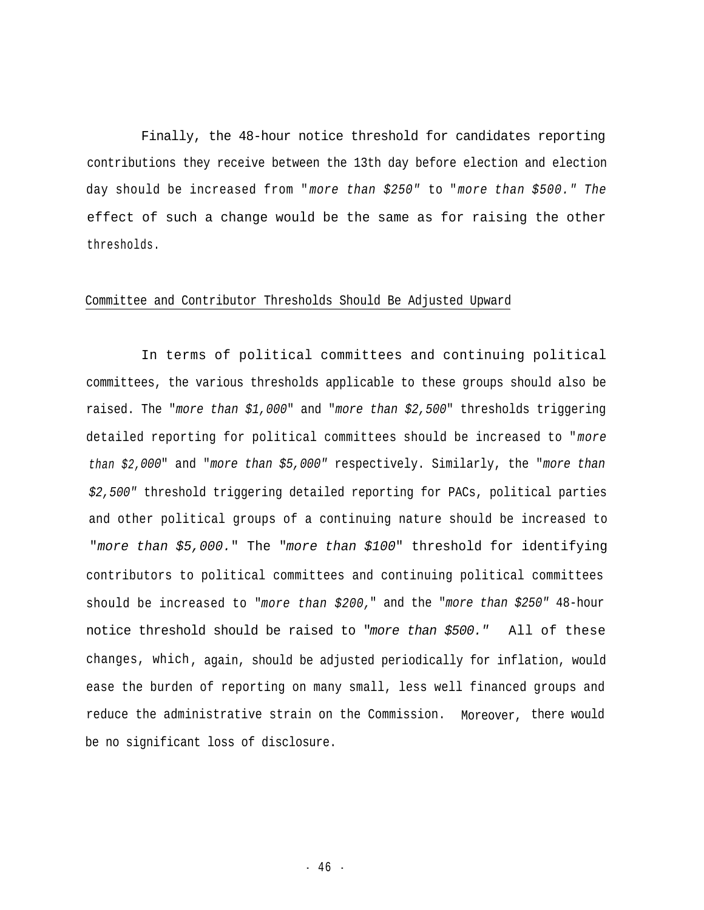Finally, the 48-hour notice threshold for candidates reporting contributions they receive between the 13th day before election and election day should be increased from "*more than $250*" to "*more than $500.*" The effect of such a change would be the same as for raising the other thresholds.

## Committee and Contributor Thresholds Should Be Adjusted Upward

In terms of political committees and continuing political committees, the various thresholds applicable to these groups should also be raised. The "*more than $1,000*" and "*more than $2,500*" thresholds triggering detailed reporting for political committees should be increased to "*more than $2,000*" and "*more than $5,000*" respectively. Similarly, the "*more than $2,500*" threshold triggering detailed reporting for PACs, political parties and other political groups of a continuing nature should be increased to "*more than $5,000.*" The "*more than $100*" threshold for identifying contributors to political committees and continuing political committees should be increased to "*more than $200,*" and the "*more than $250*" 48-hour notice threshold should be raised to "*more than $500.*" All of these changes, which, again, should be adjusted periodically for inflation, would ease the burden of reporting on many small, less well financed groups and reduce the administrative strain on the Commission. Moreover, there would be no significant loss of disclosure.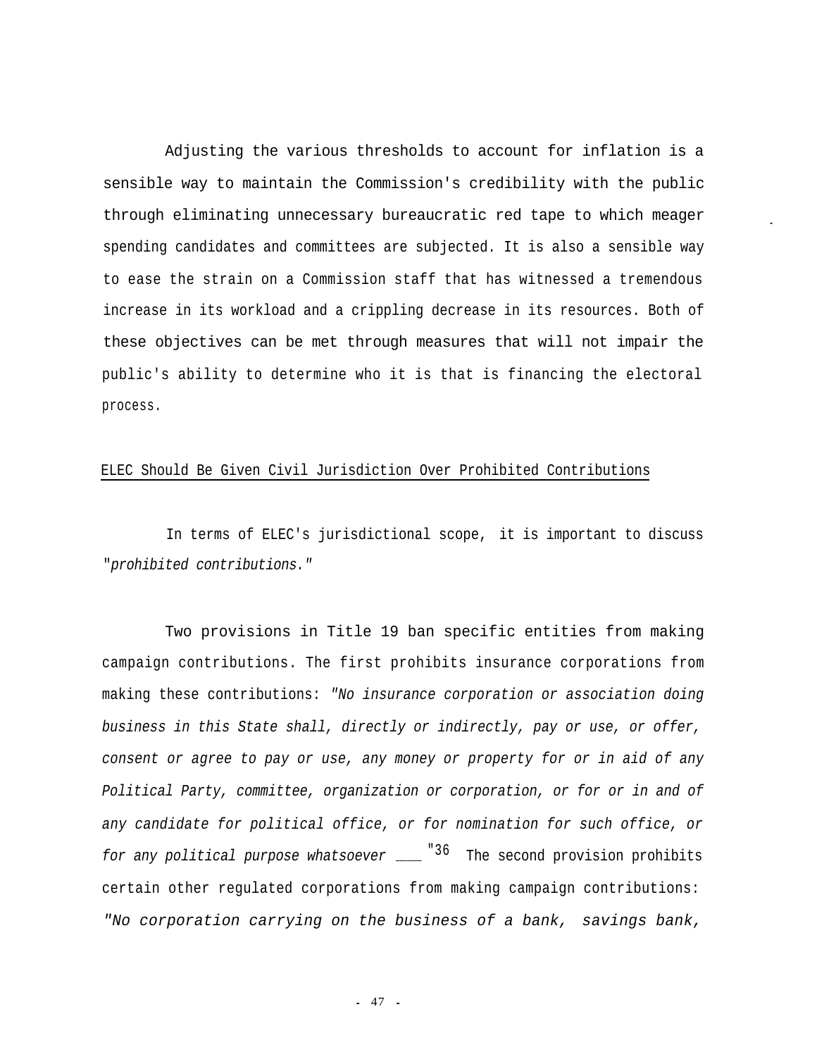Adjusting the various thresholds to account for inflation is a sensible way to maintain the Commission's credibility with the public through eliminating unnecessary bureaucratic red tape to which meager spending candidates and committees are subjected. It is also a sensible way to ease the strain on a Commission staff that has witnessed a tremendous increase in its workload and a crippling decrease in its resources. Both of these objectives can be met through measures that will not impair the public's ability to determine who it is that is financing the electoral process.

## ELEC Should Be Given Civil Jurisdiction Over Prohibited Contributions

In terms of ELEC's jurisdictional scope, it is important to discuss "*prohibited contributions.*"

Two provisions in Title 19 ban specific entities from making campaign contributions. The first prohibits insurance corporations from making these contributions: *"No insurance corporation or association doing business in this State shall, directly or indirectly, pay or use, or offer, consent or agree to pay or use, any money or property for or in aid of any Political Party, committee, organization or corporation, or for or in and of any candidate for political office, or for nomination for such office, or for any political purpose whatsoever ___ "*[36] The second provision prohibits certain other regulated corporations from making campaign contributions: *"No corporation carrying on the business of a bank, savings bank,*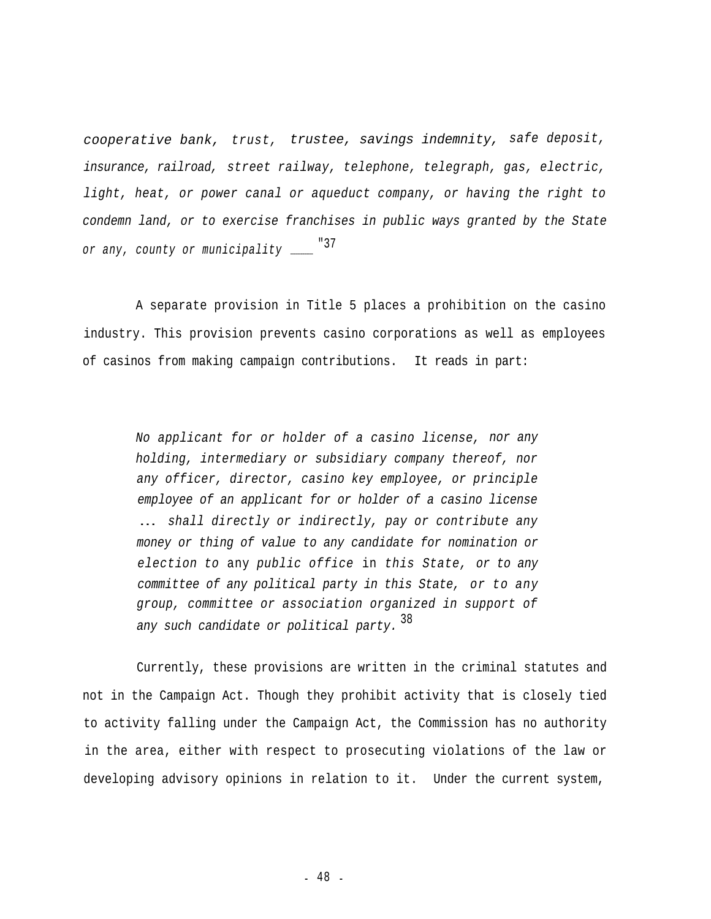*cooperative bank, trust, trustee, savings indemnity, safe deposit, insurance, railroad, street railway, telephone, telegraph, gas, electric, light, heat, or power canal or aqueduct company, or having the right to condemn land, or to exercise franchises in public ways granted by the State or any, county or municipality ____* "[37]

A separate provision in Title 5 places a prohibition on the casino industry. This provision prevents casino corporations as well as employees of casinos from making campaign contributions. It reads in part:

> *No applicant for or holder of a casino license, nor any holding, intermediary or subsidiary company thereof, nor any officer, director, casino key employee, or principle employee of an applicant for or holder of a casino license ... shall directly or indirectly, pay or contribute any money or thing of value to any candidate for nomination or election to* any *public office* in *this State, or to any committee of any political party in this State, or to any group, committee or association organized in support of any such candidate or political party.*[38]

Currently, these provisions are written in the criminal statutes and not in the Campaign Act. Though they prohibit activity that is closely tied to activity falling under the Campaign Act, the Commission has no authority in the area, either with respect to prosecuting violations of the law or developing advisory opinions in relation to it. Under the current system,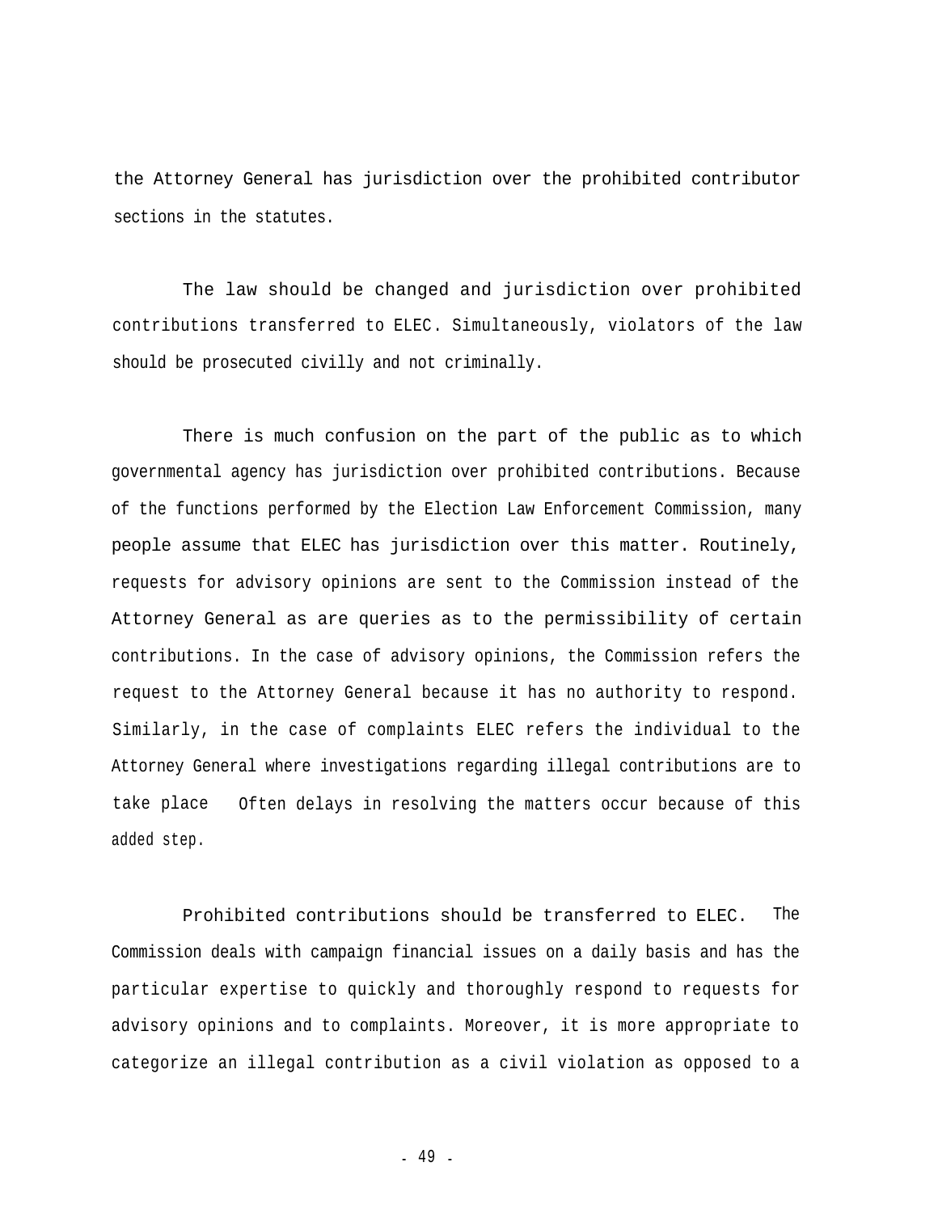the Attorney General has jurisdiction over the prohibited contributor sections in the statutes.

The law should be changed and jurisdiction over prohibited contributions transferred to ELEC. Simultaneously, violators of the law should be prosecuted civilly and not criminally.

There is much confusion on the part of the public as to which governmental agency has jurisdiction over prohibited contributions. Because of the functions performed by the Election Law Enforcement Commission, many people assume that ELEC has jurisdiction over this matter. Routinely, requests for advisory opinions are sent to the Commission instead of the Attorney General as are queries as to the permissibility of certain contributions. In the case of advisory opinions, the Commission refers the request to the Attorney General because it has no authority to respond. Similarly, in the case of complaints ELEC refers the individual to the Attorney General where investigations regarding illegal contributions are to take place Often delays in resolving the matters occur because of this added step.

Prohibited contributions should be transferred to ELEC. The Commission deals with campaign financial issues on a daily basis and has the particular expertise to quickly and thoroughly respond to requests for advisory opinions and to complaints. Moreover, it is more appropriate to categorize an illegal contribution as a civil violation as opposed to a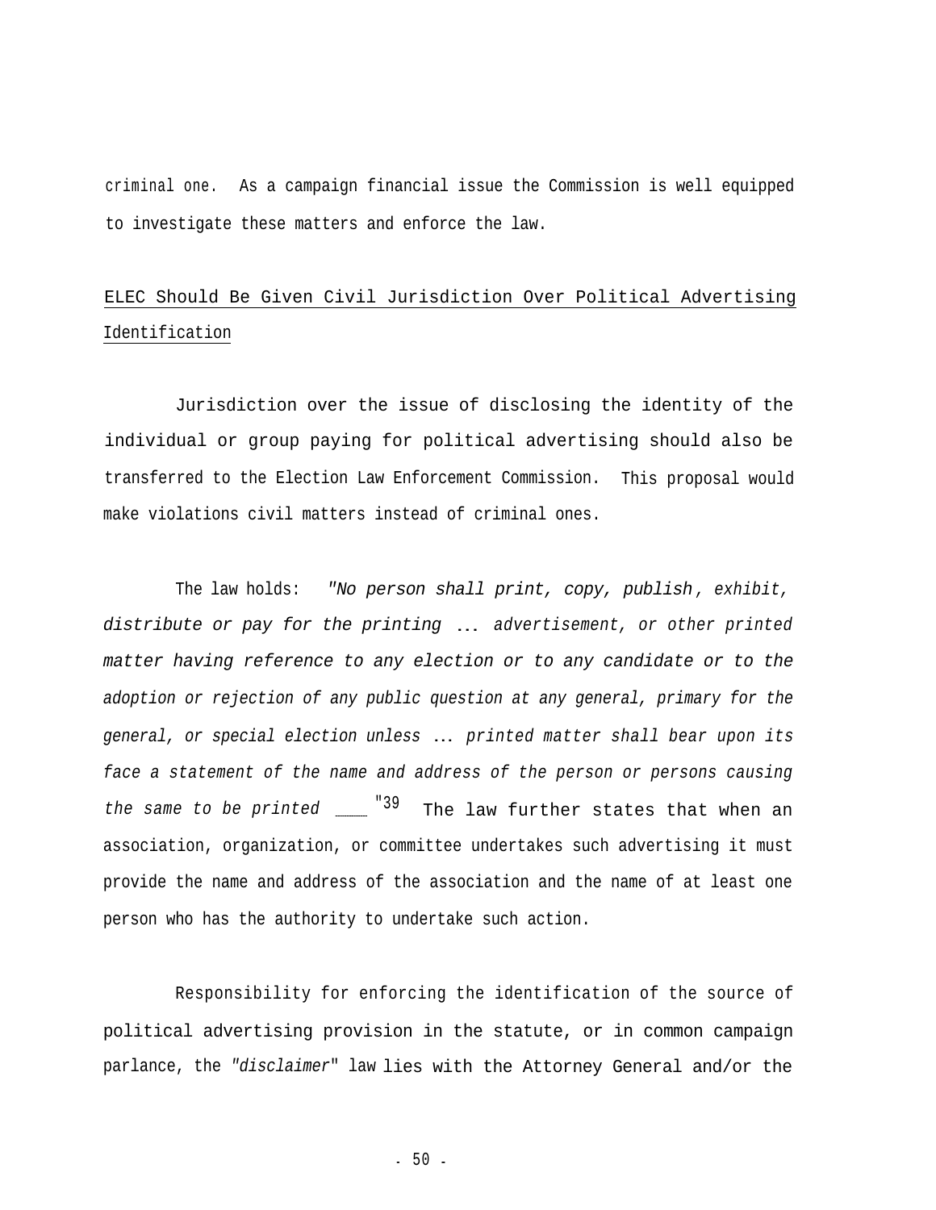criminal one. As a campaign financial issue the Commission is well equipped to investigate these matters and enforce the law.

## ELEC Should Be Given Civil Jurisdiction Over Political Advertising Identification

Jurisdiction over the issue of disclosing the identity of the individual or group paying for political advertising should also be transferred to the Election Law Enforcement Commission. This proposal would make violations civil matters instead of criminal ones.

The law holds: *"No person shall print, copy, publish, exhibit, distribute or pay for the printing ... advertisement, or other printed matter having reference to any election or to any candidate or to the adoption or rejection of any public question at any general, primary for the general, or special election unless ... printed matter shall bear upon its face a statement of the name and address of the person or persons causing the same to be printed ____* "[39] The law further states that when an association, organization, or committee undertakes such advertising it must provide the name and address of the association and the name of at least one person who has the authority to undertake such action.

Responsibility for enforcing the identification of the source of political advertising provision in the statute, or in common campaign parlance, the *"disclaimer"* law lies with the Attorney General and/or the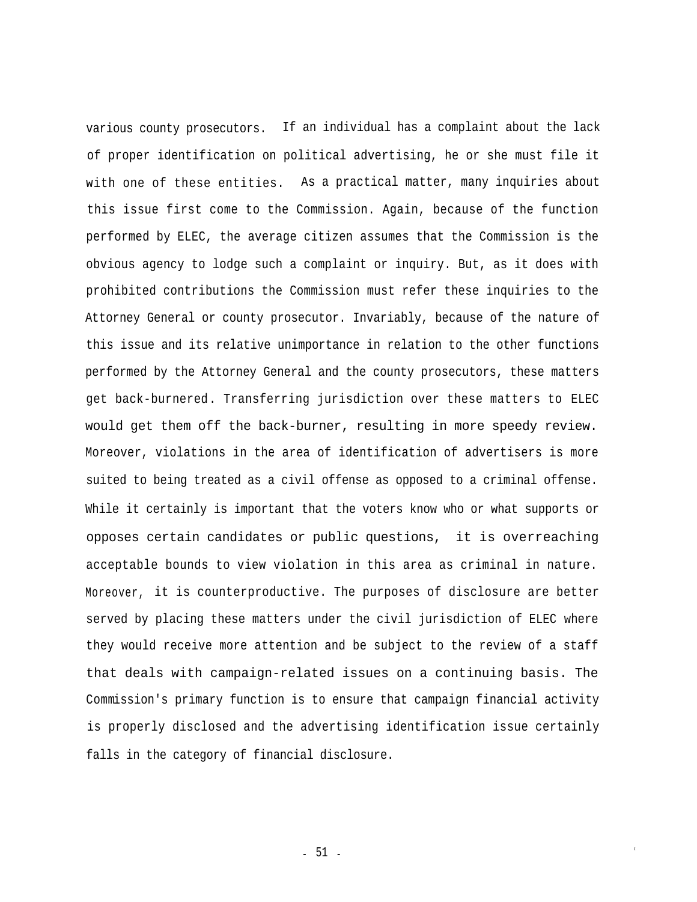various county prosecutors. If an individual has a complaint about the lack of proper identification on political advertising, he or she must file it with one of these entities. As a practical matter, many inquiries about this issue first come to the Commission. Again, because of the function performed by ELEC, the average citizen assumes that the Commission is the obvious agency to lodge such a complaint or inquiry. But, as it does with prohibited contributions the Commission must refer these inquiries to the Attorney General or county prosecutor. Invariably, because of the nature of this issue and its relative unimportance in relation to the other functions performed by the Attorney General and the county prosecutors, these matters get back-burnered. Transferring jurisdiction over these matters to ELEC would get them off the back-burner, resulting in more speedy review. Moreover, violations in the area of identification of advertisers is more suited to being treated as a civil offense as opposed to a criminal offense. While it certainly is important that the voters know who or what supports or opposes certain candidates or public questions, it is overreaching acceptable bounds to view violation in this area as criminal in nature. Moreover, it is counterproductive. The purposes of disclosure are better served by placing these matters under the civil jurisdiction of ELEC where they would receive more attention and be subject to the review of a staff that deals with campaign-related issues on a continuing basis. The Commission's primary function is to ensure that campaign financial activity is properly disclosed and the advertising identification issue certainly falls in the category of financial disclosure.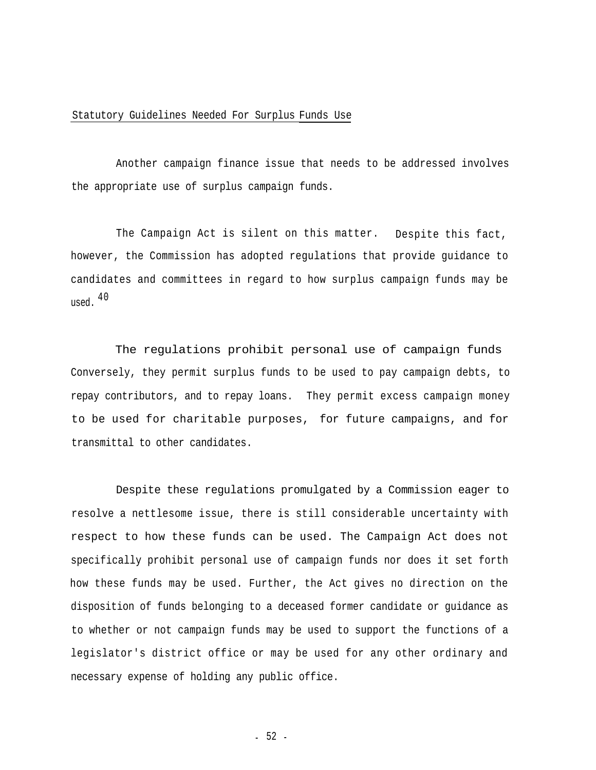## Statutory Guidelines Needed For Surplus Funds Use

Another campaign finance issue that needs to be addressed involves the appropriate use of surplus campaign funds.

The Campaign Act is silent on this matter. Despite this fact, however, the Commission has adopted regulations that provide guidance to candidates and committees in regard to how surplus campaign funds may be used.[40]

The regulations prohibit personal use of campaign funds Conversely, they permit surplus funds to be used to pay campaign debts, to repay contributors, and to repay loans. They permit excess campaign money to be used for charitable purposes, for future campaigns, and for transmittal to other candidates.

Despite these regulations promulgated by a Commission eager to resolve a nettlesome issue, there is still considerable uncertainty with respect to how these funds can be used. The Campaign Act does not specifically prohibit personal use of campaign funds nor does it set forth how these funds may be used. Further, the Act gives no direction on the disposition of funds belonging to a deceased former candidate or guidance as to whether or not campaign funds may be used to support the functions of a legislator's district office or may be used for any other ordinary and necessary expense of holding any public office.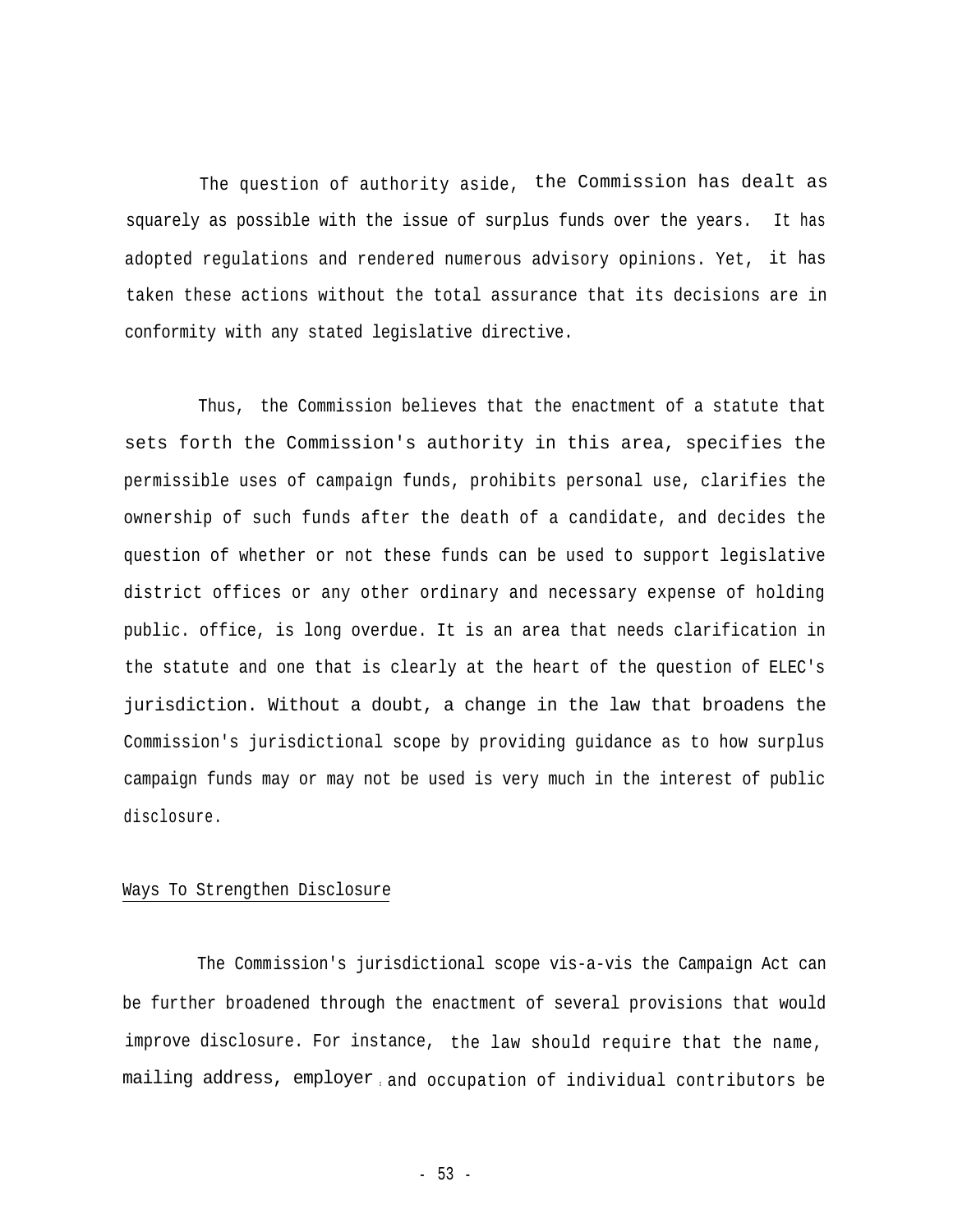The question of authority aside, the Commission has dealt as squarely as possible with the issue of surplus funds over the years. It has adopted regulations and rendered numerous advisory opinions. Yet, it has taken these actions without the total assurance that its decisions are in conformity with any stated legislative directive.

Thus, the Commission believes that the enactment of a statute that sets forth the Commission's authority in this area, specifies the permissible uses of campaign funds, prohibits personal use, clarifies the ownership of such funds after the death of a candidate, and decides the question of whether or not these funds can be used to support legislative district offices or any other ordinary and necessary expense of holding public. office, is long overdue. It is an area that needs clarification in the statute and one that is clearly at the heart of the question of ELEC's jurisdiction. Without a doubt, a change in the law that broadens the Commission's jurisdictional scope by providing guidance as to how surplus campaign funds may or may not be used is very much in the interest of public disclosure.

Ways To Strengthen Disclosure

The Commission's jurisdictional scope vis-a-vis the Campaign Act can be further broadened through the enactment of several provisions that would improve disclosure. For instance, the law should require that the name, mailing address, employer, and occupation of individual contributors be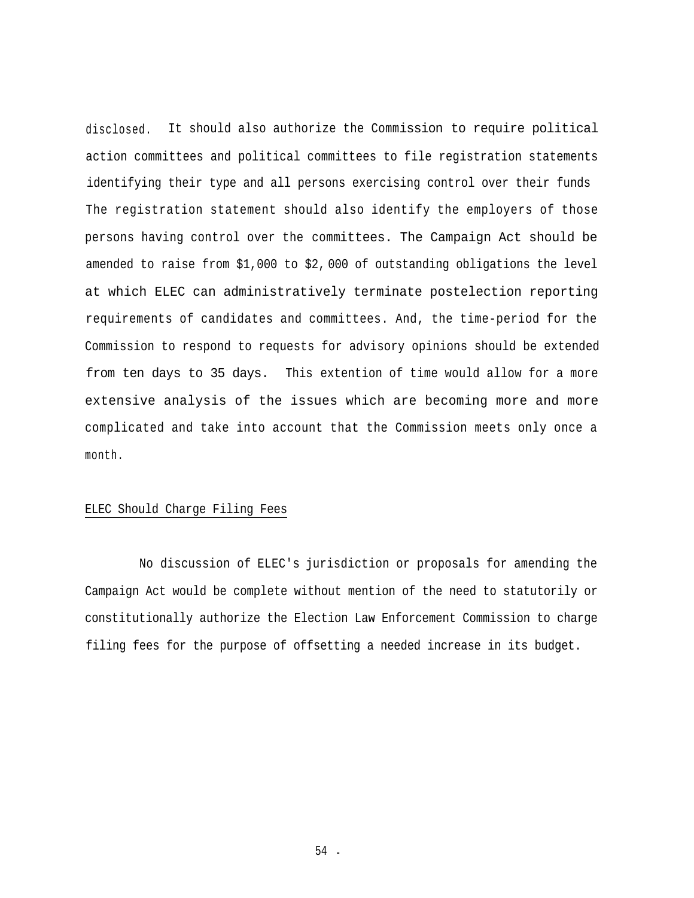disclosed. It should also authorize the Commission to require political action committees and political committees to file registration statements identifying their type and all persons exercising control over their funds The registration statement should also identify the employers of those persons having control over the committees. The Campaign Act should be amended to raise from $1,000 to $2,000 of outstanding obligations the level at which ELEC can administratively terminate postelection reporting requirements of candidates and committees. And, the time-period for the Commission to respond to requests for advisory opinions should be extended from ten days to 35 days. This extention of time would allow for a more extensive analysis of the issues which are becoming more and more complicated and take into account that the Commission meets only once a month.

## ELEC Should Charge Filing Fees

No discussion of ELEC's jurisdiction or proposals for amending the Campaign Act would be complete without mention of the need to statutorily or constitutionally authorize the Election Law Enforcement Commission to charge filing fees for the purpose of offsetting a needed increase in its budget.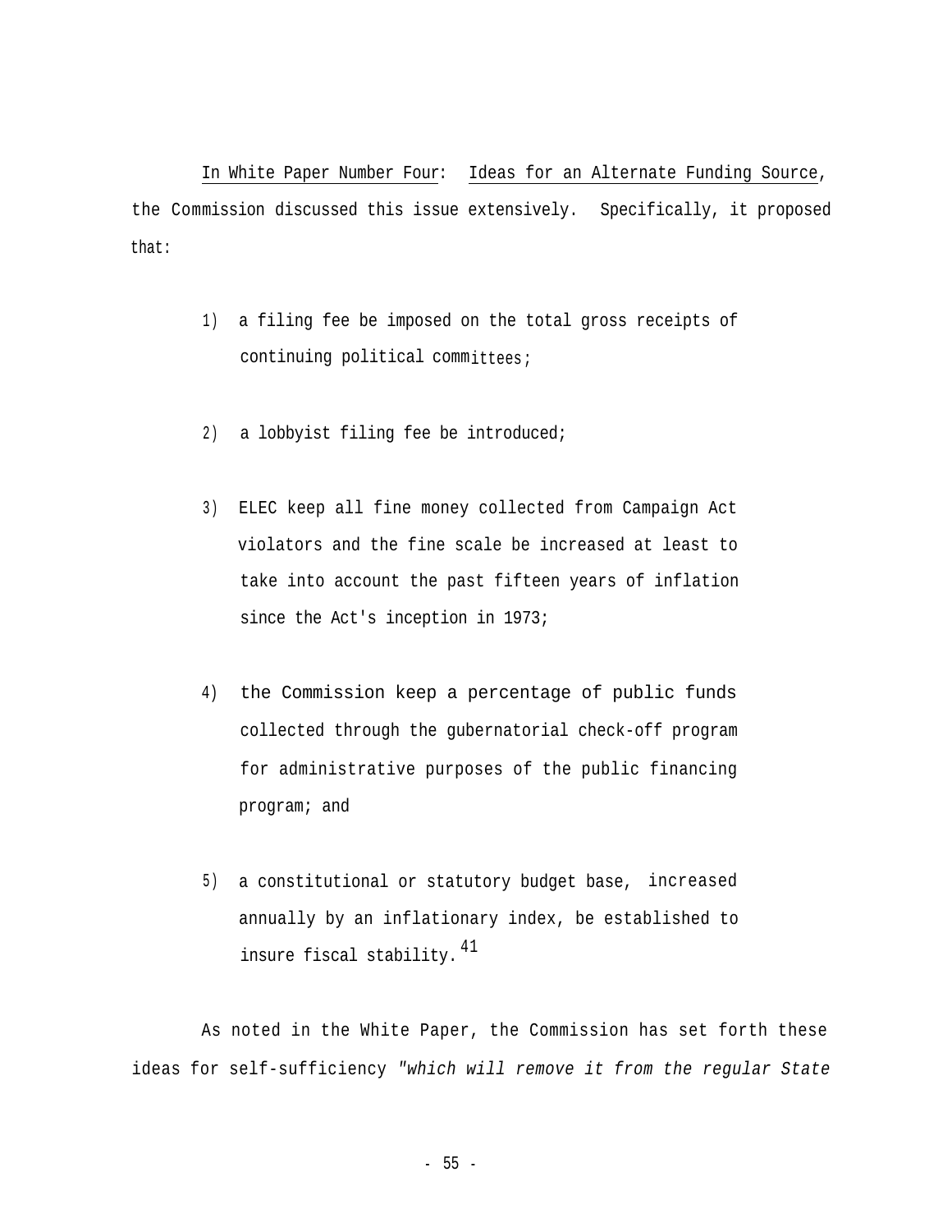In White Paper Number Four: Ideas for an Alternate Funding Source, the Commission discussed this issue extensively. Specifically, it proposed that:

1) a filing fee be imposed on the total gross receipts of continuing political committees;

2) a lobbyist filing fee be introduced;

3) ELEC keep all fine money collected from Campaign Act violators and the fine scale be increased at least to take into account the past fifteen years of inflation since the Act's inception in 1973;

4) the Commission keep a percentage of public funds collected through the gubernatorial check-off program for administrative purposes of the public financing program; and

5) a constitutional or statutory budget base, increased annually by an inflationary index, be established to insure fiscal stability.[41]

As noted in the White Paper, the Commission has set forth these ideas for self-sufficiency *"which will remove it from the regular State*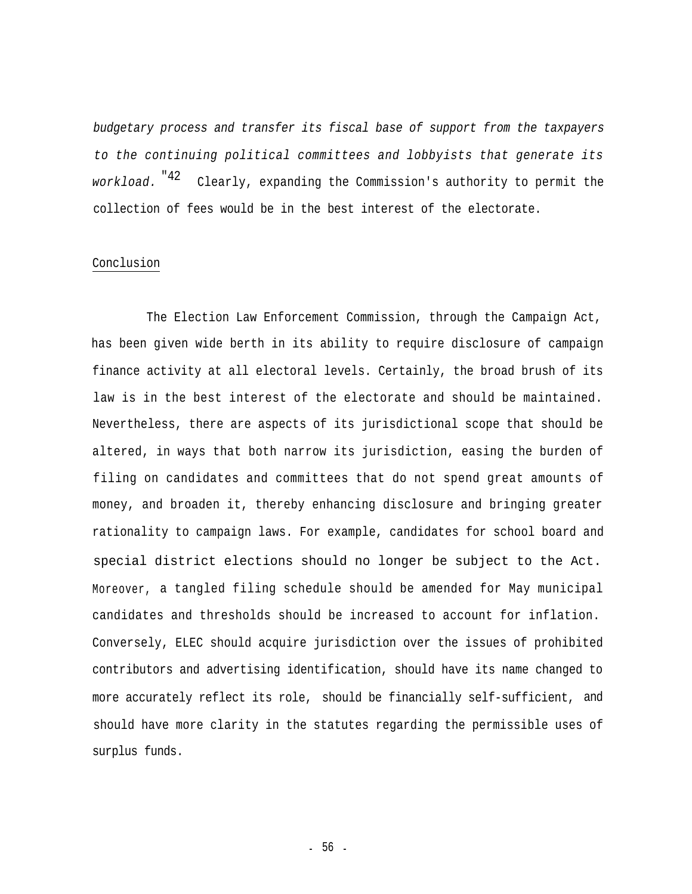*budgetary process and transfer its fiscal base of support from the taxpayers to the continuing political committees and lobbyists that generate its workload.*"[42] Clearly, expanding the Commission's authority to permit the collection of fees would be in the best interest of the electorate.

## Conclusion

The Election Law Enforcement Commission, through the Campaign Act, has been given wide berth in its ability to require disclosure of campaign finance activity at all electoral levels. Certainly, the broad brush of its law is in the best interest of the electorate and should be maintained. Nevertheless, there are aspects of its jurisdictional scope that should be altered, in ways that both narrow its jurisdiction, easing the burden of filing on candidates and committees that do not spend great amounts of money, and broaden it, thereby enhancing disclosure and bringing greater rationality to campaign laws. For example, candidates for school board and special district elections should no longer be subject to the Act. Moreover, a tangled filing schedule should be amended for May municipal candidates and thresholds should be increased to account for inflation. Conversely, ELEC should acquire jurisdiction over the issues of prohibited contributors and advertising identification, should have its name changed to more accurately reflect its role, should be financially self-sufficient, and should have more clarity in the statutes regarding the permissible uses of surplus funds.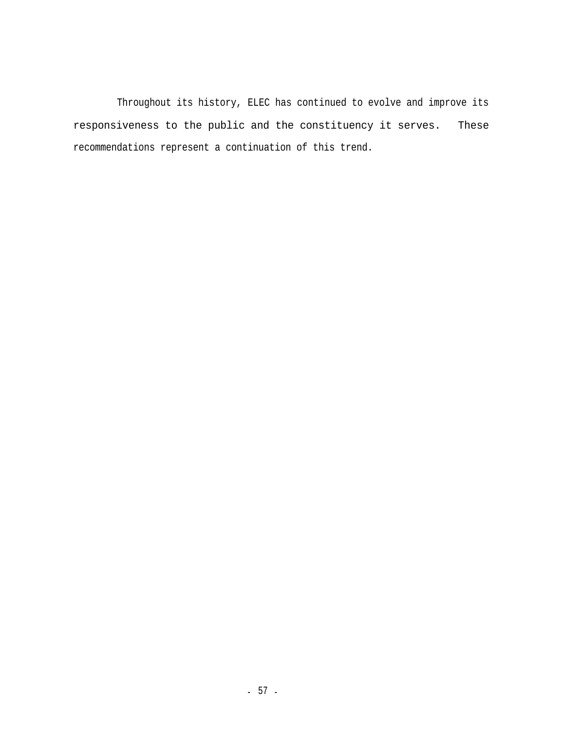Throughout its history, ELEC has continued to evolve and improve its responsiveness to the public and the constituency it serves. These recommendations represent a continuation of this trend.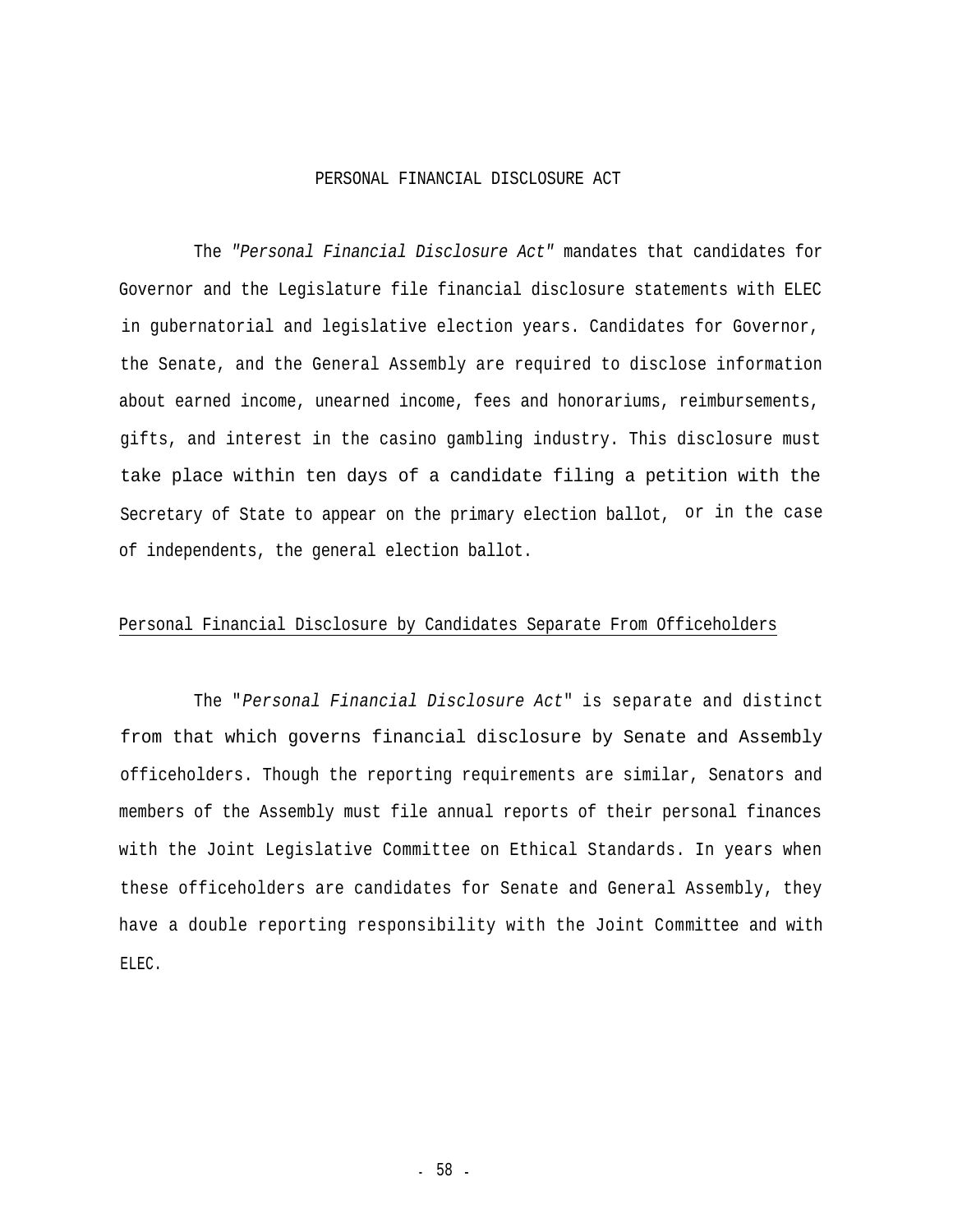# PERSONAL FINANCIAL DISCLOSURE ACT

The *"Personal Financial Disclosure Act"* mandates that candidates for Governor and the Legislature file financial disclosure statements with ELEC in gubernatorial and legislative election years. Candidates for Governor, the Senate, and the General Assembly are required to disclose information about earned income, unearned income, fees and honorariums, reimbursements, gifts, and interest in the casino gambling industry. This disclosure must take place within ten days of a candidate filing a petition with the Secretary of State to appear on the primary election ballot, or in the case of independents, the general election ballot.

## Personal Financial Disclosure by Candidates Separate From Officeholders

The "*Personal Financial Disclosure Act*" is separate and distinct from that which governs financial disclosure by Senate and Assembly officeholders. Though the reporting requirements are similar, Senators and members of the Assembly must file annual reports of their personal finances with the Joint Legislative Committee on Ethical Standards. In years when these officeholders are candidates for Senate and General Assembly, they have a double reporting responsibility with the Joint Committee and with ELEC.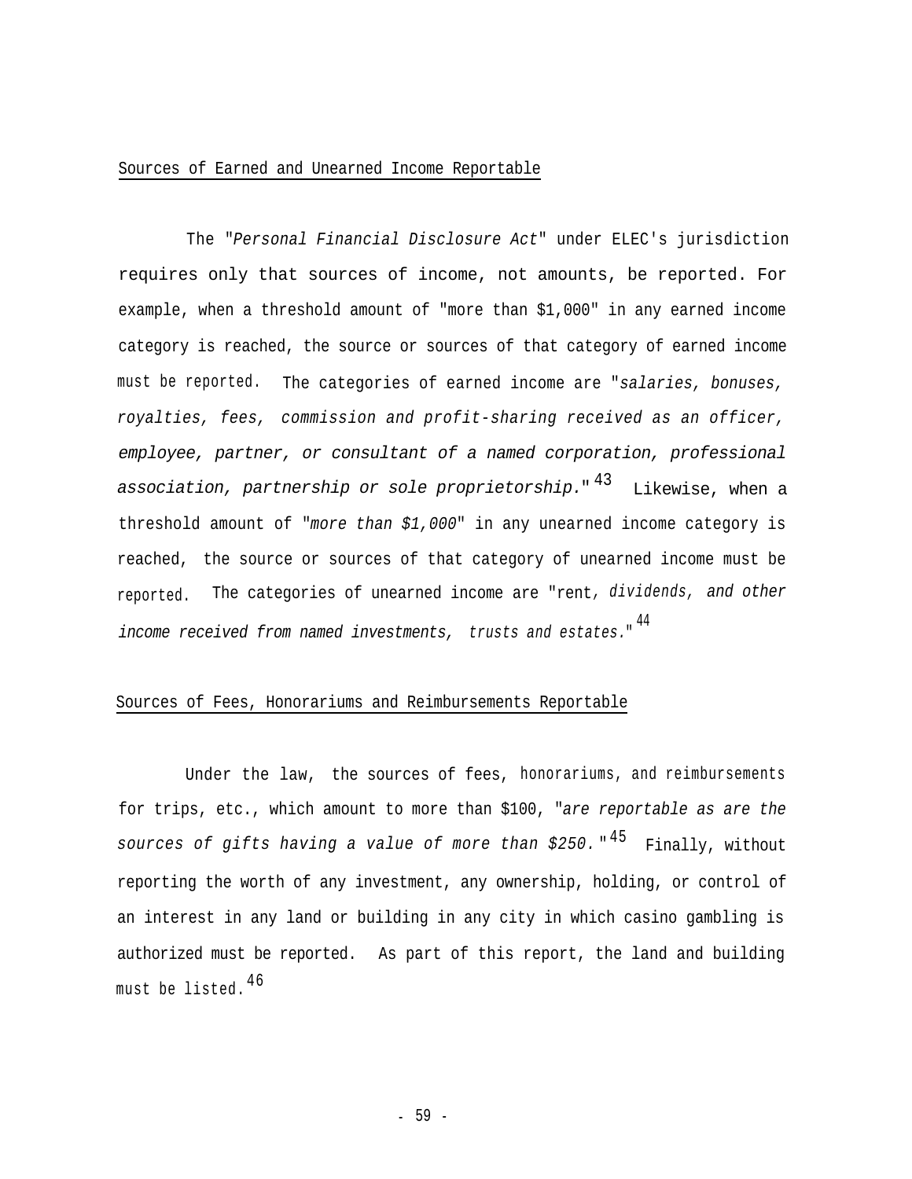## Sources of Earned and Unearned Income Reportable

The "*Personal Financial Disclosure Act*" under ELEC's jurisdiction requires only that sources of income, not amounts, be reported. For example, when a threshold amount of "more than $1,000" in any earned income category is reached, the source or sources of that category of earned income must be reported. The categories of earned income are "*salaries, bonuses, royalties, fees, commission and profit-sharing received as an officer, employee, partner, or consultant of a named corporation, professional association, partnership or sole proprietorship.*"[43] Likewise, when a threshold amount of "*more than $1,000*" in any unearned income category is reached, the source or sources of that category of unearned income must be reported. The categories of unearned income are "rent*, dividends, and other income received from named investments, trusts and estates.*"[44]

## Sources of Fees, Honorariums and Reimbursements Reportable

Under the law, the sources of fees, honorariums, and reimbursements for trips, etc., which amount to more than $100, "*are reportable as are the sources of gifts having a value of more than $250.*"[45] Finally, without reporting the worth of any investment, any ownership, holding, or control of an interest in any land or building in any city in which casino gambling is authorized must be reported. As part of this report, the land and building must be listed.[46]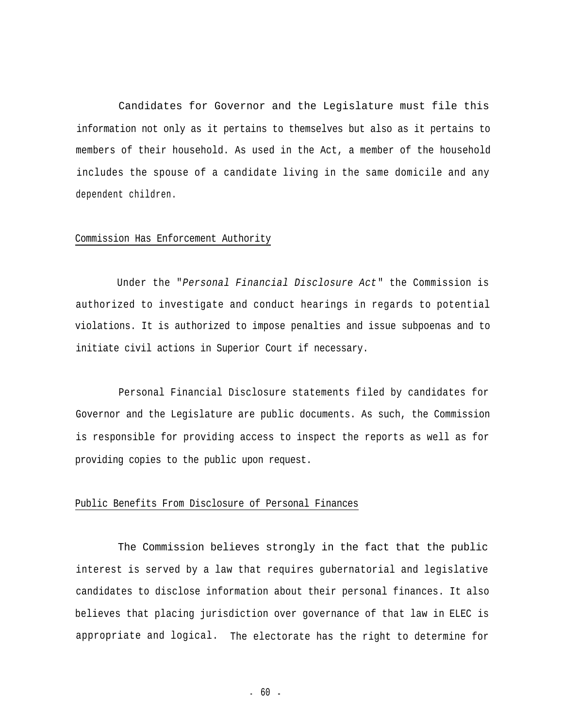Candidates for Governor and the Legislature must file this information not only as it pertains to themselves but also as it pertains to members of their household. As used in the Act, a member of the household includes the spouse of a candidate living in the same domicile and any dependent children.

## Commission Has Enforcement Authority

Under the "*Personal Financial Disclosure Act*" the Commission is authorized to investigate and conduct hearings in regards to potential violations. It is authorized to impose penalties and issue subpoenas and to initiate civil actions in Superior Court if necessary.

Personal Financial Disclosure statements filed by candidates for Governor and the Legislature are public documents. As such, the Commission is responsible for providing access to inspect the reports as well as for providing copies to the public upon request.

## Public Benefits From Disclosure of Personal Finances

The Commission believes strongly in the fact that the public interest is served by a law that requires gubernatorial and legislative candidates to disclose information about their personal finances. It also believes that placing jurisdiction over governance of that law in ELEC is appropriate and logical. The electorate has the right to determine for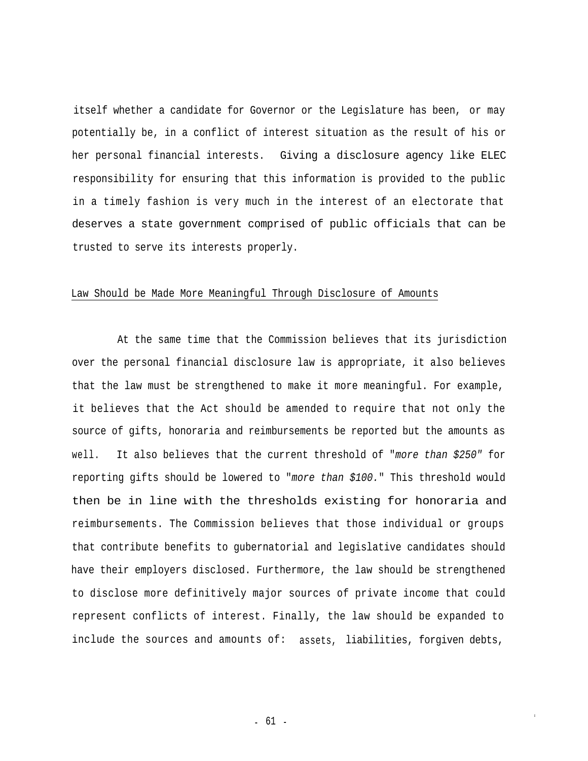itself whether a candidate for Governor or the Legislature has been, or may potentially be, in a conflict of interest situation as the result of his or her personal financial interests. Giving a disclosure agency like ELEC responsibility for ensuring that this information is provided to the public in a timely fashion is very much in the interest of an electorate that deserves a state government comprised of public officials that can be trusted to serve its interests properly.

## Law Should be Made More Meaningful Through Disclosure of Amounts

At the same time that the Commission believes that its jurisdiction over the personal financial disclosure law is appropriate, it also believes that the law must be strengthened to make it more meaningful. For example, it believes that the Act should be amended to require that not only the source of gifts, honoraria and reimbursements be reported but the amounts as well. It also believes that the current threshold of "*more than $250*" for reporting gifts should be lowered to "*more than $100.*" This threshold would then be in line with the thresholds existing for honoraria and reimbursements. The Commission believes that those individual or groups that contribute benefits to gubernatorial and legislative candidates should have their employers disclosed. Furthermore, the law should be strengthened to disclose more definitively major sources of private income that could represent conflicts of interest. Finally, the law should be expanded to include the sources and amounts of: assets, liabilities, forgiven debts,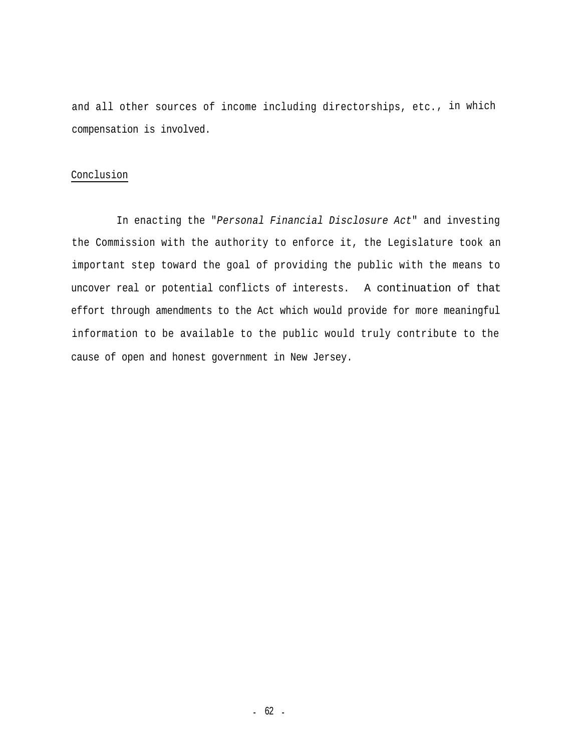and all other sources of income including directorships, etc., in which compensation is involved.

## Conclusion

In enacting the "*Personal Financial Disclosure Act*" and investing the Commission with the authority to enforce it, the Legislature took an important step toward the goal of providing the public with the means to uncover real or potential conflicts of interests. A continuation of that effort through amendments to the Act which would provide for more meaningful information to be available to the public would truly contribute to the cause of open and honest government in New Jersey.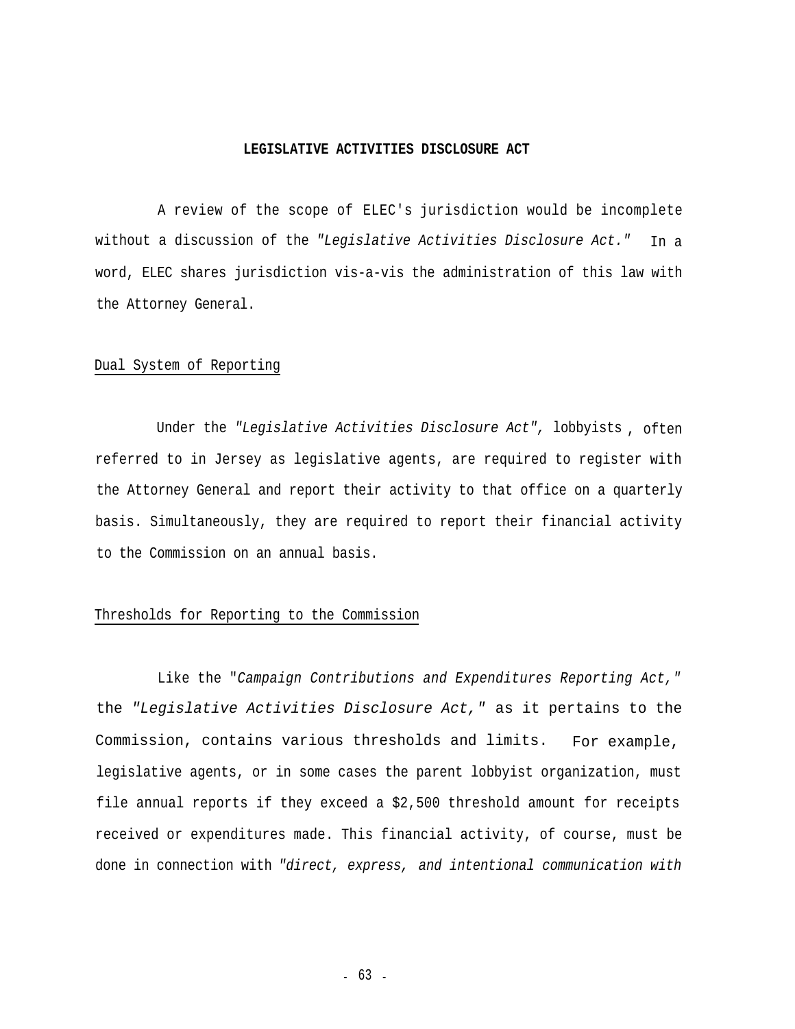## LEGISLATIVE ACTIVITIES DISCLOSURE ACT

A review of the scope of ELEC's jurisdiction would be incomplete without a discussion of the *"Legislative Activities Disclosure Act."* In a word, ELEC shares jurisdiction vis-a-vis the administration of this law with the Attorney General.

### Dual System of Reporting

Under the *"Legislative Activities Disclosure Act",* lobbyists, often referred to in Jersey as legislative agents, are required to register with the Attorney General and report their activity to that office on a quarterly basis. Simultaneously, they are required to report their financial activity to the Commission on an annual basis.

### Thresholds for Reporting to the Commission

Like the "*Campaign Contributions and Expenditures Reporting Act,"* the *"Legislative Activities Disclosure Act,"* as it pertains to the Commission, contains various thresholds and limits. For example, legislative agents, or in some cases the parent lobbyist organization, must file annual reports if they exceed a $2,500 threshold amount for receipts received or expenditures made. This financial activity, of course, must be done in connection with *"direct, express, and intentional communication with*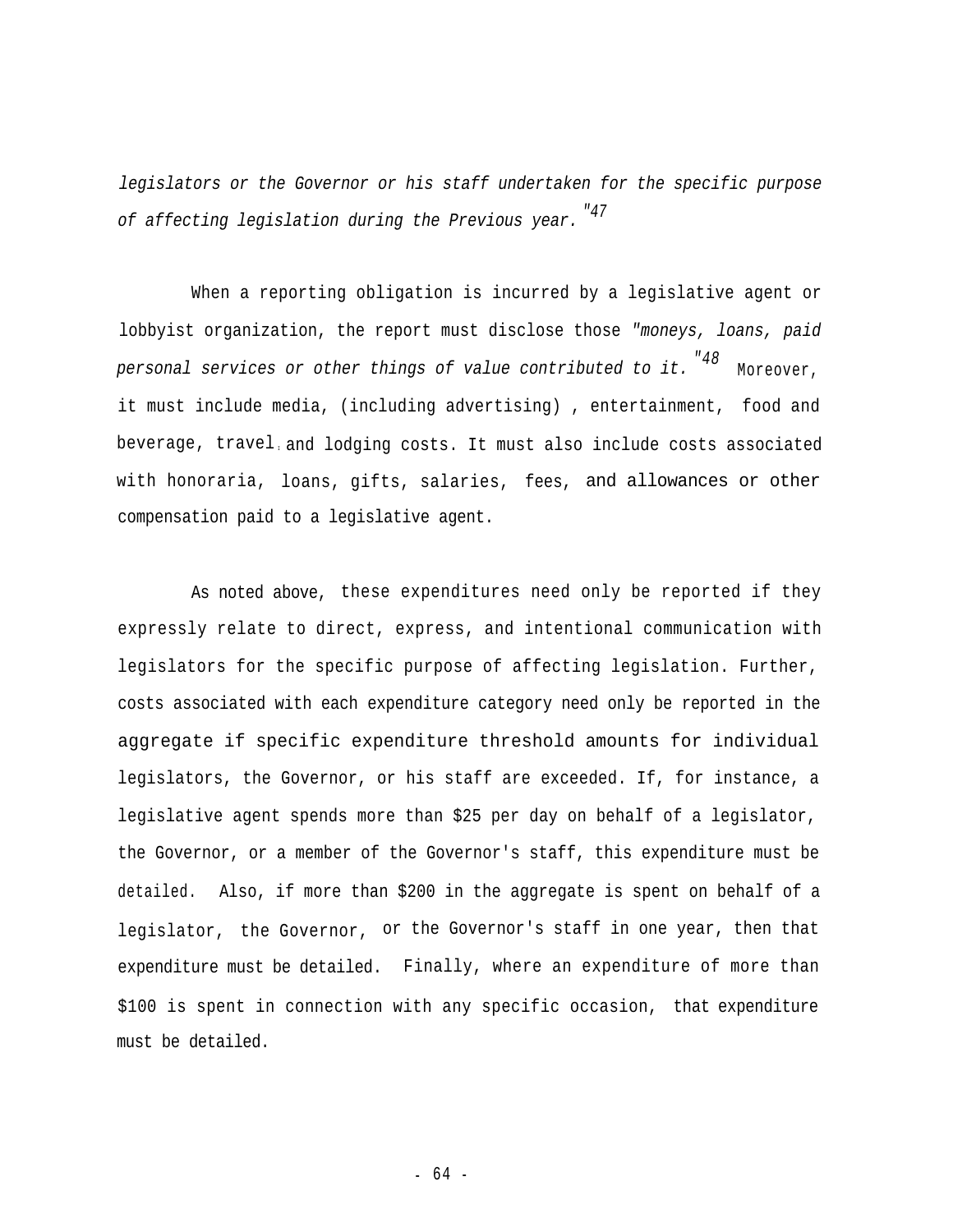*legislators or the Governor or his staff undertaken for the specific purpose of affecting legislation during the Previous year."*[47]

When a reporting obligation is incurred by a legislative agent or lobbyist organization, the report must disclose those *"moneys, loans, paid personal services or other things of value contributed to it."*[48] Moreover, it must include media, (including advertising) , entertainment, food and beverage, travel, and lodging costs. It must also include costs associated with honoraria, loans, gifts, salaries, fees, and allowances or other compensation paid to a legislative agent.

As noted above, these expenditures need only be reported if they expressly relate to direct, express, and intentional communication with legislators for the specific purpose of affecting legislation. Further, costs associated with each expenditure category need only be reported in the aggregate if specific expenditure threshold amounts for individual legislators, the Governor, or his staff are exceeded. If, for instance, a legislative agent spends more than $25 per day on behalf of a legislator, the Governor, or a member of the Governor's staff, this expenditure must be detailed. Also, if more than $200 in the aggregate is spent on behalf of a legislator, the Governor, or the Governor's staff in one year, then that expenditure must be detailed. Finally, where an expenditure of more than $100 is spent in connection with any specific occasion, that expenditure must be detailed.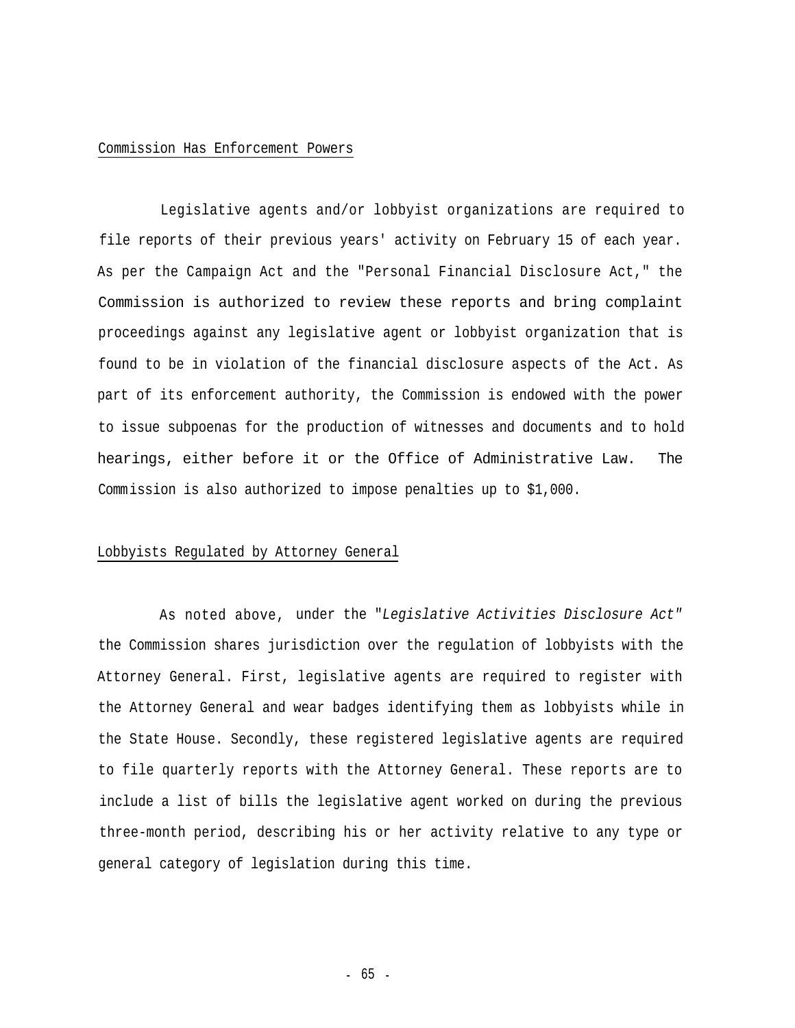## Commission Has Enforcement Powers

Legislative agents and/or lobbyist organizations are required to file reports of their previous years' activity on February 15 of each year. As per the Campaign Act and the "Personal Financial Disclosure Act," the Commission is authorized to review these reports and bring complaint proceedings against any legislative agent or lobbyist organization that is found to be in violation of the financial disclosure aspects of the Act. As part of its enforcement authority, the Commission is endowed with the power to issue subpoenas for the production of witnesses and documents and to hold hearings, either before it or the Office of Administrative Law. The Commission is also authorized to impose penalties up to $1,000.

## Lobbyists Regulated by Attorney General

As noted above, under the "*Legislative Activities Disclosure Act"* the Commission shares jurisdiction over the regulation of lobbyists with the Attorney General. First, legislative agents are required to register with the Attorney General and wear badges identifying them as lobbyists while in the State House. Secondly, these registered legislative agents are required to file quarterly reports with the Attorney General. These reports are to include a list of bills the legislative agent worked on during the previous three-month period, describing his or her activity relative to any type or general category of legislation during this time.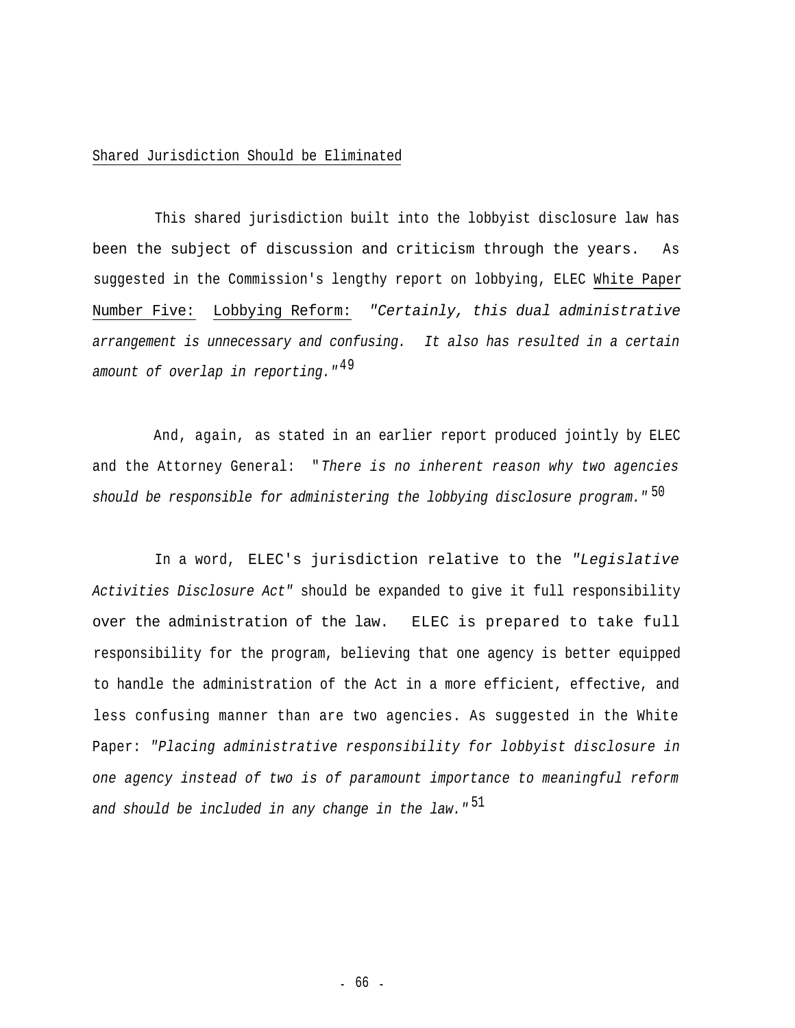Shared Jurisdiction Should be Eliminated

This shared jurisdiction built into the lobbyist disclosure law has been the subject of discussion and criticism through the years. As suggested in the Commission's lengthy report on lobbying, ELEC White Paper Number Five: Lobbying Reform: *"Certainly, this dual administrative arrangement is unnecessary and confusing. It also has resulted in a certain amount of overlap in reporting."*[49]

And, again, as stated in an earlier report produced jointly by ELEC and the Attorney General: "*There is no inherent reason why two agencies should be responsible for administering the lobbying disclosure program.*"[50]

In a word, ELEC's jurisdiction relative to the *"Legislative Activities Disclosure Act"* should be expanded to give it full responsibility over the administration of the law. ELEC is prepared to take full responsibility for the program, believing that one agency is better equipped to handle the administration of the Act in a more efficient, effective, and less confusing manner than are two agencies. As suggested in the White Paper: *"Placing administrative responsibility for lobbyist disclosure in one agency instead of two is of paramount importance to meaningful reform and should be included in any change in the law."*[51]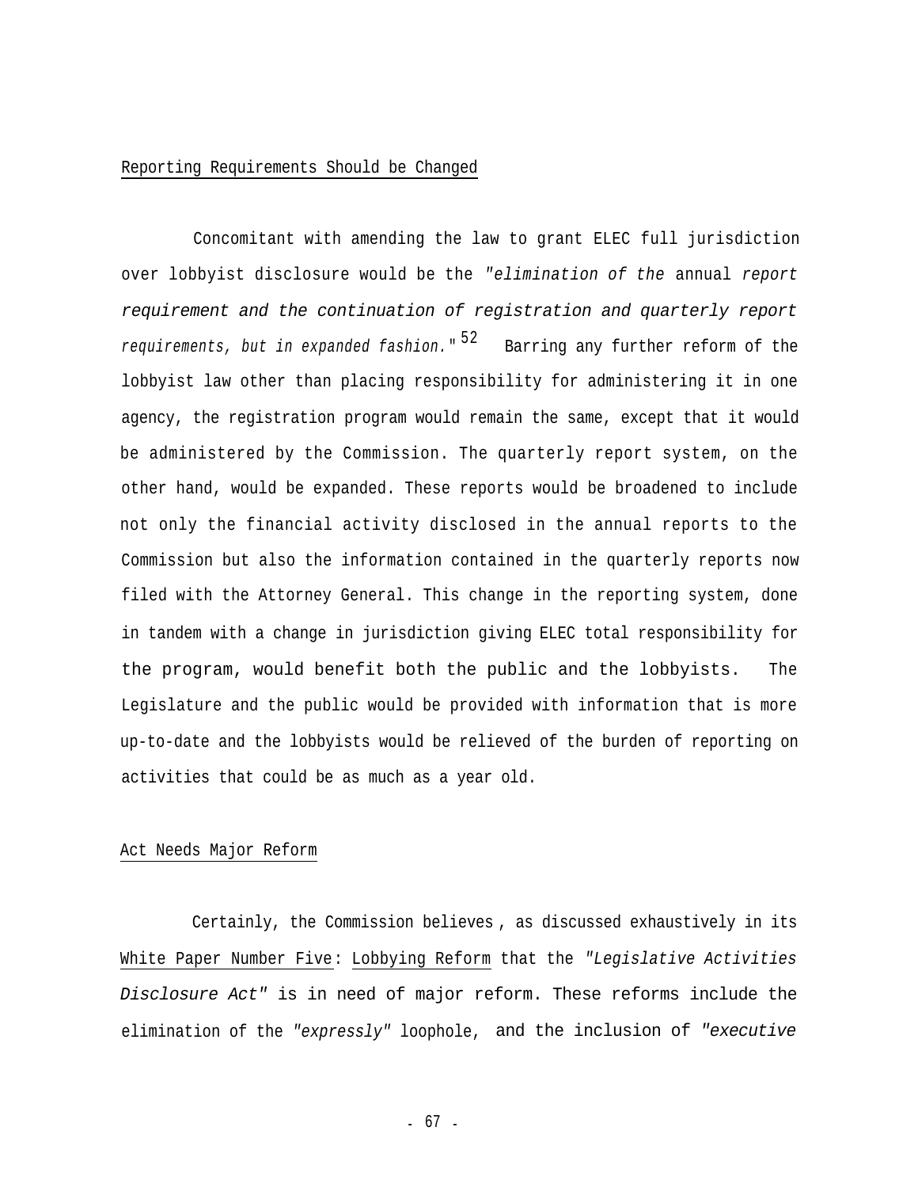## Reporting Requirements Should be Changed

Concomitant with amending the law to grant ELEC full jurisdiction over lobbyist disclosure would be the *"elimination of the* annual *report requirement and the continuation of registration and quarterly report requirements, but in expanded fashion."* [52] Barring any further reform of the lobbyist law other than placing responsibility for administering it in one agency, the registration program would remain the same, except that it would be administered by the Commission. The quarterly report system, on the other hand, would be expanded. These reports would be broadened to include not only the financial activity disclosed in the annual reports to the Commission but also the information contained in the quarterly reports now filed with the Attorney General. This change in the reporting system, done in tandem with a change in jurisdiction giving ELEC total responsibility for the program, would benefit both the public and the lobbyists. The Legislature and the public would be provided with information that is more up-to-date and the lobbyists would be relieved of the burden of reporting on activities that could be as much as a year old.

## Act Needs Major Reform

Certainly, the Commission believes, as discussed exhaustively in its White Paper Number Five: Lobbying Reform that the *"Legislative Activities Disclosure Act"* is in need of major reform. These reforms include the elimination of the *"expressly"* loophole, and the inclusion of *"executive*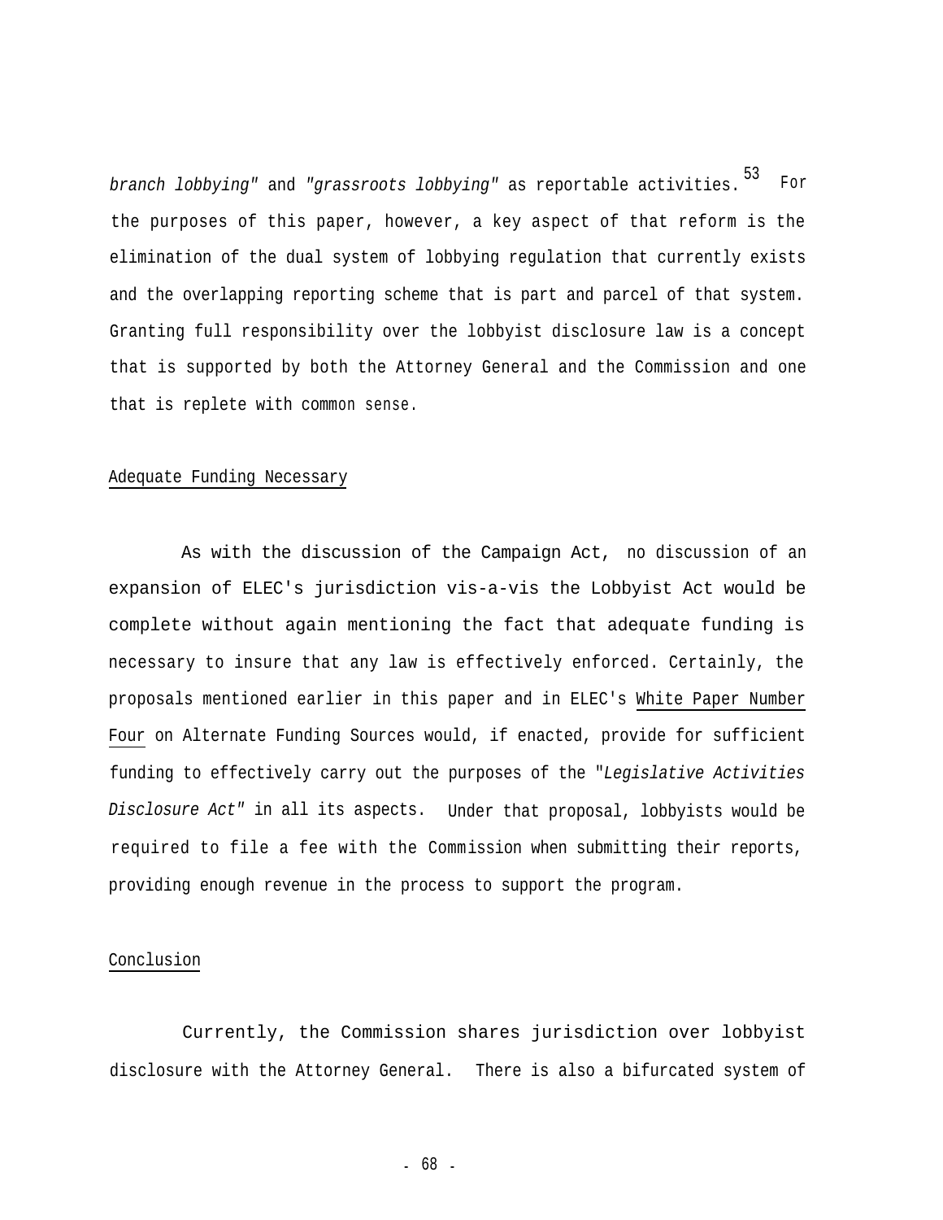*branch lobbying"* and *"grassroots lobbying"* as reportable activities.[53] For the purposes of this paper, however, a key aspect of that reform is the elimination of the dual system of lobbying regulation that currently exists and the overlapping reporting scheme that is part and parcel of that system. Granting full responsibility over the lobbyist disclosure law is a concept that is supported by both the Attorney General and the Commission and one that is replete with common sense.

## Adequate Funding Necessary

As with the discussion of the Campaign Act, no discussion of an expansion of ELEC's jurisdiction vis-a-vis the Lobbyist Act would be complete without again mentioning the fact that adequate funding is necessary to insure that any law is effectively enforced. Certainly, the proposals mentioned earlier in this paper and in ELEC's White Paper Number Four on Alternate Funding Sources would, if enacted, provide for sufficient funding to effectively carry out the purposes of the "*Legislative Activities Disclosure Act"* in all its aspects. Under that proposal, lobbyists would be required to file a fee with the Commission when submitting their reports, providing enough revenue in the process to support the program.

## Conclusion

Currently, the Commission shares jurisdiction over lobbyist disclosure with the Attorney General. There is also a bifurcated system of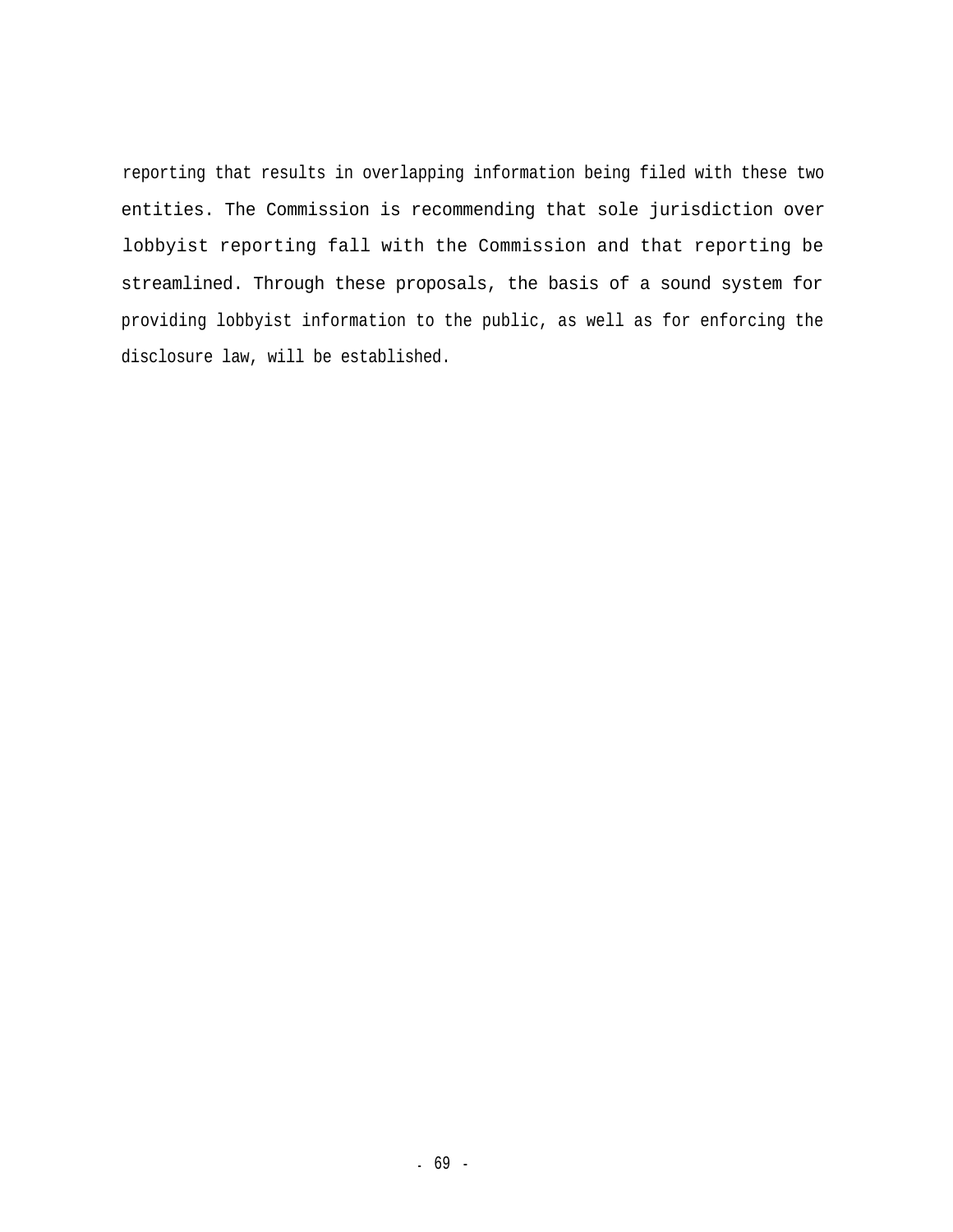reporting that results in overlapping information being filed with these two entities. The Commission is recommending that sole jurisdiction over lobbyist reporting fall with the Commission and that reporting be streamlined. Through these proposals, the basis of a sound system for providing lobbyist information to the public, as well as for enforcing the disclosure law, will be established.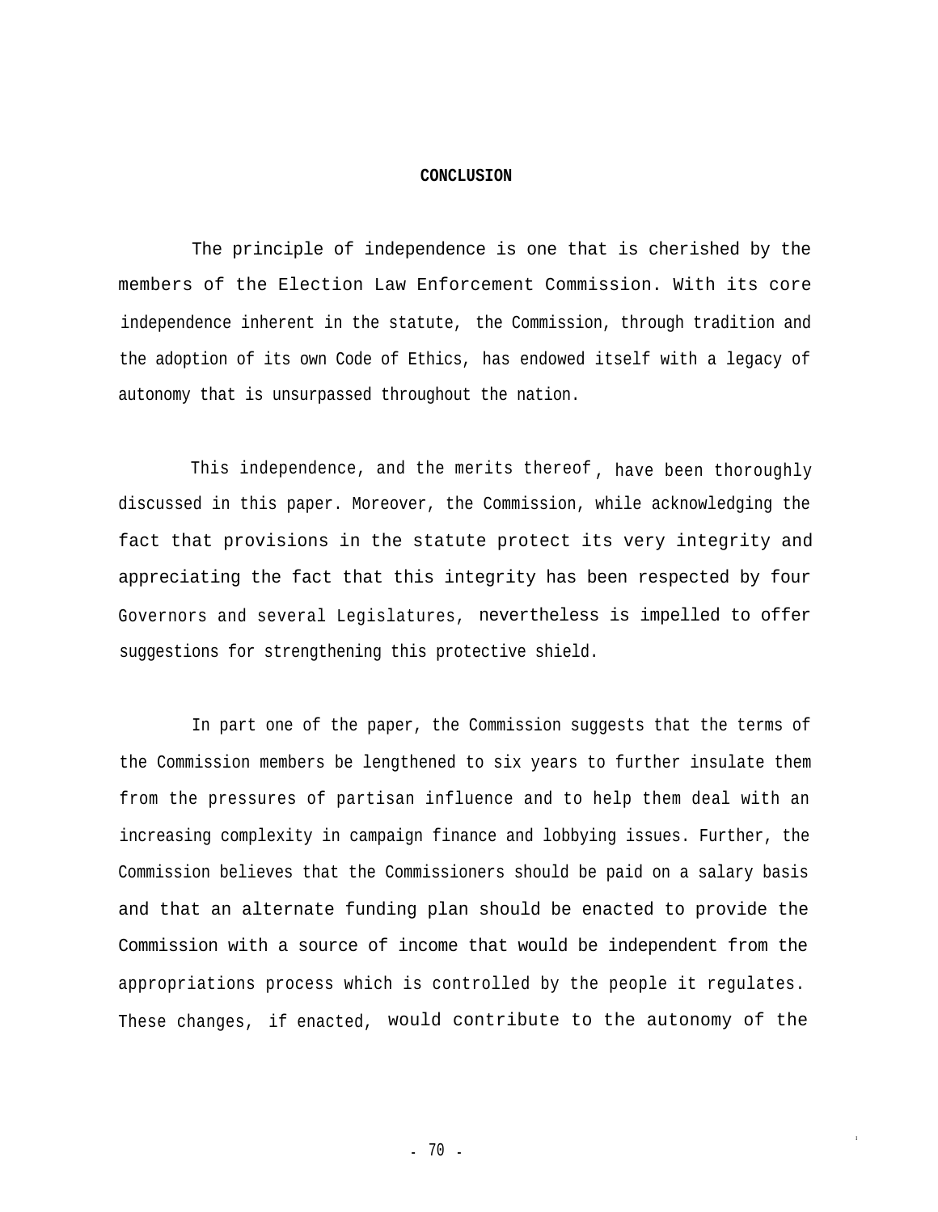## CONCLUSION

The principle of independence is one that is cherished by the members of the Election Law Enforcement Commission. With its core independence inherent in the statute, the Commission, through tradition and the adoption of its own Code of Ethics, has endowed itself with a legacy of autonomy that is unsurpassed throughout the nation.

This independence, and the merits thereof, have been thoroughly discussed in this paper. Moreover, the Commission, while acknowledging the fact that provisions in the statute protect its very integrity and appreciating the fact that this integrity has been respected by four Governors and several Legislatures, nevertheless is impelled to offer suggestions for strengthening this protective shield.

In part one of the paper, the Commission suggests that the terms of the Commission members be lengthened to six years to further insulate them from the pressures of partisan influence and to help them deal with an increasing complexity in campaign finance and lobbying issues. Further, the Commission believes that the Commissioners should be paid on a salary basis and that an alternate funding plan should be enacted to provide the Commission with a source of income that would be independent from the appropriations process which is controlled by the people it regulates. These changes, if enacted, would contribute to the autonomy of the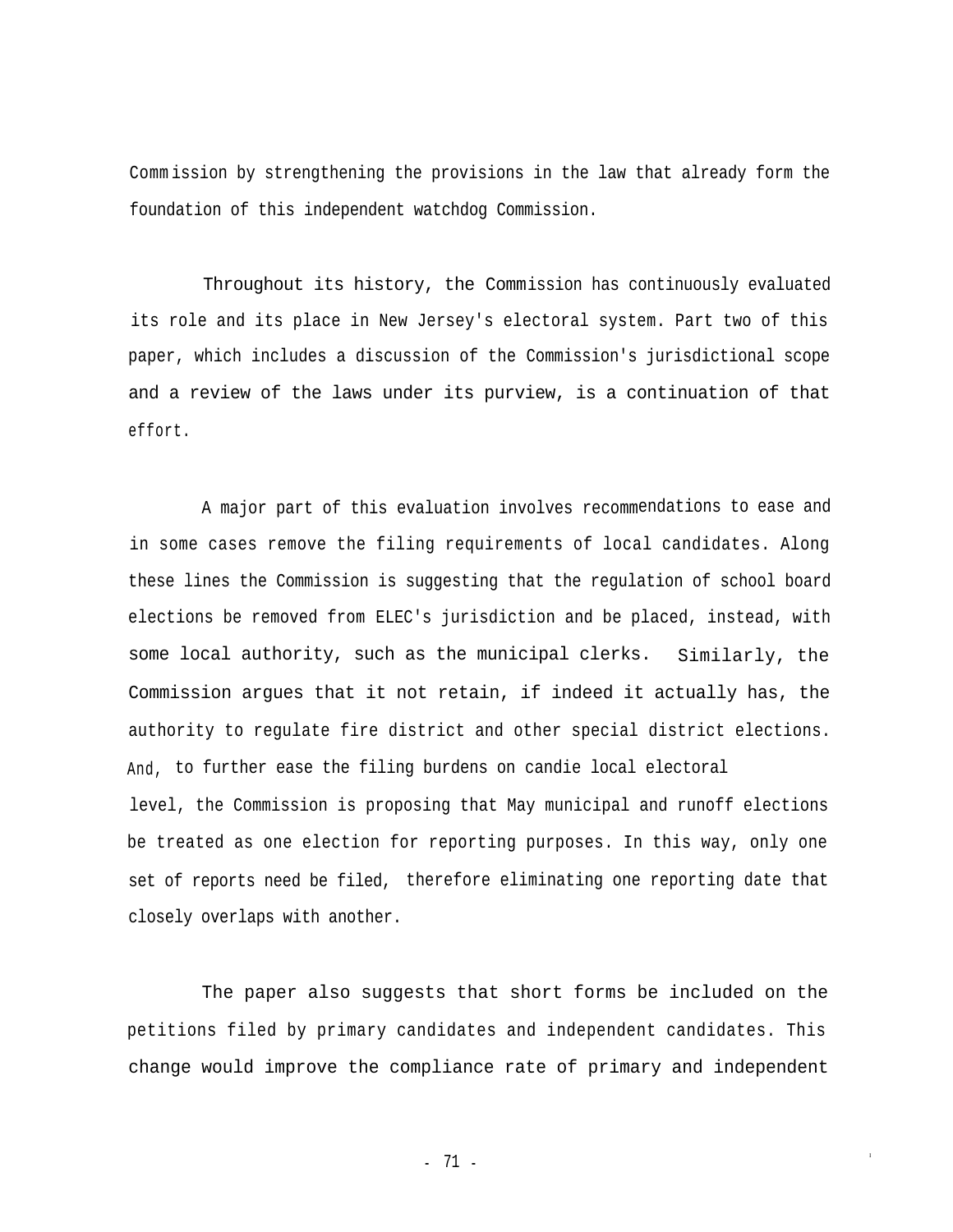Commission by strengthening the provisions in the law that already form the foundation of this independent watchdog Commission.

Throughout its history, the Commission has continuously evaluated its role and its place in New Jersey's electoral system. Part two of this paper, which includes a discussion of the Commission's jurisdictional scope and a review of the laws under its purview, is a continuation of that effort.

A major part of this evaluation involves recommendations to ease and in some cases remove the filing requirements of local candidates. Along these lines the Commission is suggesting that the regulation of school board elections be removed from ELEC's jurisdiction and be placed, instead, with some local authority, such as the municipal clerks. Similarly, the Commission argues that it not retain, if indeed it actually has, the authority to regulate fire district and other special district elections. And, to further ease the filing burdens on candie local electoral level, the Commission is proposing that May municipal and runoff elections be treated as one election for reporting purposes. In this way, only one set of reports need be filed, therefore eliminating one reporting date that closely overlaps with another.

The paper also suggests that short forms be included on the petitions filed by primary candidates and independent candidates. This change would improve the compliance rate of primary and independent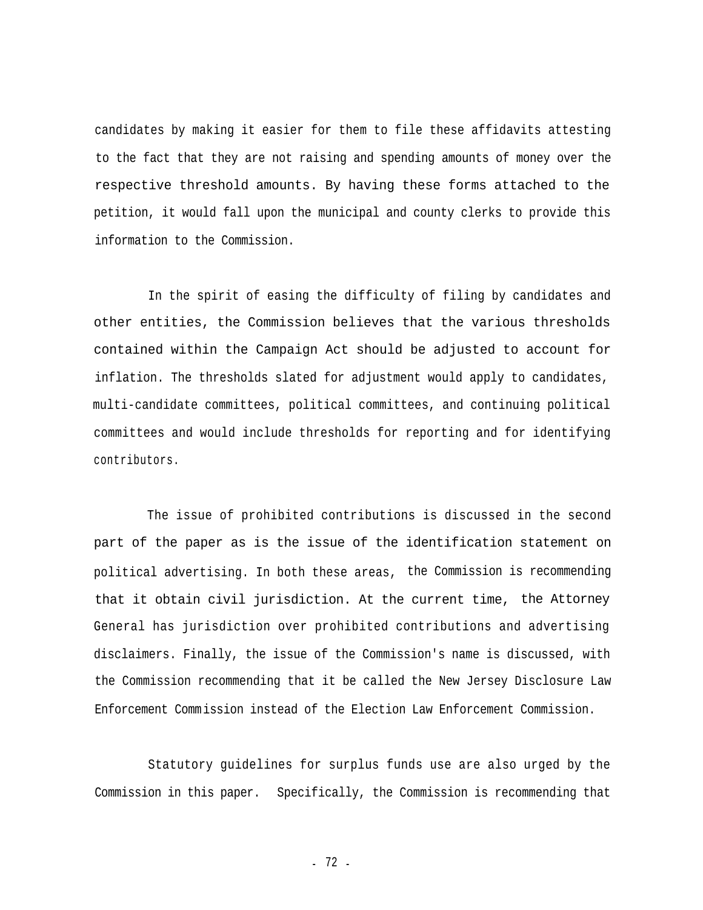candidates by making it easier for them to file these affidavits attesting to the fact that they are not raising and spending amounts of money over the respective threshold amounts. By having these forms attached to the petition, it would fall upon the municipal and county clerks to provide this information to the Commission.

In the spirit of easing the difficulty of filing by candidates and other entities, the Commission believes that the various thresholds contained within the Campaign Act should be adjusted to account for inflation. The thresholds slated for adjustment would apply to candidates, multi-candidate committees, political committees, and continuing political committees and would include thresholds for reporting and for identifying contributors.

The issue of prohibited contributions is discussed in the second part of the paper as is the issue of the identification statement on political advertising. In both these areas, the Commission is recommending that it obtain civil jurisdiction. At the current time, the Attorney General has jurisdiction over prohibited contributions and advertising disclaimers. Finally, the issue of the Commission's name is discussed, with the Commission recommending that it be called the New Jersey Disclosure Law Enforcement Commission instead of the Election Law Enforcement Commission.

Statutory guidelines for surplus funds use are also urged by the Commission in this paper. Specifically, the Commission is recommending that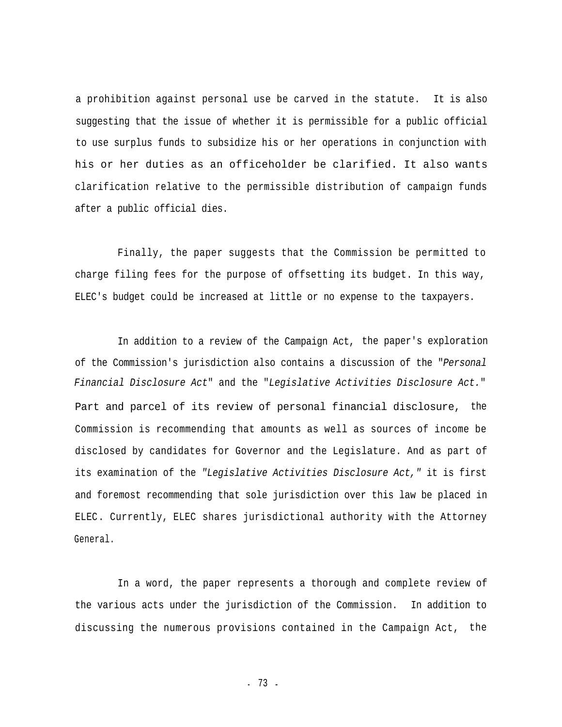a prohibition against personal use be carved in the statute. It is also suggesting that the issue of whether it is permissible for a public official to use surplus funds to subsidize his or her operations in conjunction with his or her duties as an officeholder be clarified. It also wants clarification relative to the permissible distribution of campaign funds after a public official dies.

Finally, the paper suggests that the Commission be permitted to charge filing fees for the purpose of offsetting its budget. In this way, ELEC's budget could be increased at little or no expense to the taxpayers.

In addition to a review of the Campaign Act, the paper's exploration of the Commission's jurisdiction also contains a discussion of the "*Personal Financial Disclosure Act*" and the "*Legislative Activities Disclosure Act.*" Part and parcel of its review of personal financial disclosure, the Commission is recommending that amounts as well as sources of income be disclosed by candidates for Governor and the Legislature. And as part of its examination of the *"Legislative Activities Disclosure Act,"* it is first and foremost recommending that sole jurisdiction over this law be placed in ELEC. Currently, ELEC shares jurisdictional authority with the Attorney General.

In a word, the paper represents a thorough and complete review of the various acts under the jurisdiction of the Commission. In addition to discussing the numerous provisions contained in the Campaign Act, the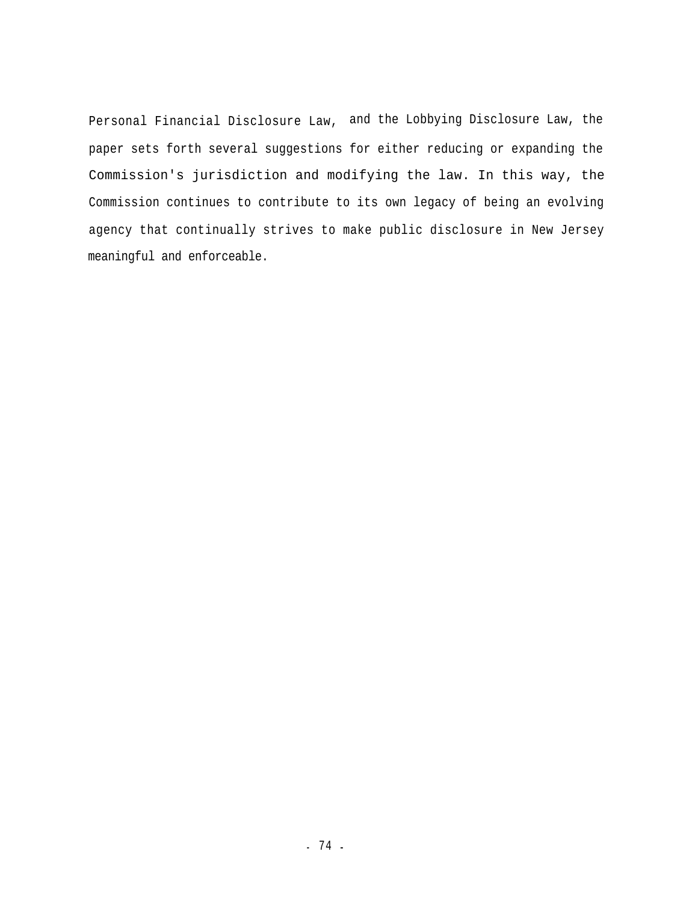Personal Financial Disclosure Law, and the Lobbying Disclosure Law, the paper sets forth several suggestions for either reducing or expanding the Commission's jurisdiction and modifying the law. In this way, the Commission continues to contribute to its own legacy of being an evolving agency that continually strives to make public disclosure in New Jersey meaningful and enforceable.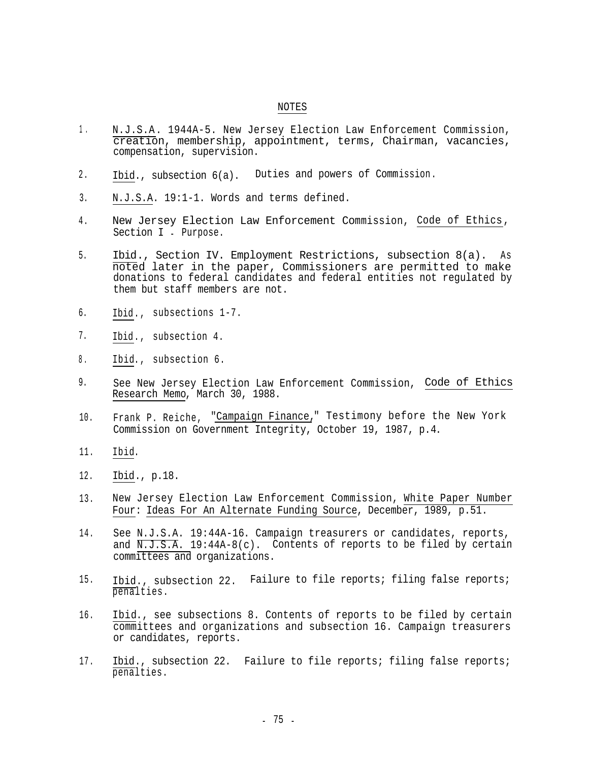## NOTES

1. N.J.S.A. 1944A-5. New Jersey Election Law Enforcement Commission, creation, membership, appointment, terms, Chairman, vacancies, compensation, supervision.

2. Ibid., subsection 6(a). Duties and powers of Commission.

3. N.J.S.A. 19:1-1. Words and terms defined.

4. New Jersey Election Law Enforcement Commission, Code of Ethics, Section I - Purpose.

5. Ibid., Section IV. Employment Restrictions, subsection 8(a). As noted later in the paper, Commissioners are permitted to make donations to federal candidates and federal entities not regulated by them but staff members are not.

6. Ibid., subsections 1-7.

7. Ibid., subsection 4.

8. Ibid., subsection 6.

9. See New Jersey Election Law Enforcement Commission, Code of Ethics Research Memo, March 30, 1988.

10. Frank P. Reiche, "Campaign Finance," Testimony before the New York Commission on Government Integrity, October 19, 1987, p.4.

11. Ibid.

12. Ibid., p.18.

13. New Jersey Election Law Enforcement Commission, White Paper Number Four: Ideas For An Alternate Funding Source, December, 1989, p.51.

14. See N.J.S.A. 19:44A-16. Campaign treasurers or candidates, reports, and N.J.S.A. 19:44A-8(c). Contents of reports to be filed by certain committees and organizations.

15. Ibid., subsection 22. Failure to file reports; filing false reports; penalties.

16. Ibid., see subsections 8. Contents of reports to be filed by certain committees and organizations and subsection 16. Campaign treasurers or candidates, reports.

17. Ibid., subsection 22. Failure to file reports; filing false reports; penalties.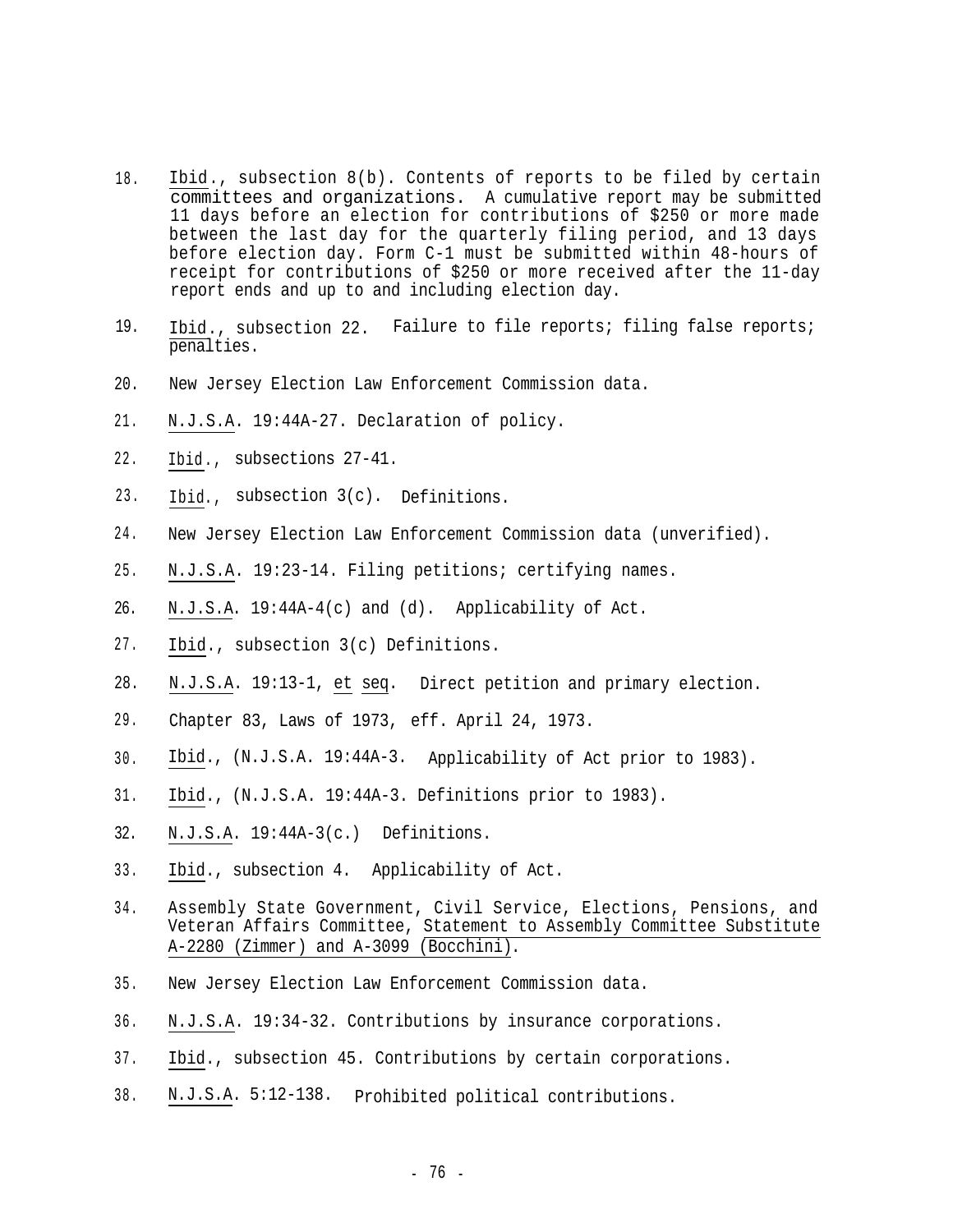18. Ibid., subsection 8(b). Contents of reports to be filed by certain committees and organizations. A cumulative report may be submitted 11 days before an election for contributions of $250 or more made between the last day for the quarterly filing period, and 13 days before election day. Form C-1 must be submitted within 48-hours of receipt for contributions of $250 or more received after the 11-day report ends and up to and including election day.

19. Ibid., subsection 22. Failure to file reports; filing false reports; penalties.

20. New Jersey Election Law Enforcement Commission data.

21. N.J.S.A. 19:44A-27. Declaration of policy.

22. Ibid., subsections 27-41.

23. Ibid., subsection 3(c). Definitions.

24. New Jersey Election Law Enforcement Commission data (unverified).

25. N.J.S.A. 19:23-14. Filing petitions; certifying names.

26. N.J.S.A. 19:44A-4(c) and (d). Applicability of Act.

27. Ibid., subsection 3(c) Definitions.

28. N.J.S.A. 19:13-1, et seq. Direct petition and primary election.

29. Chapter 83, Laws of 1973, eff. April 24, 1973.

30. Ibid., (N.J.S.A. 19:44A-3. Applicability of Act prior to 1983).

31. Ibid., (N.J.S.A. 19:44A-3. Definitions prior to 1983).

32. N.J.S.A. 19:44A-3(c.) Definitions.

33. Ibid., subsection 4. Applicability of Act.

34. Assembly State Government, Civil Service, Elections, Pensions, and Veteran Affairs Committee, Statement to Assembly Committee Substitute A-2280 (Zimmer) and A-3099 (Bocchini).

35. New Jersey Election Law Enforcement Commission data.

36. N.J.S.A. 19:34-32. Contributions by insurance corporations.

37. Ibid., subsection 45. Contributions by certain corporations.

38. N.J.S.A. 5:12-138. Prohibited political contributions.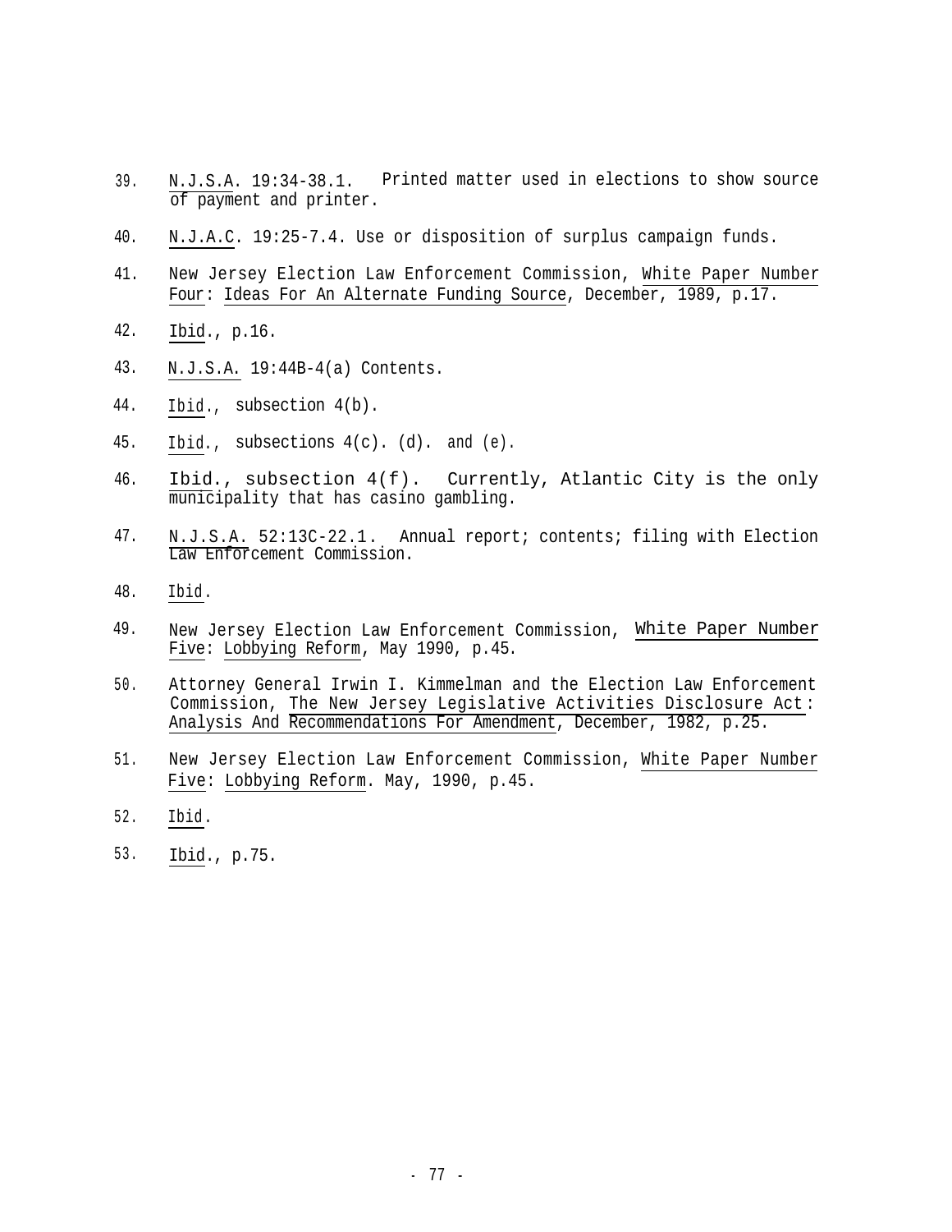39. N.J.S.A. 19:34-38.1. Printed matter used in elections to show source of payment and printer.

40. N.J.A.C. 19:25-7.4. Use or disposition of surplus campaign funds.

41. New Jersey Election Law Enforcement Commission, White Paper Number Four: Ideas For An Alternate Funding Source, December, 1989, p.17.

42. Ibid., p.16.

43. N.J.S.A. 19:44B-4(a) Contents.

44. Ibid., subsection 4(b).

45. Ibid., subsections 4(c). (d). and (e).

46. Ibid., subsection 4(f). Currently, Atlantic City is the only municipality that has casino gambling.

47. N.J.S.A. 52:13C-22.1. Annual report; contents; filing with Election Law Enforcement Commission.

48. Ibid.

49. New Jersey Election Law Enforcement Commission, White Paper Number Five: Lobbying Reform, May 1990, p.45.

50. Attorney General Irwin I. Kimmelman and the Election Law Enforcement Commission, The New Jersey Legislative Activities Disclosure Act: Analysis And Recommendations For Amendment, December, 1982, p.25.

51. New Jersey Election Law Enforcement Commission, White Paper Number Five: Lobbying Reform. May, 1990, p.45.

52. Ibid.

53. Ibid., p.75.